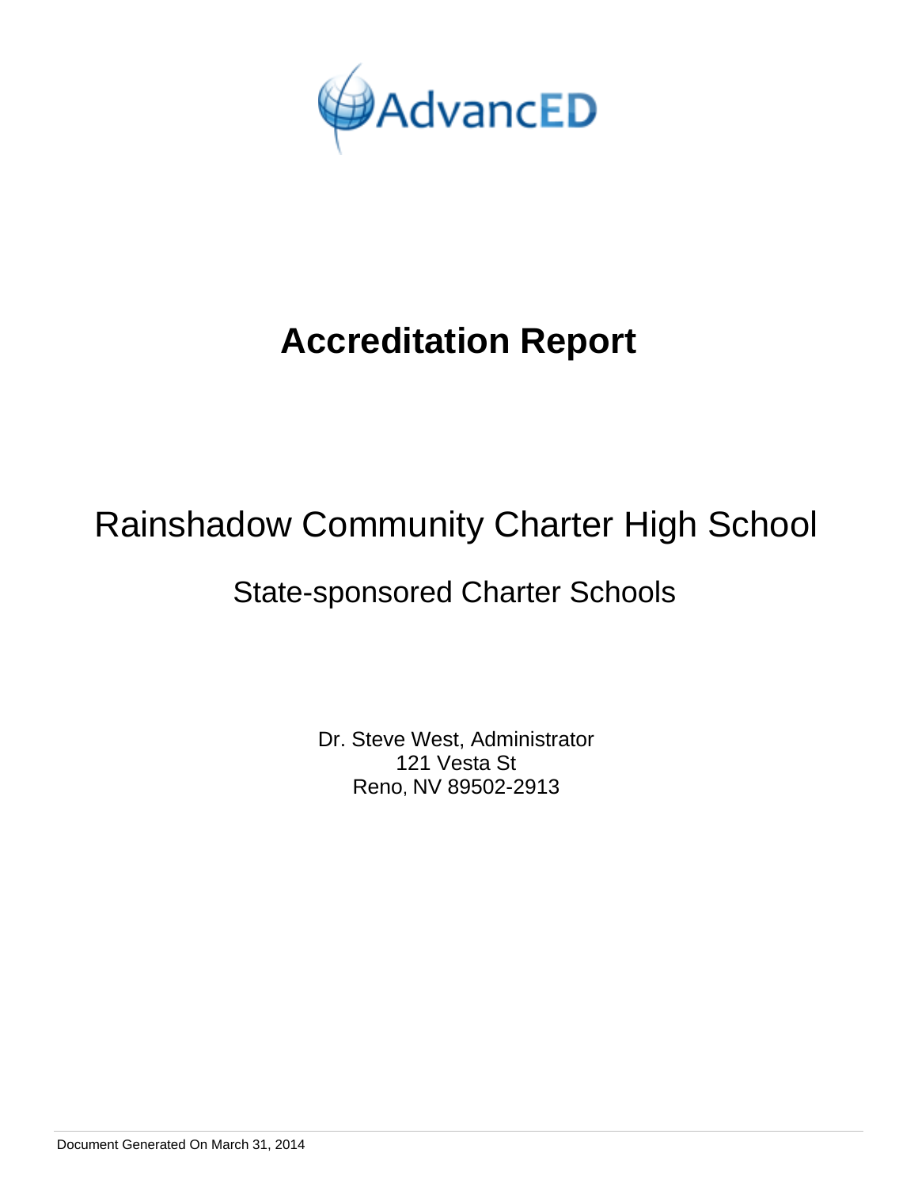AdvancED

# Accreditation Report

## Rainshadow Community Charter High School

### State-sponsored Charter Schools

Dr. Steve West, Administrator
121 Vesta St
Reno, NV 89502-2913

Document Generated On March 31, 2014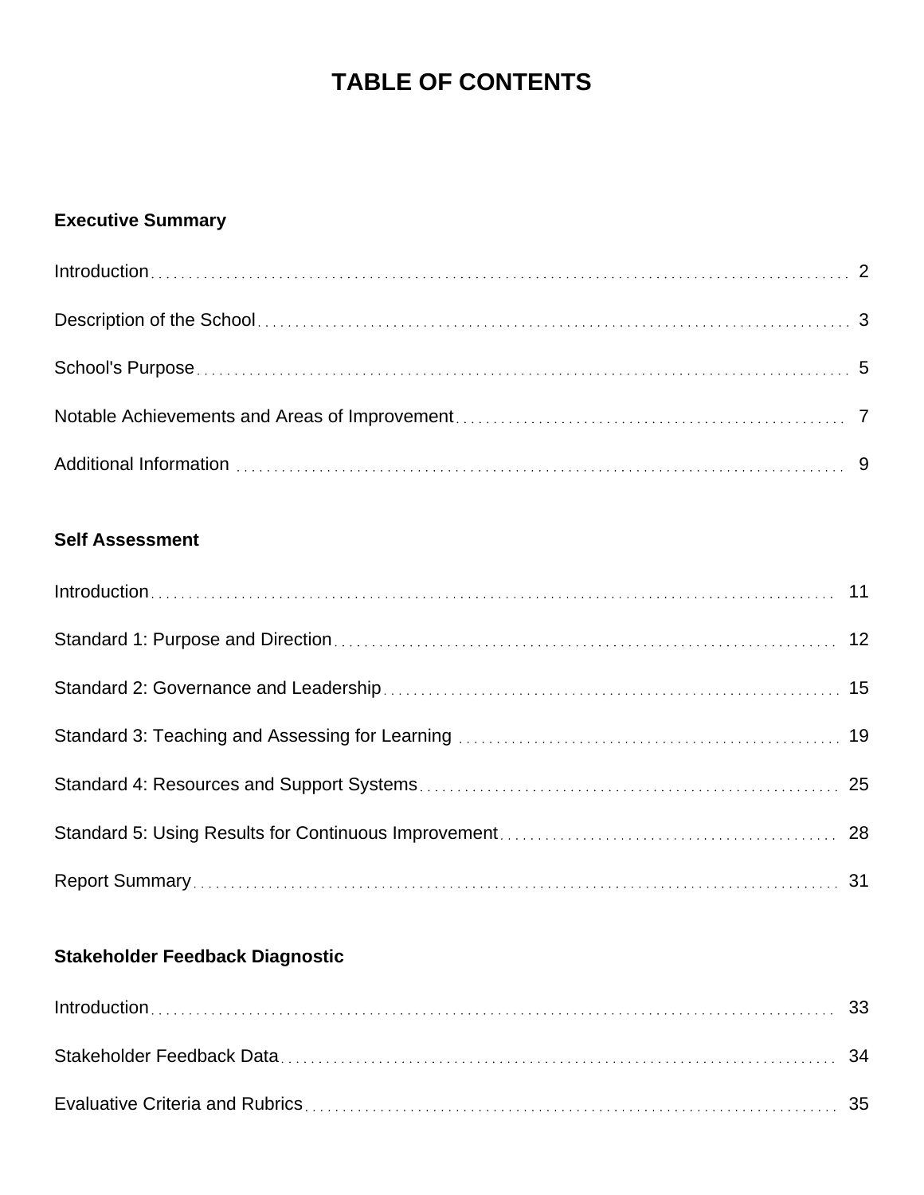# TABLE OF CONTENTS

**Executive Summary**

Introduction .......... 2

Description of the School .......... 3

School's Purpose .......... 5

Notable Achievements and Areas of Improvement .......... 7

Additional Information .......... 9

**Self Assessment**

Introduction .......... 11

Standard 1: Purpose and Direction .......... 12

Standard 2: Governance and Leadership .......... 15

Standard 3: Teaching and Assessing for Learning .......... 19

Standard 4: Resources and Support Systems .......... 25

Standard 5: Using Results for Continuous Improvement .......... 28

Report Summary .......... 31

**Stakeholder Feedback Diagnostic**

Introduction .......... 33

Stakeholder Feedback Data .......... 34

Evaluative Criteria and Rubrics .......... 35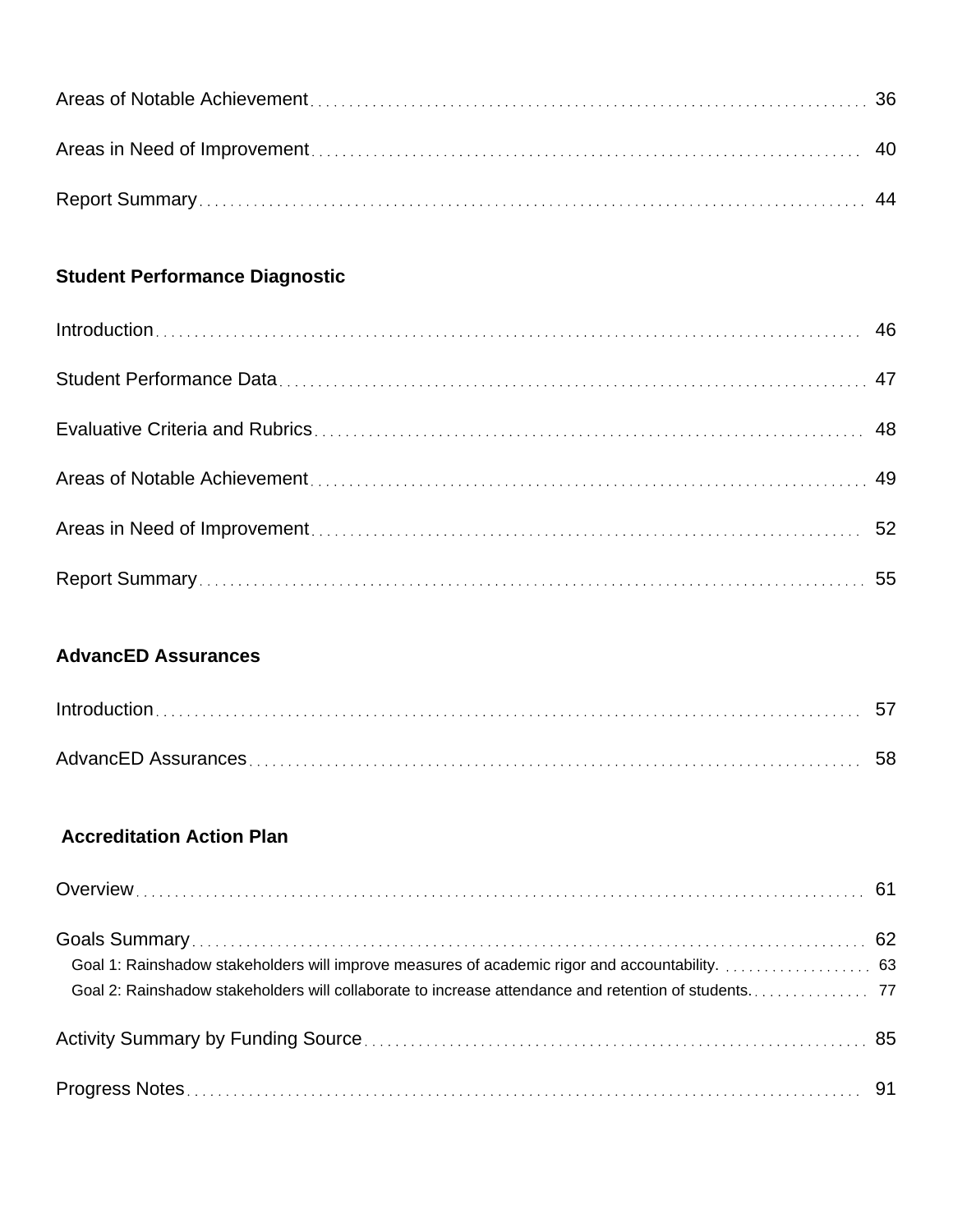Areas of Notable Achievement ........ 36

Areas in Need of Improvement ........ 40

Report Summary ........ 44

**Student Performance Diagnostic**

Introduction ........ 46

Student Performance Data ........ 47

Evaluative Criteria and Rubrics ........ 48

Areas of Notable Achievement ........ 49

Areas in Need of Improvement ........ 52

Report Summary ........ 55

**AdvancED Assurances**

Introduction ........ 57

AdvancED Assurances ........ 58

**Accreditation Action Plan**

Overview ........ 61

Goals Summary ........ 62

- Goal 1: Rainshadow stakeholders will improve measures of academic rigor and accountability. ........ 63
- Goal 2: Rainshadow stakeholders will collaborate to increase attendance and retention of students. ........ 77

Activity Summary by Funding Source ........ 85

Progress Notes ........ 91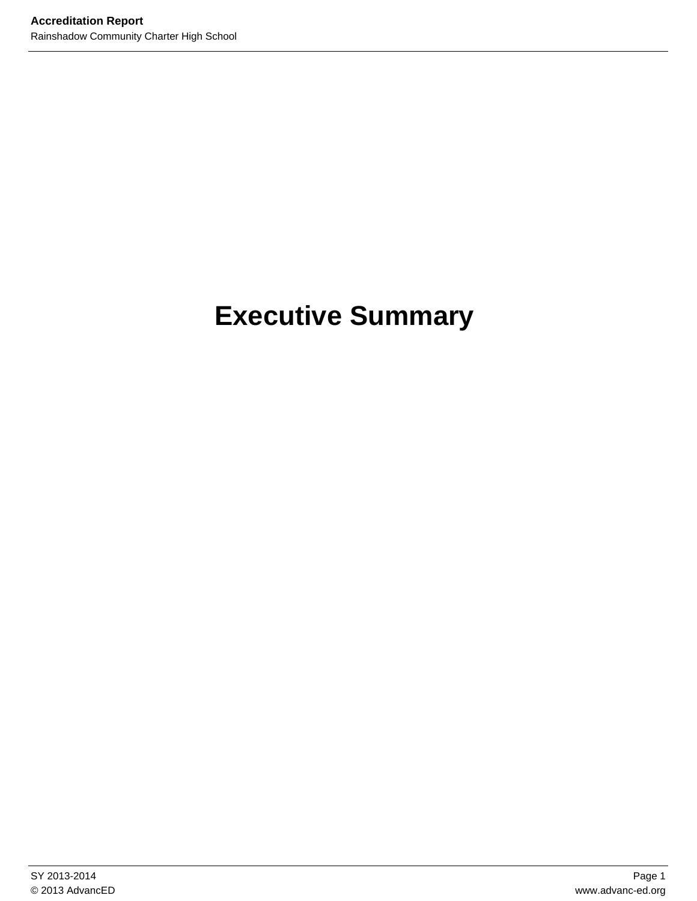# Executive Summary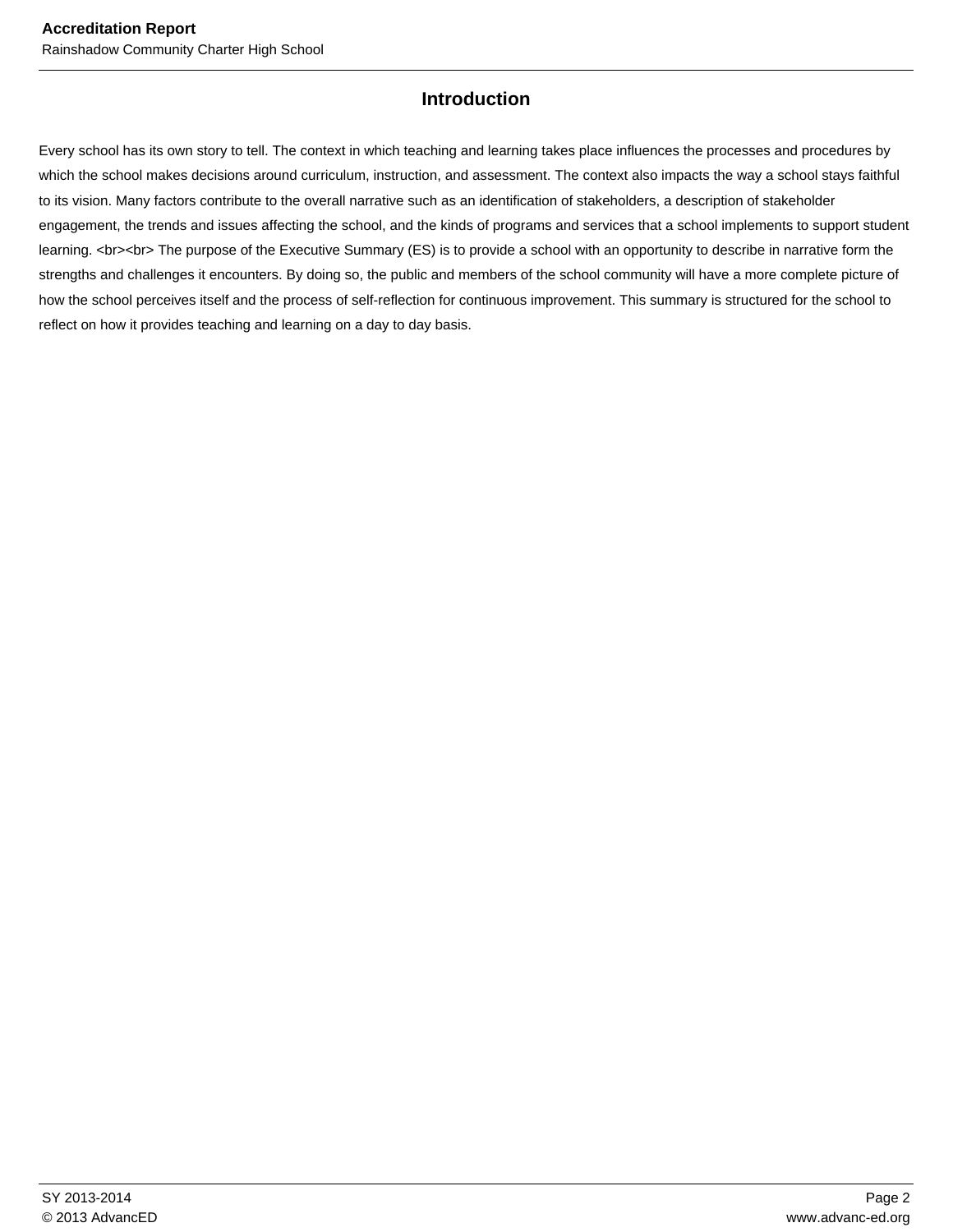# Introduction

Every school has its own story to tell. The context in which teaching and learning takes place influences the processes and procedures by which the school makes decisions around curriculum, instruction, and assessment. The context also impacts the way a school stays faithful to its vision. Many factors contribute to the overall narrative such as an identification of stakeholders, a description of stakeholder engagement, the trends and issues affecting the school, and the kinds of programs and services that a school implements to support student learning. <br><br> The purpose of the Executive Summary (ES) is to provide a school with an opportunity to describe in narrative form the strengths and challenges it encounters. By doing so, the public and members of the school community will have a more complete picture of how the school perceives itself and the process of self-reflection for continuous improvement. This summary is structured for the school to reflect on how it provides teaching and learning on a day to day basis.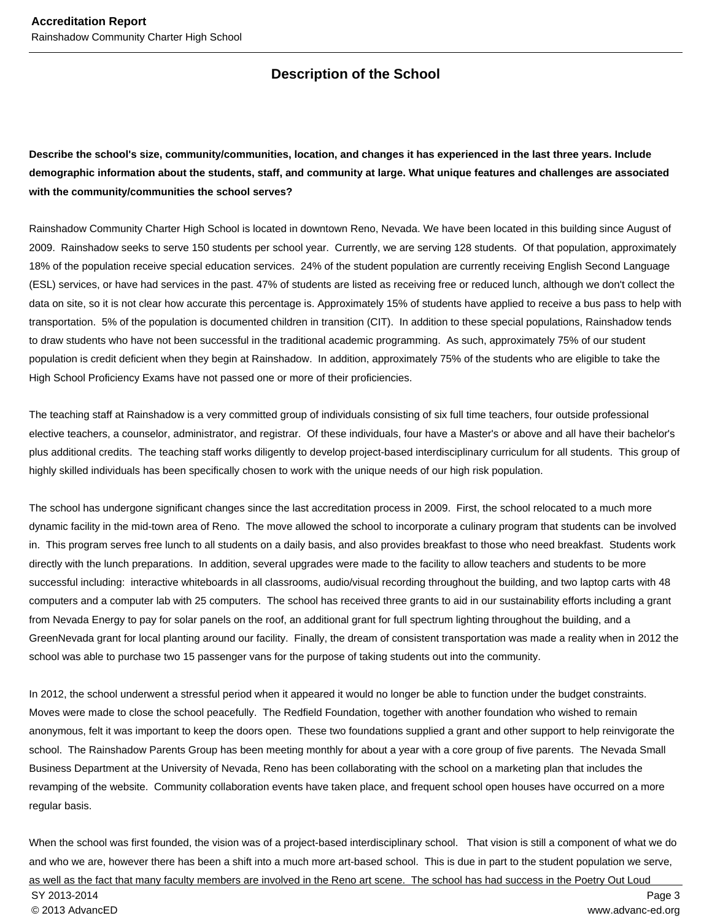## Description of the School

**Describe the school's size, community/communities, location, and changes it has experienced in the last three years. Include demographic information about the students, staff, and community at large. What unique features and challenges are associated with the community/communities the school serves?**

Rainshadow Community Charter High School is located in downtown Reno, Nevada. We have been located in this building since August of 2009. Rainshadow seeks to serve 150 students per school year. Currently, we are serving 128 students. Of that population, approximately 18% of the population receive special education services. 24% of the student population are currently receiving English Second Language (ESL) services, or have had services in the past. 47% of students are listed as receiving free or reduced lunch, although we don't collect the data on site, so it is not clear how accurate this percentage is. Approximately 15% of students have applied to receive a bus pass to help with transportation. 5% of the population is documented children in transition (CIT). In addition to these special populations, Rainshadow tends to draw students who have not been successful in the traditional academic programming. As such, approximately 75% of our student population is credit deficient when they begin at Rainshadow. In addition, approximately 75% of the students who are eligible to take the High School Proficiency Exams have not passed one or more of their proficiencies.

The teaching staff at Rainshadow is a very committed group of individuals consisting of six full time teachers, four outside professional elective teachers, a counselor, administrator, and registrar. Of these individuals, four have a Master's or above and all have their bachelor's plus additional credits. The teaching staff works diligently to develop project-based interdisciplinary curriculum for all students. This group of highly skilled individuals has been specifically chosen to work with the unique needs of our high risk population.

The school has undergone significant changes since the last accreditation process in 2009. First, the school relocated to a much more dynamic facility in the mid-town area of Reno. The move allowed the school to incorporate a culinary program that students can be involved in. This program serves free lunch to all students on a daily basis, and also provides breakfast to those who need breakfast. Students work directly with the lunch preparations. In addition, several upgrades were made to the facility to allow teachers and students to be more successful including: interactive whiteboards in all classrooms, audio/visual recording throughout the building, and two laptop carts with 48 computers and a computer lab with 25 computers. The school has received three grants to aid in our sustainability efforts including a grant from Nevada Energy to pay for solar panels on the roof, an additional grant for full spectrum lighting throughout the building, and a GreenNevada grant for local planting around our facility. Finally, the dream of consistent transportation was made a reality when in 2012 the school was able to purchase two 15 passenger vans for the purpose of taking students out into the community.

In 2012, the school underwent a stressful period when it appeared it would no longer be able to function under the budget constraints. Moves were made to close the school peacefully. The Redfield Foundation, together with another foundation who wished to remain anonymous, felt it was important to keep the doors open. These two foundations supplied a grant and other support to help reinvigorate the school. The Rainshadow Parents Group has been meeting monthly for about a year with a core group of five parents. The Nevada Small Business Department at the University of Nevada, Reno has been collaborating with the school on a marketing plan that includes the revamping of the website. Community collaboration events have taken place, and frequent school open houses have occurred on a more regular basis.

When the school was first founded, the vision was of a project-based interdisciplinary school. That vision is still a component of what we do and who we are, however there has been a shift into a much more art-based school. This is due in part to the student population we serve, as well as the fact that many faculty members are involved in the Reno art scene. The school has had success in the Poetry Out Loud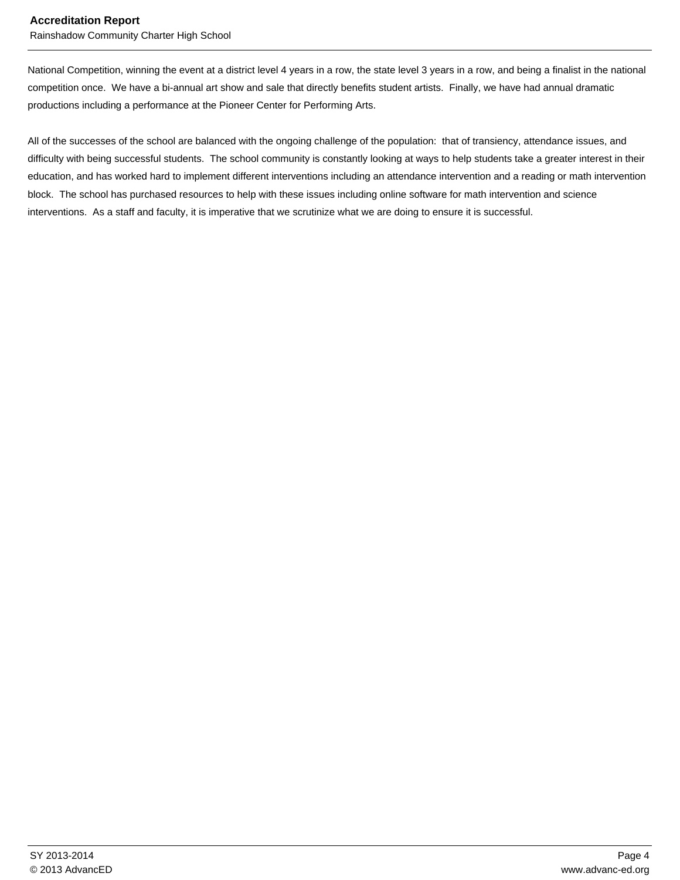National Competition, winning the event at a district level 4 years in a row, the state level 3 years in a row, and being a finalist in the national competition once.  We have a bi-annual art show and sale that directly benefits student artists.  Finally, we have had annual dramatic productions including a performance at the Pioneer Center for Performing Arts.

All of the successes of the school are balanced with the ongoing challenge of the population:  that of transiency, attendance issues, and difficulty with being successful students.  The school community is constantly looking at ways to help students take a greater interest in their education, and has worked hard to implement different interventions including an attendance intervention and a reading or math intervention block.  The school has purchased resources to help with these issues including online software for math intervention and science interventions.  As a staff and faculty, it is imperative that we scrutinize what we are doing to ensure it is successful.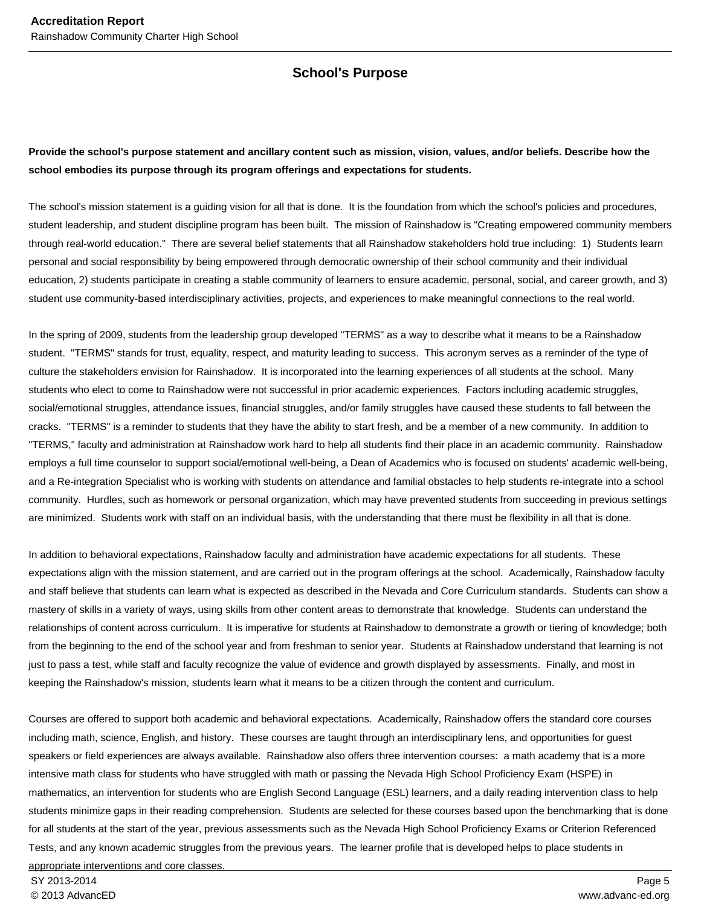## School's Purpose

**Provide the school's purpose statement and ancillary content such as mission, vision, values, and/or beliefs. Describe how the school embodies its purpose through its program offerings and expectations for students.**

The school's mission statement is a guiding vision for all that is done. It is the foundation from which the school's policies and procedures, student leadership, and student discipline program has been built. The mission of Rainshadow is "Creating empowered community members through real-world education." There are several belief statements that all Rainshadow stakeholders hold true including: 1) Students learn personal and social responsibility by being empowered through democratic ownership of their school community and their individual education, 2) students participate in creating a stable community of learners to ensure academic, personal, social, and career growth, and 3) student use community-based interdisciplinary activities, projects, and experiences to make meaningful connections to the real world.

In the spring of 2009, students from the leadership group developed "TERMS" as a way to describe what it means to be a Rainshadow student. "TERMS" stands for trust, equality, respect, and maturity leading to success. This acronym serves as a reminder of the type of culture the stakeholders envision for Rainshadow. It is incorporated into the learning experiences of all students at the school. Many students who elect to come to Rainshadow were not successful in prior academic experiences. Factors including academic struggles, social/emotional struggles, attendance issues, financial struggles, and/or family struggles have caused these students to fall between the cracks. "TERMS" is a reminder to students that they have the ability to start fresh, and be a member of a new community. In addition to "TERMS," faculty and administration at Rainshadow work hard to help all students find their place in an academic community. Rainshadow employs a full time counselor to support social/emotional well-being, a Dean of Academics who is focused on students' academic well-being, and a Re-integration Specialist who is working with students on attendance and familial obstacles to help students re-integrate into a school community. Hurdles, such as homework or personal organization, which may have prevented students from succeeding in previous settings are minimized. Students work with staff on an individual basis, with the understanding that there must be flexibility in all that is done.

In addition to behavioral expectations, Rainshadow faculty and administration have academic expectations for all students. These expectations align with the mission statement, and are carried out in the program offerings at the school. Academically, Rainshadow faculty and staff believe that students can learn what is expected as described in the Nevada and Core Curriculum standards. Students can show a mastery of skills in a variety of ways, using skills from other content areas to demonstrate that knowledge. Students can understand the relationships of content across curriculum. It is imperative for students at Rainshadow to demonstrate a growth or tiering of knowledge; both from the beginning to the end of the school year and from freshman to senior year. Students at Rainshadow understand that learning is not just to pass a test, while staff and faculty recognize the value of evidence and growth displayed by assessments. Finally, and most in keeping the Rainshadow's mission, students learn what it means to be a citizen through the content and curriculum.

Courses are offered to support both academic and behavioral expectations. Academically, Rainshadow offers the standard core courses including math, science, English, and history. These courses are taught through an interdisciplinary lens, and opportunities for guest speakers or field experiences are always available. Rainshadow also offers three intervention courses: a math academy that is a more intensive math class for students who have struggled with math or passing the Nevada High School Proficiency Exam (HSPE) in mathematics, an intervention for students who are English Second Language (ESL) learners, and a daily reading intervention class to help students minimize gaps in their reading comprehension. Students are selected for these courses based upon the benchmarking that is done for all students at the start of the year, previous assessments such as the Nevada High School Proficiency Exams or Criterion Referenced Tests, and any known academic struggles from the previous years. The learner profile that is developed helps to place students in appropriate interventions and core classes.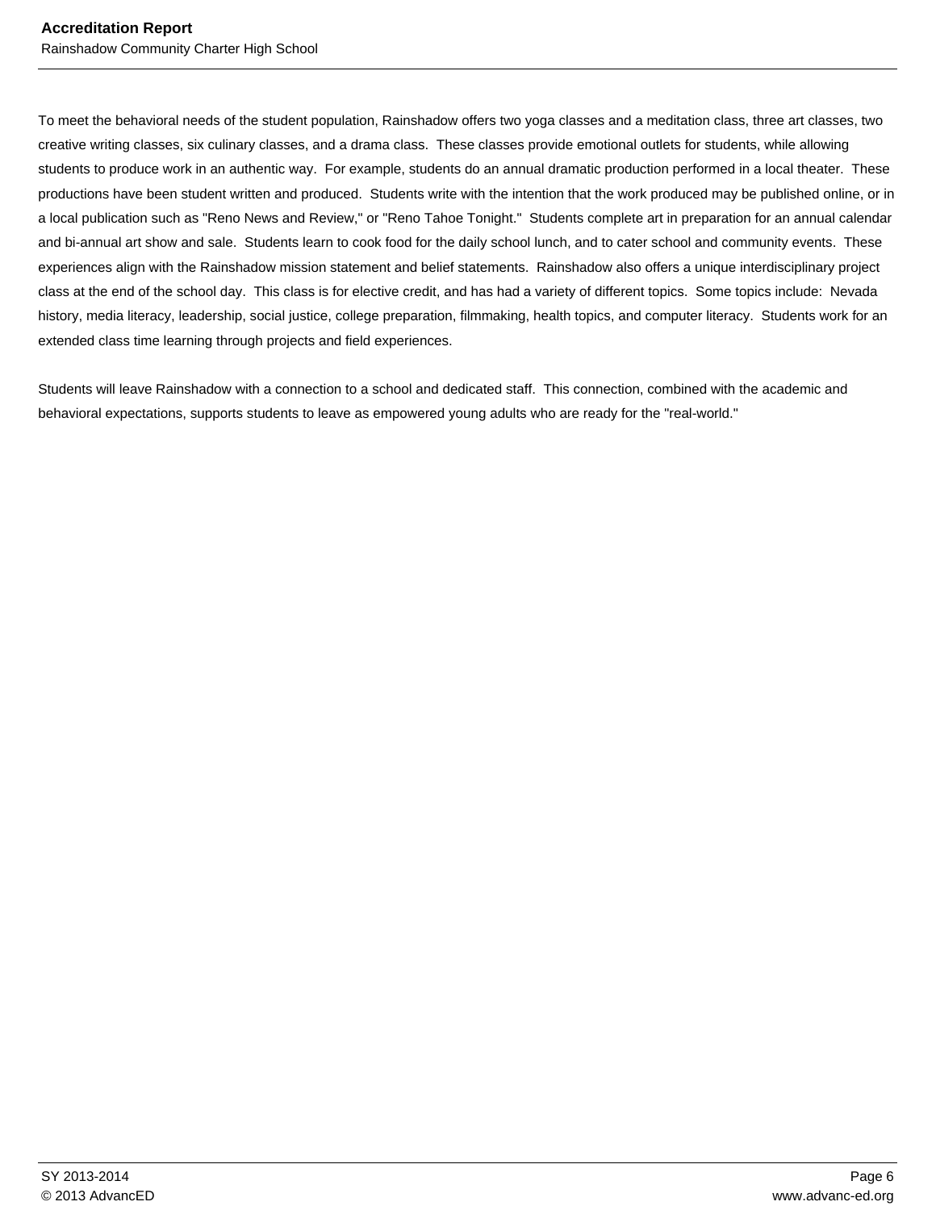To meet the behavioral needs of the student population, Rainshadow offers two yoga classes and a meditation class, three art classes, two creative writing classes, six culinary classes, and a drama class.  These classes provide emotional outlets for students, while allowing students to produce work in an authentic way.  For example, students do an annual dramatic production performed in a local theater.  These productions have been student written and produced.  Students write with the intention that the work produced may be published online, or in a local publication such as "Reno News and Review," or "Reno Tahoe Tonight."  Students complete art in preparation for an annual calendar and bi-annual art show and sale.  Students learn to cook food for the daily school lunch, and to cater school and community events.  These experiences align with the Rainshadow mission statement and belief statements.  Rainshadow also offers a unique interdisciplinary project class at the end of the school day.  This class is for elective credit, and has had a variety of different topics.  Some topics include:  Nevada history, media literacy, leadership, social justice, college preparation, filmmaking, health topics, and computer literacy.  Students work for an extended class time learning through projects and field experiences.

Students will leave Rainshadow with a connection to a school and dedicated staff.  This connection, combined with the academic and behavioral expectations, supports students to leave as empowered young adults who are ready for the "real-world."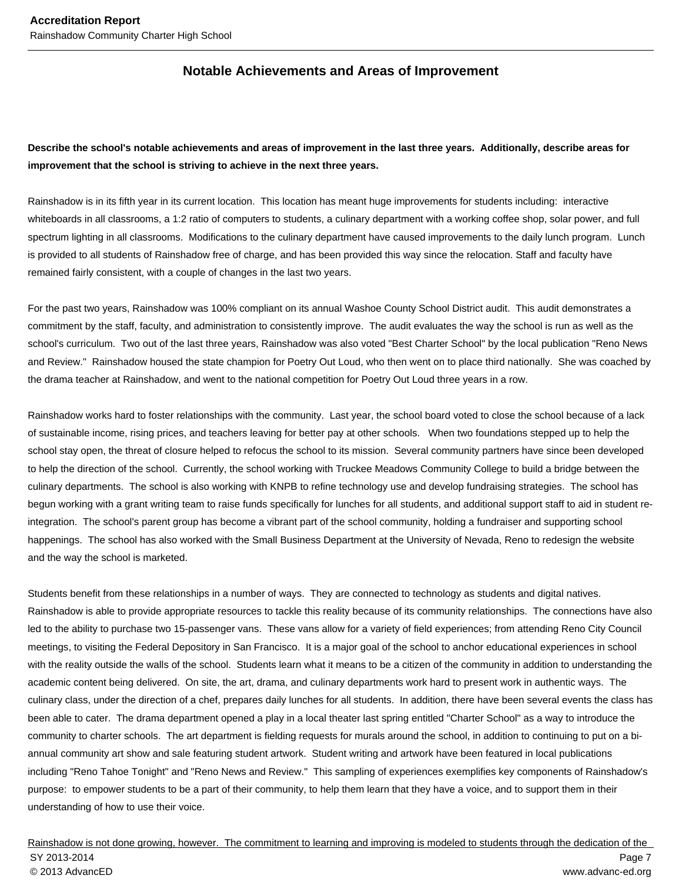## Notable Achievements and Areas of Improvement

**Describe the school's notable achievements and areas of improvement in the last three years. Additionally, describe areas for improvement that the school is striving to achieve in the next three years.**

Rainshadow is in its fifth year in its current location. This location has meant huge improvements for students including: interactive whiteboards in all classrooms, a 1:2 ratio of computers to students, a culinary department with a working coffee shop, solar power, and full spectrum lighting in all classrooms. Modifications to the culinary department have caused improvements to the daily lunch program. Lunch is provided to all students of Rainshadow free of charge, and has been provided this way since the relocation. Staff and faculty have remained fairly consistent, with a couple of changes in the last two years.

For the past two years, Rainshadow was 100% compliant on its annual Washoe County School District audit. This audit demonstrates a commitment by the staff, faculty, and administration to consistently improve. The audit evaluates the way the school is run as well as the school's curriculum. Two out of the last three years, Rainshadow was also voted "Best Charter School" by the local publication "Reno News and Review." Rainshadow housed the state champion for Poetry Out Loud, who then went on to place third nationally. She was coached by the drama teacher at Rainshadow, and went to the national competition for Poetry Out Loud three years in a row.

Rainshadow works hard to foster relationships with the community. Last year, the school board voted to close the school because of a lack of sustainable income, rising prices, and teachers leaving for better pay at other schools. When two foundations stepped up to help the school stay open, the threat of closure helped to refocus the school to its mission. Several community partners have since been developed to help the direction of the school. Currently, the school working with Truckee Meadows Community College to build a bridge between the culinary departments. The school is also working with KNPB to refine technology use and develop fundraising strategies. The school has begun working with a grant writing team to raise funds specifically for lunches for all students, and additional support staff to aid in student re-integration. The school's parent group has become a vibrant part of the school community, holding a fundraiser and supporting school happenings. The school has also worked with the Small Business Department at the University of Nevada, Reno to redesign the website and the way the school is marketed.

Students benefit from these relationships in a number of ways. They are connected to technology as students and digital natives. Rainshadow is able to provide appropriate resources to tackle this reality because of its community relationships. The connections have also led to the ability to purchase two 15-passenger vans. These vans allow for a variety of field experiences; from attending Reno City Council meetings, to visiting the Federal Depository in San Francisco. It is a major goal of the school to anchor educational experiences in school with the reality outside the walls of the school. Students learn what it means to be a citizen of the community in addition to understanding the academic content being delivered. On site, the art, drama, and culinary departments work hard to present work in authentic ways. The culinary class, under the direction of a chef, prepares daily lunches for all students. In addition, there have been several events the class has been able to cater. The drama department opened a play in a local theater last spring entitled "Charter School" as a way to introduce the community to charter schools. The art department is fielding requests for murals around the school, in addition to continuing to put on a bi-annual community art show and sale featuring student artwork. Student writing and artwork have been featured in local publications including "Reno Tahoe Tonight" and "Reno News and Review." This sampling of experiences exemplifies key components of Rainshadow's purpose: to empower students to be a part of their community, to help them learn that they have a voice, and to support them in their understanding of how to use their voice.

Rainshadow is not done growing, however. The commitment to learning and improving is modeled to students through the dedication of the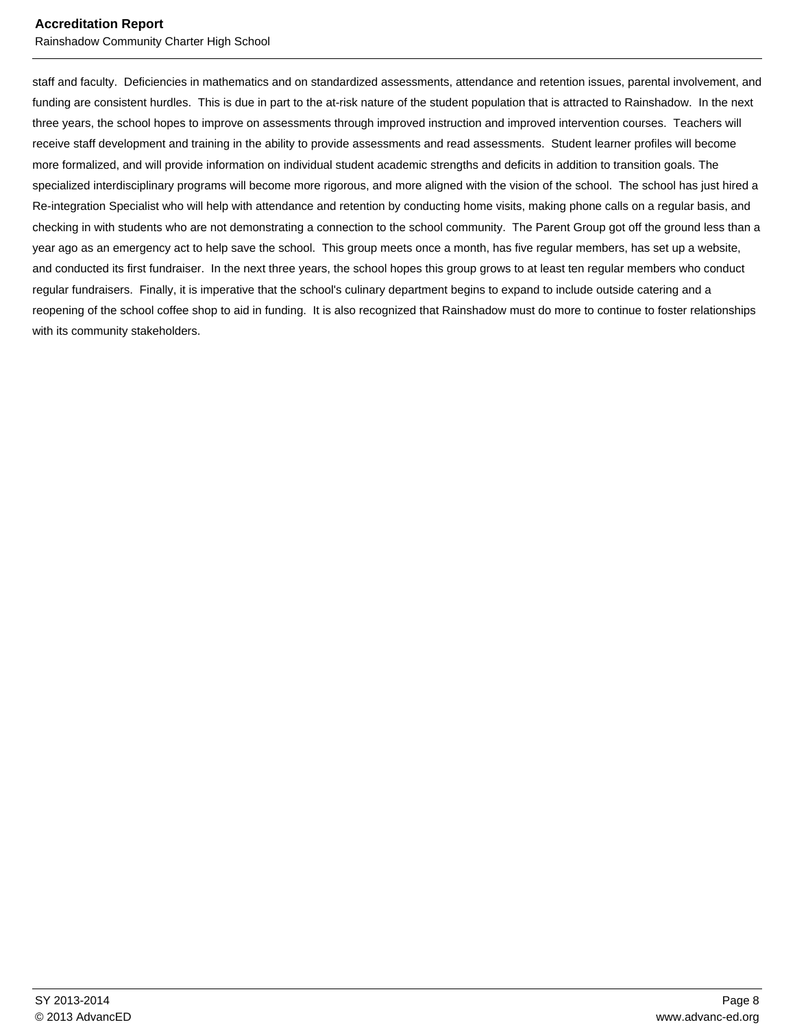staff and faculty.  Deficiencies in mathematics and on standardized assessments, attendance and retention issues, parental involvement, and funding are consistent hurdles.  This is due in part to the at-risk nature of the student population that is attracted to Rainshadow.  In the next three years, the school hopes to improve on assessments through improved instruction and improved intervention courses.  Teachers will receive staff development and training in the ability to provide assessments and read assessments.  Student learner profiles will become more formalized, and will provide information on individual student academic strengths and deficits in addition to transition goals. The specialized interdisciplinary programs will become more rigorous, and more aligned with the vision of the school.  The school has just hired a Re-integration Specialist who will help with attendance and retention by conducting home visits, making phone calls on a regular basis, and checking in with students who are not demonstrating a connection to the school community.  The Parent Group got off the ground less than a year ago as an emergency act to help save the school.  This group meets once a month, has five regular members, has set up a website, and conducted its first fundraiser.  In the next three years, the school hopes this group grows to at least ten regular members who conduct regular fundraisers.  Finally, it is imperative that the school's culinary department begins to expand to include outside catering and a reopening of the school coffee shop to aid in funding.  It is also recognized that Rainshadow must do more to continue to foster relationships with its community stakeholders.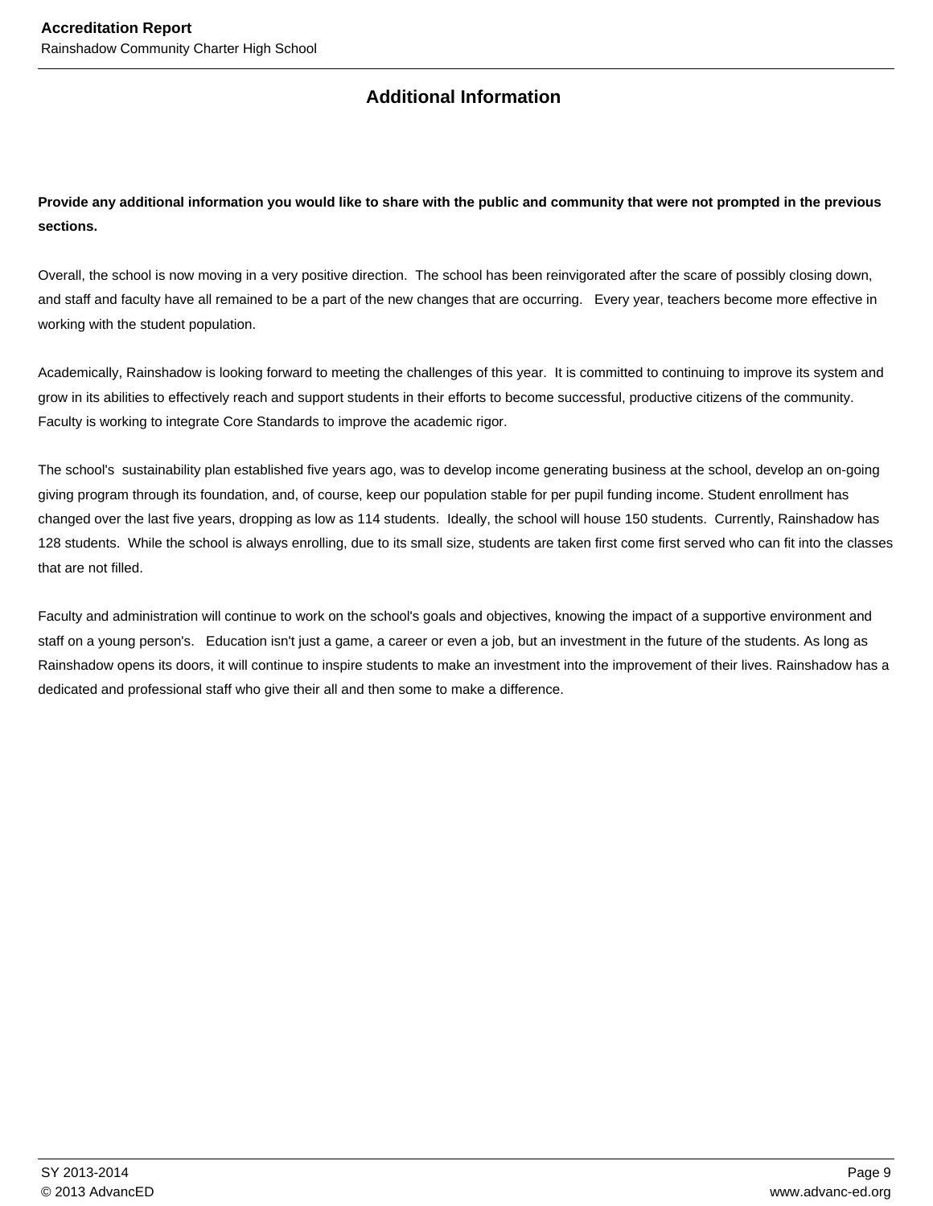## Additional Information

**Provide any additional information you would like to share with the public and community that were not prompted in the previous sections.**

Overall, the school is now moving in a very positive direction. The school has been reinvigorated after the scare of possibly closing down, and staff and faculty have all remained to be a part of the new changes that are occurring. Every year, teachers become more effective in working with the student population.

Academically, Rainshadow is looking forward to meeting the challenges of this year. It is committed to continuing to improve its system and grow in its abilities to effectively reach and support students in their efforts to become successful, productive citizens of the community. Faculty is working to integrate Core Standards to improve the academic rigor.

The school's sustainability plan established five years ago, was to develop income generating business at the school, develop an on-going giving program through its foundation, and, of course, keep our population stable for per pupil funding income. Student enrollment has changed over the last five years, dropping as low as 114 students. Ideally, the school will house 150 students. Currently, Rainshadow has 128 students. While the school is always enrolling, due to its small size, students are taken first come first served who can fit into the classes that are not filled.

Faculty and administration will continue to work on the school's goals and objectives, knowing the impact of a supportive environment and staff on a young person's. Education isn't just a game, a career or even a job, but an investment in the future of the students. As long as Rainshadow opens its doors, it will continue to inspire students to make an investment into the improvement of their lives. Rainshadow has a dedicated and professional staff who give their all and then some to make a difference.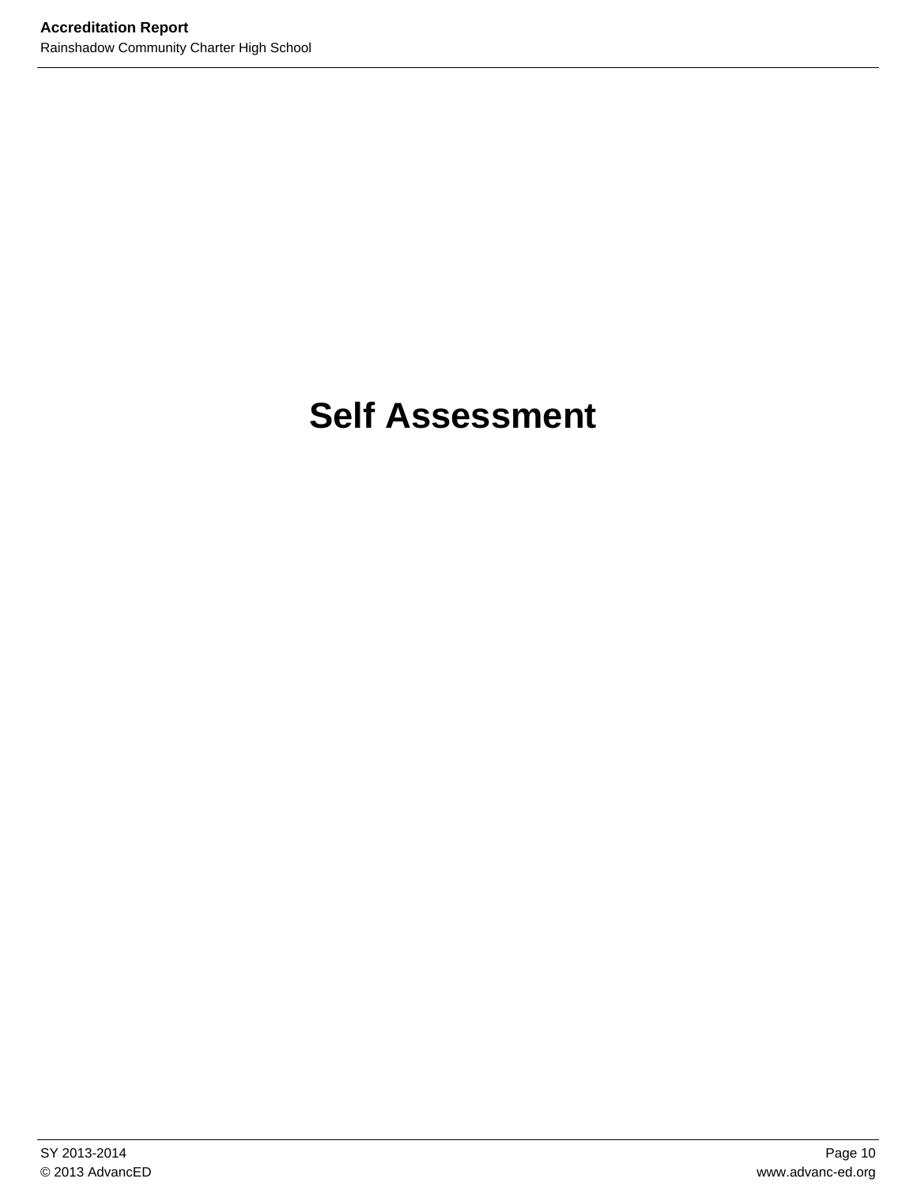# Self Assessment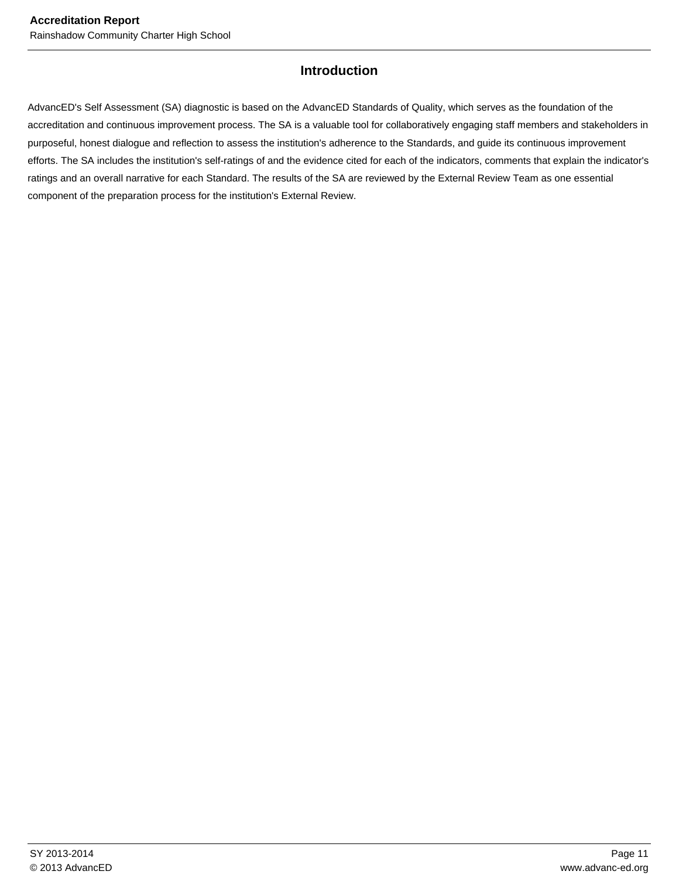## Introduction

AdvancED's Self Assessment (SA) diagnostic is based on the AdvancED Standards of Quality, which serves as the foundation of the accreditation and continuous improvement process. The SA is a valuable tool for collaboratively engaging staff members and stakeholders in purposeful, honest dialogue and reflection to assess the institution's adherence to the Standards, and guide its continuous improvement efforts. The SA includes the institution's self-ratings of and the evidence cited for each of the indicators, comments that explain the indicator's ratings and an overall narrative for each Standard. The results of the SA are reviewed by the External Review Team as one essential component of the preparation process for the institution's External Review.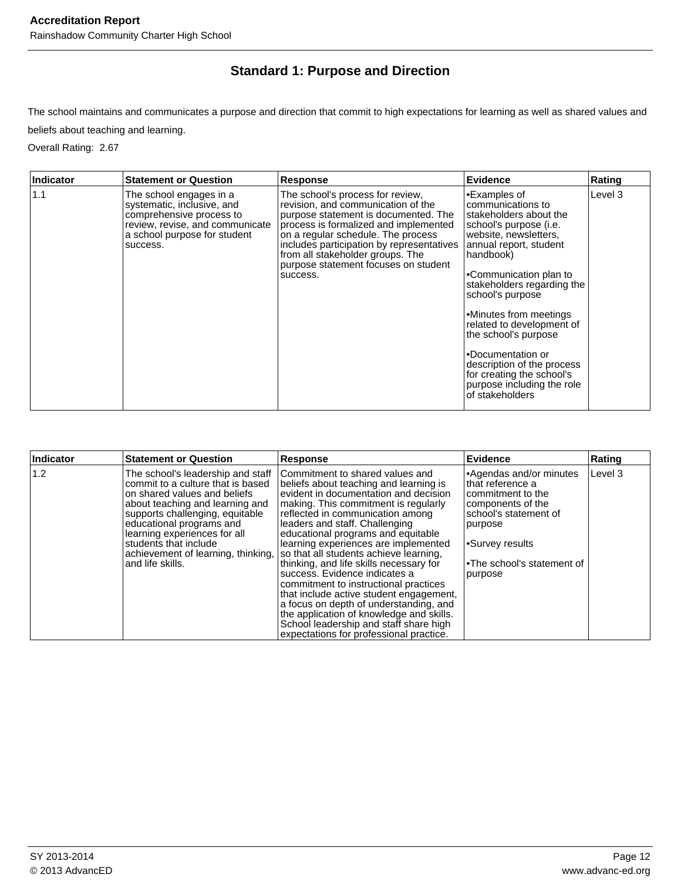## Standard 1: Purpose and Direction

The school maintains and communicates a purpose and direction that commit to high expectations for learning as well as shared values and beliefs about teaching and learning.

Overall Rating: 2.67

| Indicator | Statement or Question | Response | Evidence | Rating |
|---|---|---|---|---|
| 1.1 | The school engages in a systematic, inclusive, and comprehensive process to review, revise, and communicate a school purpose for student success. | The school's process for review, revision, and communication of the purpose statement is documented. The process is formalized and implemented on a regular schedule. The process includes participation by representatives from all stakeholder groups. The purpose statement focuses on student success. | •Examples of communications to stakeholders about the school's purpose (i.e. website, newsletters, annual report, student handbook)<br><br>•Communication plan to stakeholders regarding the school's purpose<br><br>•Minutes from meetings related to development of the school's purpose<br><br>•Documentation or description of the process for creating the school's purpose including the role of stakeholders | Level 3 |

| Indicator | Statement or Question | Response | Evidence | Rating |
|---|---|---|---|---|
| 1.2 | The school's leadership and staff commit to a culture that is based on shared values and beliefs about teaching and learning and supports challenging, equitable educational programs and learning experiences for all students that include achievement of learning, thinking, and life skills. | Commitment to shared values and beliefs about teaching and learning is evident in documentation and decision making. This commitment is regularly reflected in communication among leaders and staff. Challenging educational programs and equitable learning experiences are implemented so that all students achieve learning, thinking, and life skills necessary for success. Evidence indicates a commitment to instructional practices that include active student engagement, a focus on depth of understanding, and the application of knowledge and skills. School leadership and staff share high expectations for professional practice. | •Agendas and/or minutes that reference a commitment to the components of the school's statement of purpose<br><br>•Survey results<br><br>•The school's statement of purpose | Level 3 |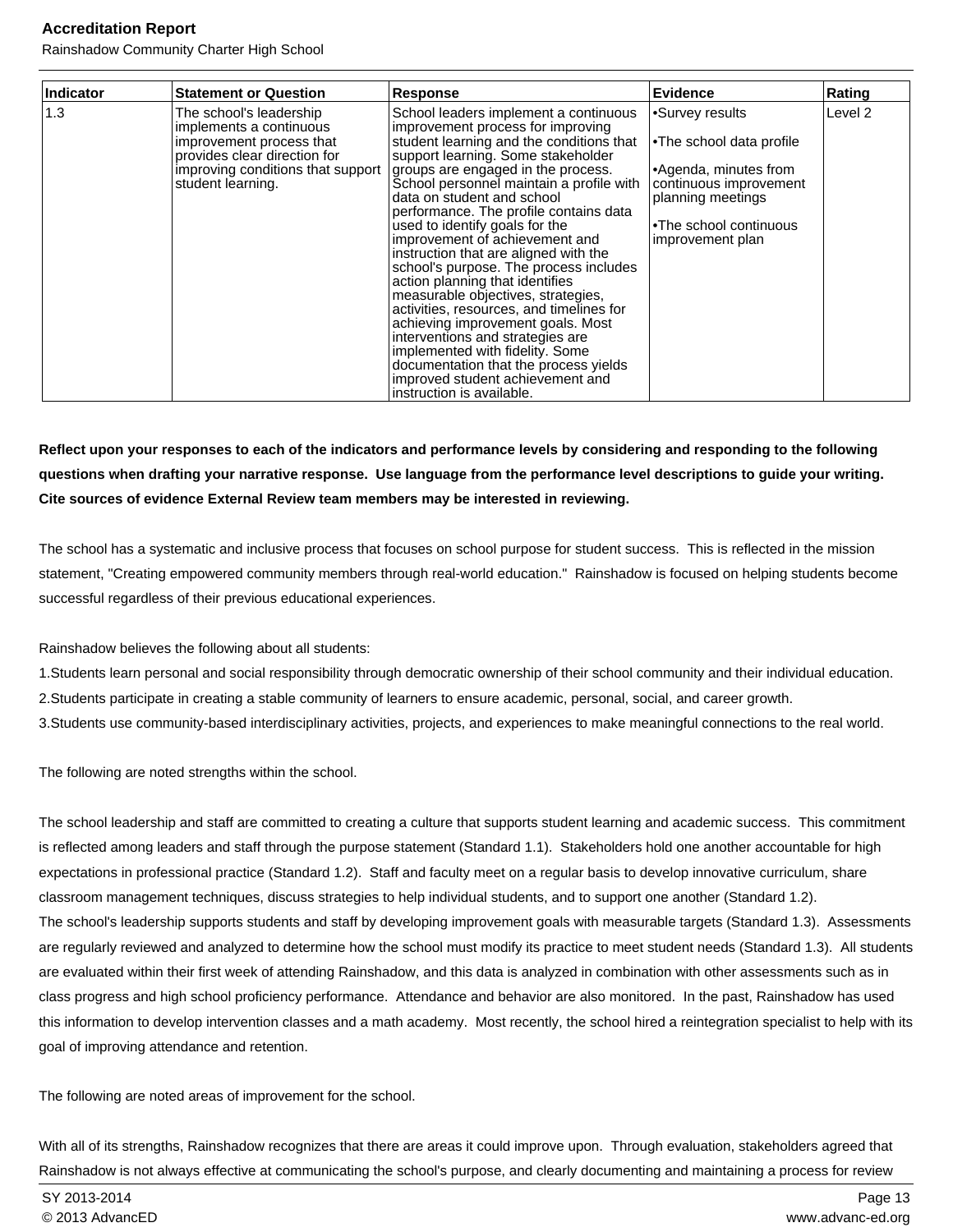| Indicator | Statement or Question | Response | Evidence | Rating |
|---|---|---|---|---|
| 1.3 | The school's leadership implements a continuous improvement process that provides clear direction for improving conditions that support student learning. | School leaders implement a continuous improvement process for improving student learning and the conditions that support learning. Some stakeholder groups are engaged in the process. School personnel maintain a profile with data on student and school performance. The profile contains data used to identify goals for the improvement of achievement and instruction that are aligned with the school's purpose. The process includes action planning that identifies measurable objectives, strategies, activities, resources, and timelines for achieving improvement goals. Most interventions and strategies are implemented with fidelity. Some documentation that the process yields improved student achievement and instruction is available. | •Survey results<br><br>•The school data profile<br><br>•Agenda, minutes from continuous improvement planning meetings<br><br>•The school continuous improvement plan | Level 2 |

**Reflect upon your responses to each of the indicators and performance levels by considering and responding to the following questions when drafting your narrative response. Use language from the performance level descriptions to guide your writing. Cite sources of evidence External Review team members may be interested in reviewing.**

The school has a systematic and inclusive process that focuses on school purpose for student success. This is reflected in the mission statement, "Creating empowered community members through real-world education." Rainshadow is focused on helping students become successful regardless of their previous educational experiences.

Rainshadow believes the following about all students:
1.Students learn personal and social responsibility through democratic ownership of their school community and their individual education.
2.Students participate in creating a stable community of learners to ensure academic, personal, social, and career growth.
3.Students use community-based interdisciplinary activities, projects, and experiences to make meaningful connections to the real world.

The following are noted strengths within the school.

The school leadership and staff are committed to creating a culture that supports student learning and academic success. This commitment is reflected among leaders and staff through the purpose statement (Standard 1.1). Stakeholders hold one another accountable for high expectations in professional practice (Standard 1.2). Staff and faculty meet on a regular basis to develop innovative curriculum, share classroom management techniques, discuss strategies to help individual students, and to support one another (Standard 1.2).
The school's leadership supports students and staff by developing improvement goals with measurable targets (Standard 1.3). Assessments are regularly reviewed and analyzed to determine how the school must modify its practice to meet student needs (Standard 1.3). All students are evaluated within their first week of attending Rainshadow, and this data is analyzed in combination with other assessments such as in class progress and high school proficiency performance. Attendance and behavior are also monitored. In the past, Rainshadow has used this information to develop intervention classes and a math academy. Most recently, the school hired a reintegration specialist to help with its goal of improving attendance and retention.

The following are noted areas of improvement for the school.

With all of its strengths, Rainshadow recognizes that there are areas it could improve upon. Through evaluation, stakeholders agreed that Rainshadow is not always effective at communicating the school's purpose, and clearly documenting and maintaining a process for review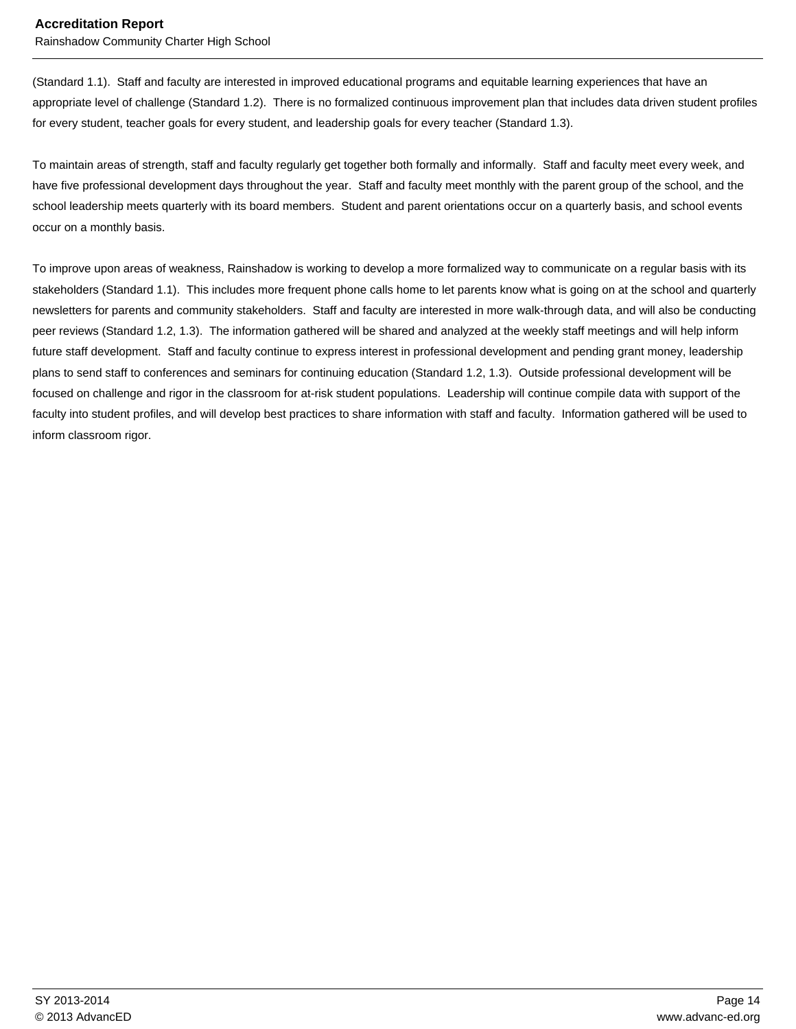(Standard 1.1). Staff and faculty are interested in improved educational programs and equitable learning experiences that have an appropriate level of challenge (Standard 1.2). There is no formalized continuous improvement plan that includes data driven student profiles for every student, teacher goals for every student, and leadership goals for every teacher (Standard 1.3).

To maintain areas of strength, staff and faculty regularly get together both formally and informally. Staff and faculty meet every week, and have five professional development days throughout the year. Staff and faculty meet monthly with the parent group of the school, and the school leadership meets quarterly with its board members. Student and parent orientations occur on a quarterly basis, and school events occur on a monthly basis.

To improve upon areas of weakness, Rainshadow is working to develop a more formalized way to communicate on a regular basis with its stakeholders (Standard 1.1). This includes more frequent phone calls home to let parents know what is going on at the school and quarterly newsletters for parents and community stakeholders. Staff and faculty are interested in more walk-through data, and will also be conducting peer reviews (Standard 1.2, 1.3). The information gathered will be shared and analyzed at the weekly staff meetings and will help inform future staff development. Staff and faculty continue to express interest in professional development and pending grant money, leadership plans to send staff to conferences and seminars for continuing education (Standard 1.2, 1.3). Outside professional development will be focused on challenge and rigor in the classroom for at-risk student populations. Leadership will continue compile data with support of the faculty into student profiles, and will develop best practices to share information with staff and faculty. Information gathered will be used to inform classroom rigor.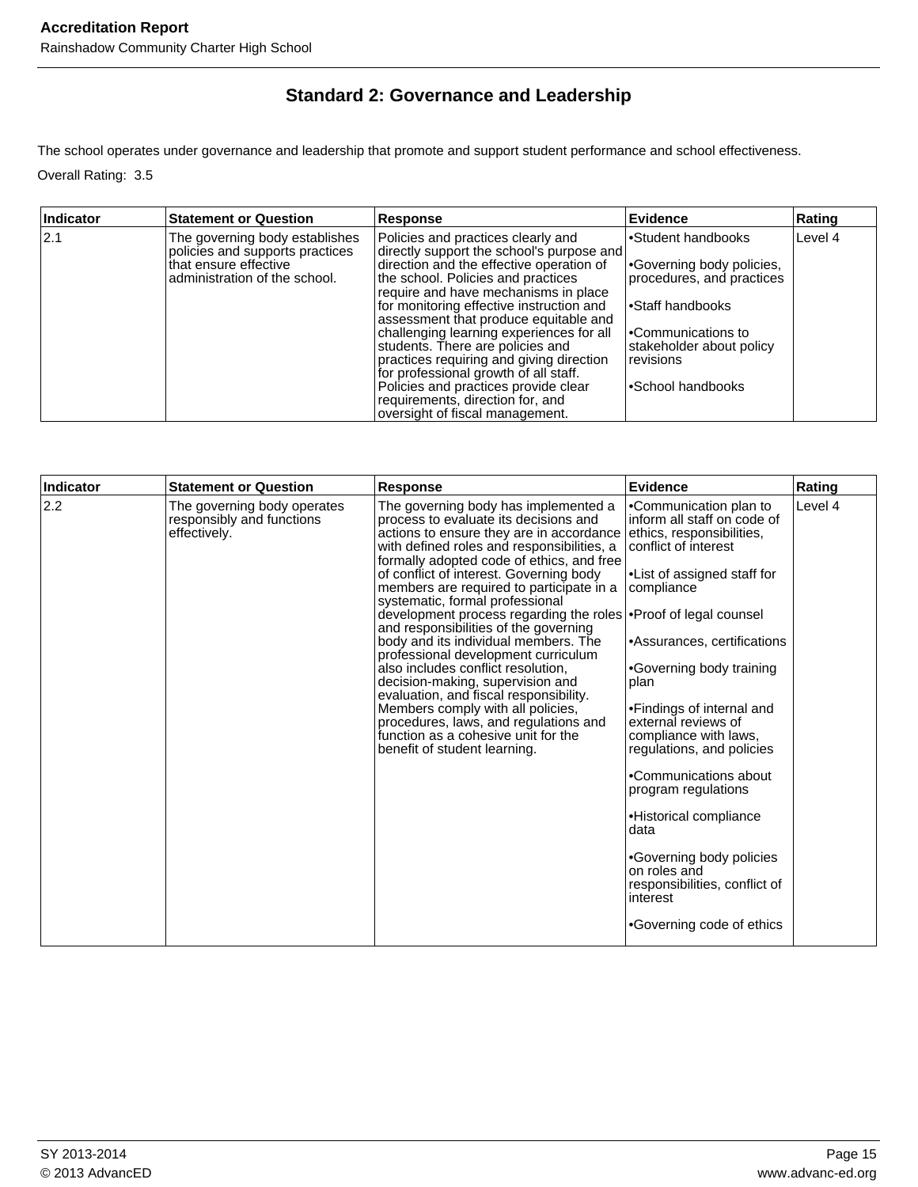## Standard 2: Governance and Leadership

The school operates under governance and leadership that promote and support student performance and school effectiveness.

Overall Rating: 3.5

| Indicator | Statement or Question | Response | Evidence | Rating |
|---|---|---|---|---|
| 2.1 | The governing body establishes policies and supports practices that ensure effective administration of the school. | Policies and practices clearly and directly support the school's purpose and direction and the effective operation of the school. Policies and practices require and have mechanisms in place for monitoring effective instruction and assessment that produce equitable and challenging learning experiences for all students. There are policies and practices requiring and giving direction for professional growth of all staff. Policies and practices provide clear requirements, direction for, and oversight of fiscal management. | •Student handbooks<br><br>•Governing body policies, procedures, and practices<br><br>•Staff handbooks<br><br>•Communications to stakeholder about policy revisions<br><br>•School handbooks | Level 4 |

| Indicator | Statement or Question | Response | Evidence | Rating |
|---|---|---|---|---|
| 2.2 | The governing body operates responsibly and functions effectively. | The governing body has implemented a process to evaluate its decisions and actions to ensure they are in accordance with defined roles and responsibilities, a formally adopted code of ethics, and free of conflict of interest. Governing body members are required to participate in a systematic, formal professional development process regarding the roles and responsibilities of the governing body and its individual members. The professional development curriculum also includes conflict resolution, decision-making, supervision and evaluation, and fiscal responsibility. Members comply with all policies, procedures, laws, and regulations and function as a cohesive unit for the benefit of student learning. | •Communication plan to inform all staff on code of ethics, responsibilities, conflict of interest<br><br>•List of assigned staff for compliance<br><br>•Proof of legal counsel<br><br>•Assurances, certifications<br><br>•Governing body training plan<br><br>•Findings of internal and external reviews of compliance with laws, regulations, and policies<br><br>•Communications about program regulations<br><br>•Historical compliance data<br><br>•Governing body policies on roles and responsibilities, conflict of interest<br><br>•Governing code of ethics | Level 4 |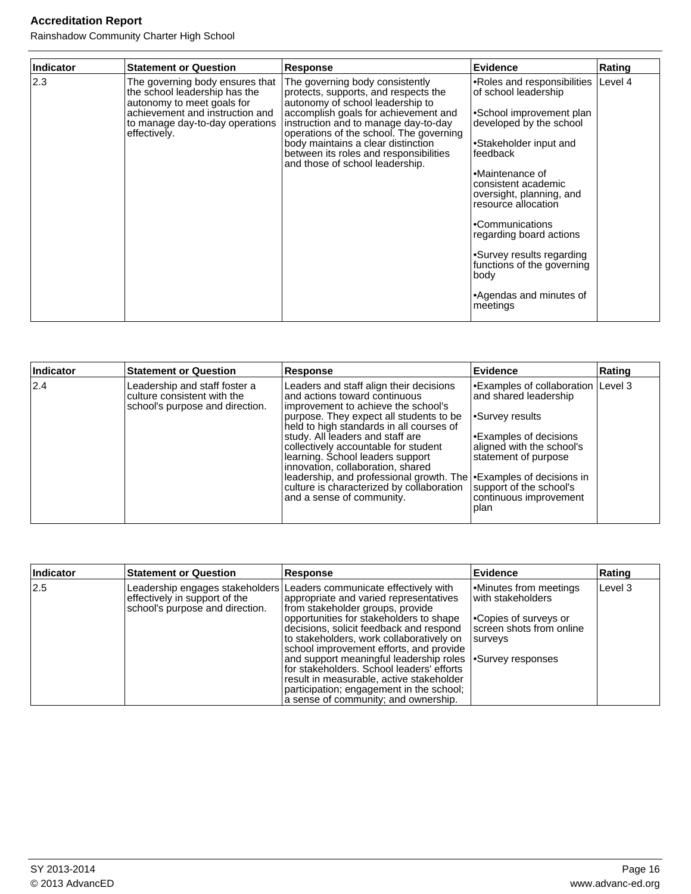| Indicator | Statement or Question | Response | Evidence | Rating |
|---|---|---|---|---|
| 2.3 | The governing body ensures that the school leadership has the autonomy to meet goals for achievement and instruction and to manage day-to-day operations effectively. | The governing body consistently protects, supports, and respects the autonomy of school leadership to accomplish goals for achievement and instruction and to manage day-to-day operations of the school. The governing body maintains a clear distinction between its roles and responsibilities and those of school leadership. | •Roles and responsibilities of school leadership<br><br>•School improvement plan developed by the school<br><br>•Stakeholder input and feedback<br><br>•Maintenance of consistent academic oversight, planning, and resource allocation<br><br>•Communications regarding board actions<br><br>•Survey results regarding functions of the governing body<br><br>•Agendas and minutes of meetings | Level 4 |

| Indicator | Statement or Question | Response | Evidence | Rating |
|---|---|---|---|---|
| 2.4 | Leadership and staff foster a culture consistent with the school's purpose and direction. | Leaders and staff align their decisions and actions toward continuous improvement to achieve the school's purpose. They expect all students to be held to high standards in all courses of study. All leaders and staff are collectively accountable for student learning. School leaders support innovation, collaboration, shared leadership, and professional growth. The culture is characterized by collaboration and a sense of community. | •Examples of collaboration and shared leadership<br><br>•Survey results<br><br>•Examples of decisions aligned with the school's statement of purpose<br><br>•Examples of decisions in support of the school's continuous improvement plan | Level 3 |

| Indicator | Statement or Question | Response | Evidence | Rating |
|---|---|---|---|---|
| 2.5 | Leadership engages stakeholders effectively in support of the school's purpose and direction. | Leaders communicate effectively with appropriate and varied representatives from stakeholder groups, provide opportunities for stakeholders to shape decisions, solicit feedback and respond to stakeholders, work collaboratively on school improvement efforts, and provide and support meaningful leadership roles for stakeholders. School leaders' efforts result in measurable, active stakeholder participation; engagement in the school; a sense of community; and ownership. | •Minutes from meetings with stakeholders<br><br>•Copies of surveys or screen shots from online surveys<br><br>•Survey responses | Level 3 |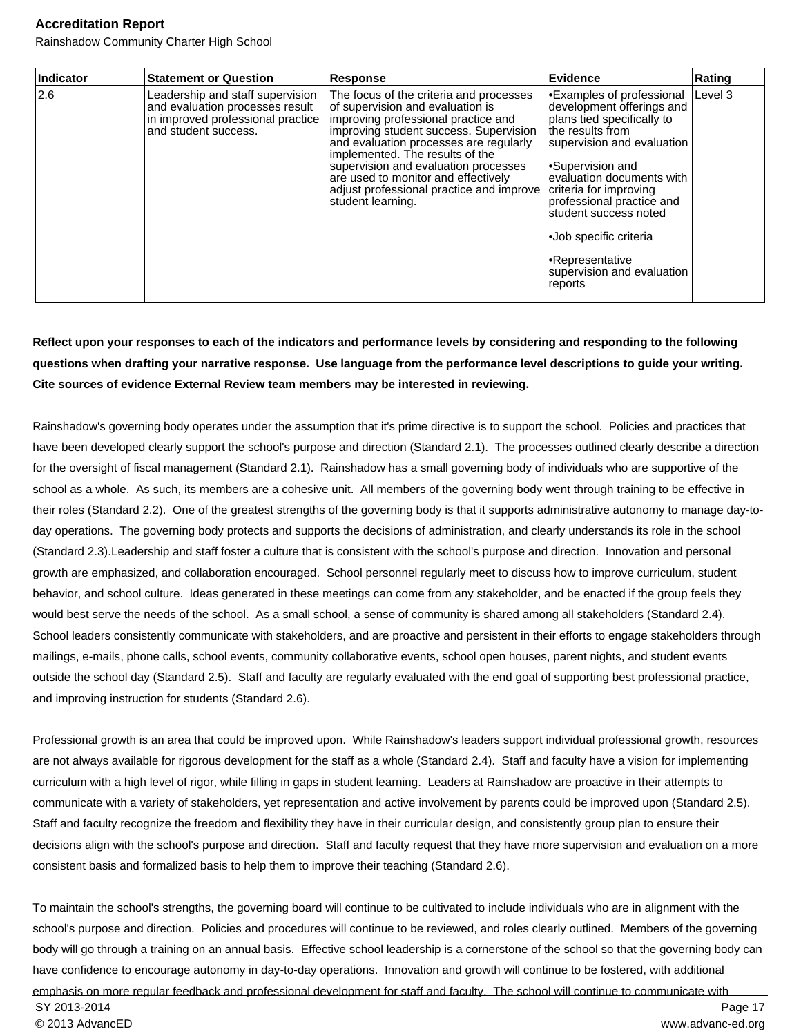| Indicator | Statement or Question | Response | Evidence | Rating |
| --- | --- | --- | --- | --- |
| 2.6 | Leadership and staff supervision and evaluation processes result in improved professional practice and student success. | The focus of the criteria and processes of supervision and evaluation is improving professional practice and improving student success. Supervision and evaluation processes are regularly implemented. The results of the supervision and evaluation processes are used to monitor and effectively adjust professional practice and improve student learning. | •Examples of professional development offerings and plans tied specifically to the results from supervision and evaluation<br><br>•Supervision and evaluation documents with criteria for improving professional practice and student success noted<br><br>•Job specific criteria<br><br>•Representative supervision and evaluation reports | Level 3 |

**Reflect upon your responses to each of the indicators and performance levels by considering and responding to the following questions when drafting your narrative response. Use language from the performance level descriptions to guide your writing. Cite sources of evidence External Review team members may be interested in reviewing.**

Rainshadow's governing body operates under the assumption that it's prime directive is to support the school. Policies and practices that have been developed clearly support the school's purpose and direction (Standard 2.1). The processes outlined clearly describe a direction for the oversight of fiscal management (Standard 2.1). Rainshadow has a small governing body of individuals who are supportive of the school as a whole. As such, its members are a cohesive unit. All members of the governing body went through training to be effective in their roles (Standard 2.2). One of the greatest strengths of the governing body is that it supports administrative autonomy to manage day-to-day operations. The governing body protects and supports the decisions of administration, and clearly understands its role in the school (Standard 2.3).Leadership and staff foster a culture that is consistent with the school's purpose and direction. Innovation and personal growth are emphasized, and collaboration encouraged. School personnel regularly meet to discuss how to improve curriculum, student behavior, and school culture. Ideas generated in these meetings can come from any stakeholder, and be enacted if the group feels they would best serve the needs of the school. As a small school, a sense of community is shared among all stakeholders (Standard 2.4). School leaders consistently communicate with stakeholders, and are proactive and persistent in their efforts to engage stakeholders through mailings, e-mails, phone calls, school events, community collaborative events, school open houses, parent nights, and student events outside the school day (Standard 2.5). Staff and faculty are regularly evaluated with the end goal of supporting best professional practice, and improving instruction for students (Standard 2.6).

Professional growth is an area that could be improved upon. While Rainshadow's leaders support individual professional growth, resources are not always available for rigorous development for the staff as a whole (Standard 2.4). Staff and faculty have a vision for implementing curriculum with a high level of rigor, while filling in gaps in student learning. Leaders at Rainshadow are proactive in their attempts to communicate with a variety of stakeholders, yet representation and active involvement by parents could be improved upon (Standard 2.5). Staff and faculty recognize the freedom and flexibility they have in their curricular design, and consistently group plan to ensure their decisions align with the school's purpose and direction. Staff and faculty request that they have more supervision and evaluation on a more consistent basis and formalized basis to help them to improve their teaching (Standard 2.6).

To maintain the school's strengths, the governing board will continue to be cultivated to include individuals who are in alignment with the school's purpose and direction. Policies and procedures will continue to be reviewed, and roles clearly outlined. Members of the governing body will go through a training on an annual basis. Effective school leadership is a cornerstone of the school so that the governing body can have confidence to encourage autonomy in day-to-day operations. Innovation and growth will continue to be fostered, with additional emphasis on more regular feedback and professional development for staff and faculty. The school will continue to communicate with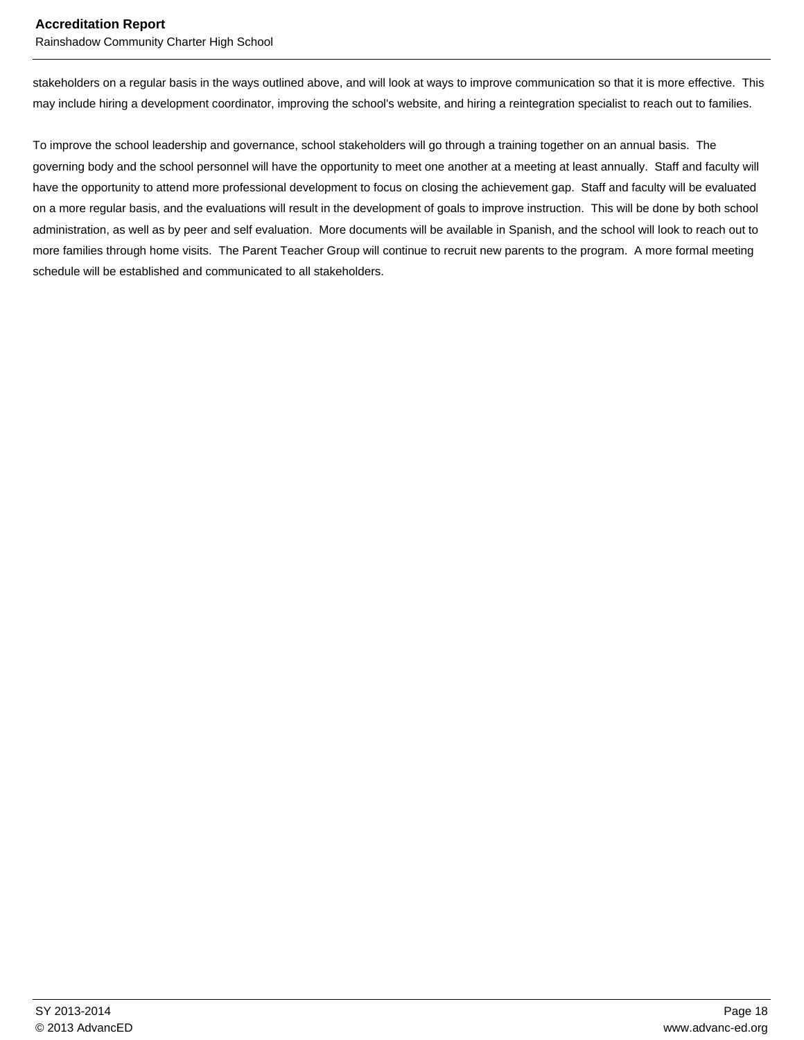stakeholders on a regular basis in the ways outlined above, and will look at ways to improve communication so that it is more effective. This may include hiring a development coordinator, improving the school's website, and hiring a reintegration specialist to reach out to families.

To improve the school leadership and governance, school stakeholders will go through a training together on an annual basis. The governing body and the school personnel will have the opportunity to meet one another at a meeting at least annually. Staff and faculty will have the opportunity to attend more professional development to focus on closing the achievement gap. Staff and faculty will be evaluated on a more regular basis, and the evaluations will result in the development of goals to improve instruction. This will be done by both school administration, as well as by peer and self evaluation. More documents will be available in Spanish, and the school will look to reach out to more families through home visits. The Parent Teacher Group will continue to recruit new parents to the program. A more formal meeting schedule will be established and communicated to all stakeholders.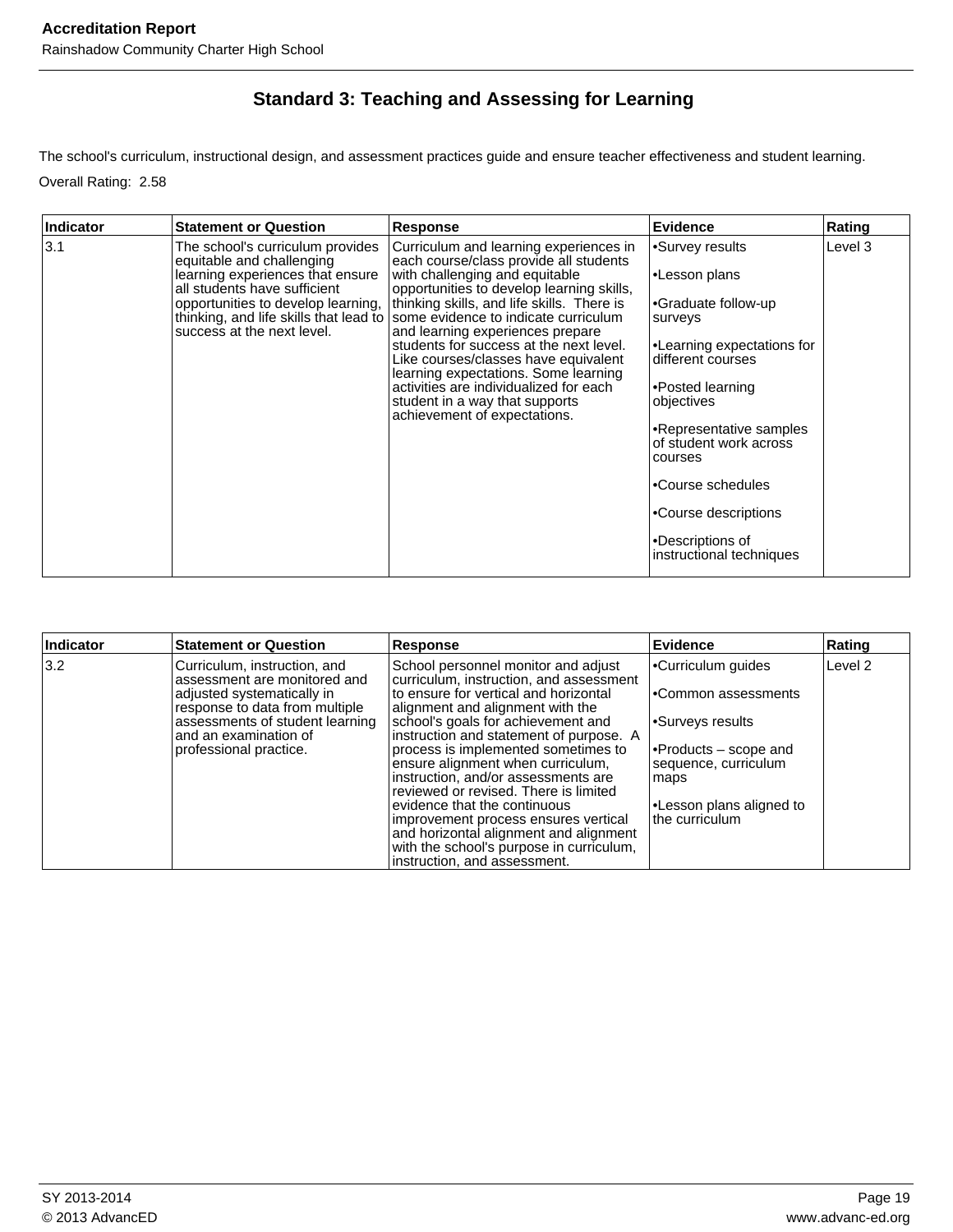## Standard 3: Teaching and Assessing for Learning

The school's curriculum, instructional design, and assessment practices guide and ensure teacher effectiveness and student learning.

Overall Rating: 2.58

| Indicator | Statement or Question | Response | Evidence | Rating |
|---|---|---|---|---|
| 3.1 | The school's curriculum provides equitable and challenging learning experiences that ensure all students have sufficient opportunities to develop learning, thinking, and life skills that lead to success at the next level. | Curriculum and learning experiences in each course/class provide all students with challenging and equitable opportunities to develop learning skills, thinking skills, and life skills. There is some evidence to indicate curriculum and learning experiences prepare students for success at the next level. Like courses/classes have equivalent learning expectations. Some learning activities are individualized for each student in a way that supports achievement of expectations. | •Survey results<br><br>•Lesson plans<br><br>•Graduate follow-up surveys<br><br>•Learning expectations for different courses<br><br>•Posted learning objectives<br><br>•Representative samples of student work across courses<br><br>•Course schedules<br><br>•Course descriptions<br><br>•Descriptions of instructional techniques | Level 3 |

| Indicator | Statement or Question | Response | Evidence | Rating |
|---|---|---|---|---|
| 3.2 | Curriculum, instruction, and assessment are monitored and adjusted systematically in response to data from multiple assessments of student learning and an examination of professional practice. | School personnel monitor and adjust curriculum, instruction, and assessment to ensure for vertical and horizontal alignment and alignment with the school's goals for achievement and instruction and statement of purpose. A process is implemented sometimes to ensure alignment when curriculum, instruction, and/or assessments are reviewed or revised. There is limited evidence that the continuous improvement process ensures vertical and horizontal alignment and alignment with the school's purpose in curriculum, instruction, and assessment. | •Curriculum guides<br><br>•Common assessments<br><br>•Surveys results<br><br>•Products – scope and sequence, curriculum maps<br><br>•Lesson plans aligned to the curriculum | Level 2 |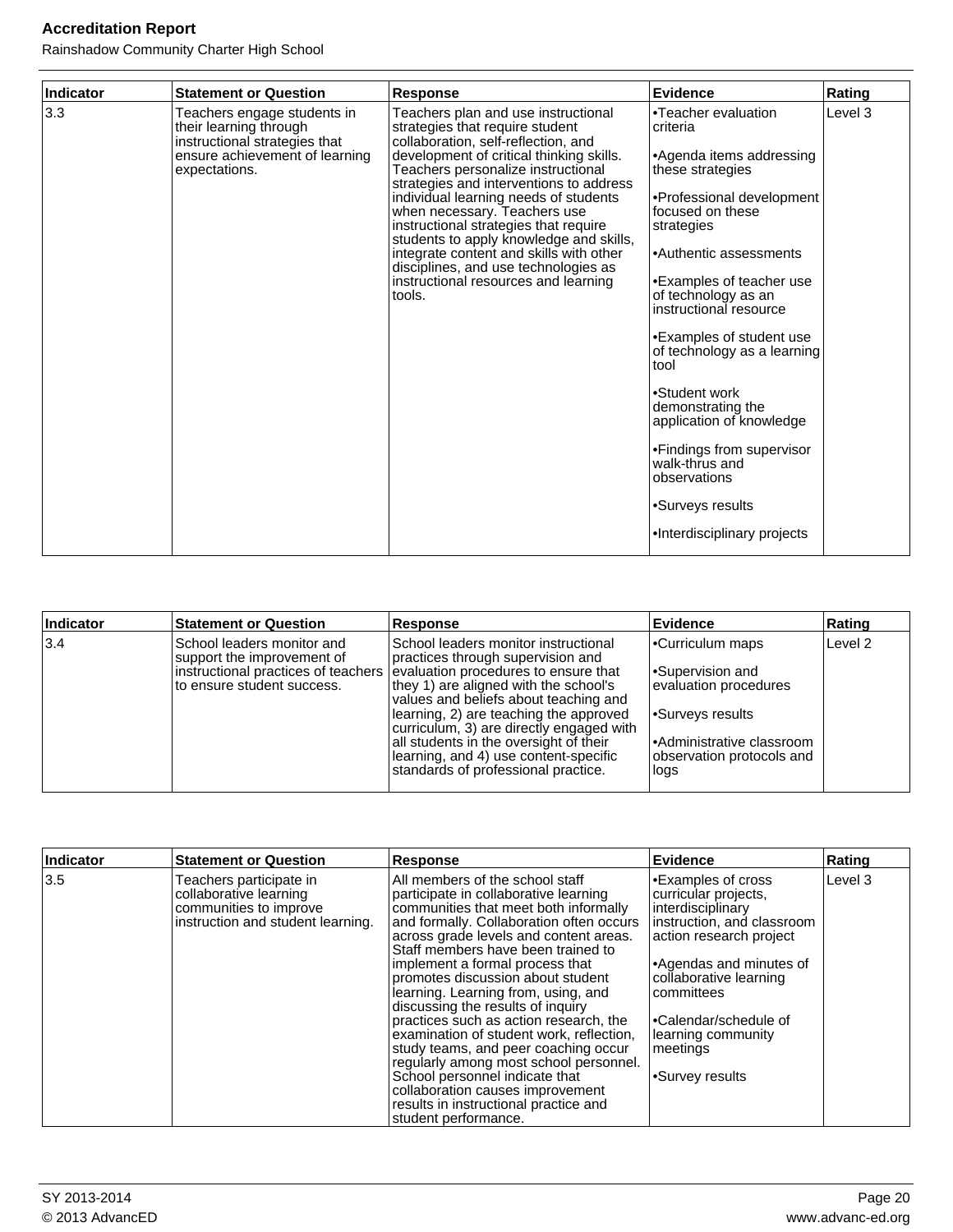| Indicator | Statement or Question | Response | Evidence | Rating |
|---|---|---|---|---|
| 3.3 | Teachers engage students in their learning through instructional strategies that ensure achievement of learning expectations. | Teachers plan and use instructional strategies that require student collaboration, self-reflection, and development of critical thinking skills. Teachers personalize instructional strategies and interventions to address individual learning needs of students when necessary. Teachers use instructional strategies that require students to apply knowledge and skills, integrate content and skills with other disciplines, and use technologies as instructional resources and learning tools. | •Teacher evaluation criteria<br><br>•Agenda items addressing these strategies<br><br>•Professional development focused on these strategies<br><br>•Authentic assessments<br><br>•Examples of teacher use of technology as an instructional resource<br><br>•Examples of student use of technology as a learning tool<br><br>•Student work demonstrating the application of knowledge<br><br>•Findings from supervisor walk-thrus and observations<br><br>•Surveys results<br><br>•Interdisciplinary projects | Level 3 |

| Indicator | Statement or Question | Response | Evidence | Rating |
|---|---|---|---|---|
| 3.4 | School leaders monitor and support the improvement of instructional practices of teachers to ensure student success. | School leaders monitor instructional practices through supervision and evaluation procedures to ensure that they 1) are aligned with the school's values and beliefs about teaching and learning, 2) are teaching the approved curriculum, 3) are directly engaged with all students in the oversight of their learning, and 4) use content-specific standards of professional practice. | •Curriculum maps<br><br>•Supervision and evaluation procedures<br><br>•Surveys results<br><br>•Administrative classroom observation protocols and logs | Level 2 |

| Indicator | Statement or Question | Response | Evidence | Rating |
|---|---|---|---|---|
| 3.5 | Teachers participate in collaborative learning communities to improve instruction and student learning. | All members of the school staff participate in collaborative learning communities that meet both informally and formally. Collaboration often occurs across grade levels and content areas. Staff members have been trained to implement a formal process that promotes discussion about student learning. Learning from, using, and discussing the results of inquiry practices such as action research, the examination of student work, reflection, study teams, and peer coaching occur regularly among most school personnel. School personnel indicate that collaboration causes improvement results in instructional practice and student performance. | •Examples of cross curricular projects, interdisciplinary instruction, and classroom action research project<br><br>•Agendas and minutes of collaborative learning committees<br><br>•Calendar/schedule of learning community meetings<br><br>•Survey results | Level 3 |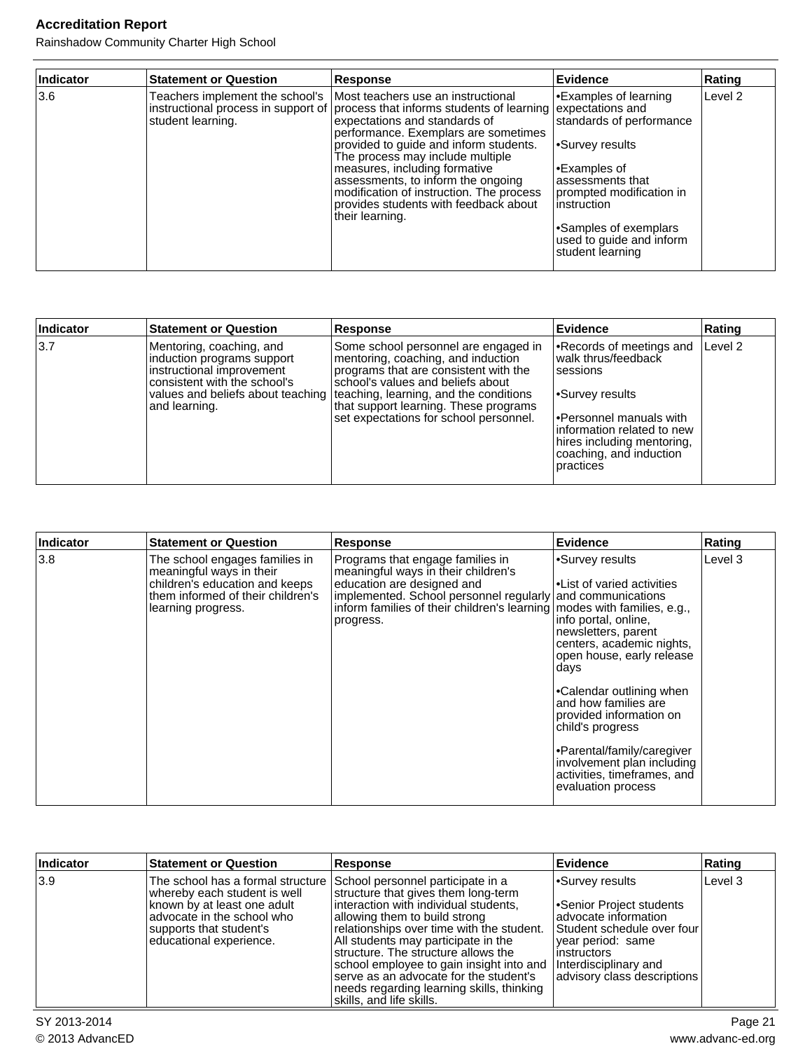| Indicator | Statement or Question | Response | Evidence | Rating |
|---|---|---|---|---|
| 3.6 | Teachers implement the school's instructional process in support of student learning. | Most teachers use an instructional process that informs students of learning expectations and standards of performance. Exemplars are sometimes provided to guide and inform students. The process may include multiple measures, including formative assessments, to inform the ongoing modification of instruction. The process provides students with feedback about their learning. | •Examples of learning expectations and standards of performance<br><br>•Survey results<br><br>•Examples of assessments that prompted modification in instruction<br><br>•Samples of exemplars used to guide and inform student learning | Level 2 |

| Indicator | Statement or Question | Response | Evidence | Rating |
|---|---|---|---|---|
| 3.7 | Mentoring, coaching, and induction programs support instructional improvement consistent with the school's values and beliefs about teaching and learning. | Some school personnel are engaged in mentoring, coaching, and induction programs that are consistent with the school's values and beliefs about teaching, learning, and the conditions that support learning. These programs set expectations for school personnel. | •Records of meetings and walk thrus/feedback sessions<br><br>•Survey results<br><br>•Personnel manuals with information related to new hires including mentoring, coaching, and induction practices | Level 2 |

| Indicator | Statement or Question | Response | Evidence | Rating |
|---|---|---|---|---|
| 3.8 | The school engages families in meaningful ways in their children's education and keeps them informed of their children's learning progress. | Programs that engage families in meaningful ways in their children's education are designed and implemented. School personnel regularly inform families of their children's learning progress. | •Survey results<br><br>•List of varied activities and communications modes with families, e.g., info portal, online, newsletters, parent centers, academic nights, open house, early release days<br><br>•Calendar outlining when and how families are provided information on child's progress<br><br>•Parental/family/caregiver involvement plan including activities, timeframes, and evaluation process | Level 3 |

| Indicator | Statement or Question | Response | Evidence | Rating |
|---|---|---|---|---|
| 3.9 | The school has a formal structure whereby each student is well known by at least one adult advocate in the school who supports that student's educational experience. | School personnel participate in a structure that gives them long-term interaction with individual students, allowing them to build strong relationships over time with the student. All students may participate in the structure. The structure allows the school employee to gain insight into and serve as an advocate for the student's needs regarding learning skills, thinking skills, and life skills. | •Survey results<br><br>•Senior Project students advocate information Student schedule over four year period: same instructors Interdisciplinary and advisory class descriptions | Level 3 |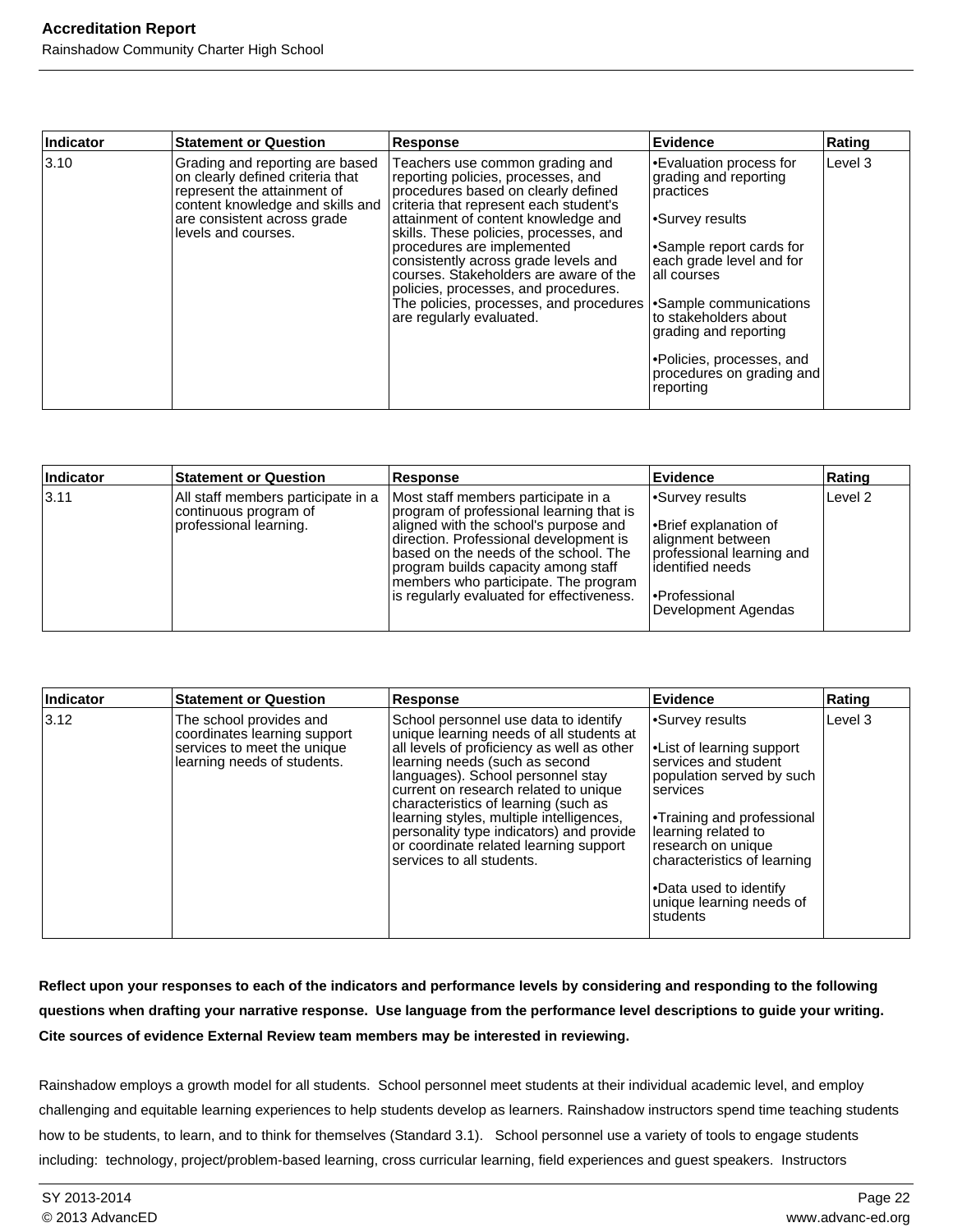| Indicator | Statement or Question | Response | Evidence | Rating |
|---|---|---|---|---|
| 3.10 | Grading and reporting are based on clearly defined criteria that represent the attainment of content knowledge and skills and are consistent across grade levels and courses. | Teachers use common grading and reporting policies, processes, and procedures based on clearly defined criteria that represent each student's attainment of content knowledge and skills. These policies, processes, and procedures are implemented consistently across grade levels and courses. Stakeholders are aware of the policies, processes, and procedures. The policies, processes, and procedures are regularly evaluated. | •Evaluation process for grading and reporting practices<br><br>•Survey results<br><br>•Sample report cards for each grade level and for all courses<br><br>•Sample communications to stakeholders about grading and reporting<br><br>•Policies, processes, and procedures on grading and reporting | Level 3 |

| Indicator | Statement or Question | Response | Evidence | Rating |
|---|---|---|---|---|
| 3.11 | All staff members participate in a continuous program of professional learning. | Most staff members participate in a program of professional learning that is aligned with the school's purpose and direction. Professional development is based on the needs of the school. The program builds capacity among staff members who participate. The program is regularly evaluated for effectiveness. | •Survey results<br><br>•Brief explanation of alignment between professional learning and identified needs<br><br>•Professional Development Agendas | Level 2 |

| Indicator | Statement or Question | Response | Evidence | Rating |
|---|---|---|---|---|
| 3.12 | The school provides and coordinates learning support services to meet the unique learning needs of students. | School personnel use data to identify unique learning needs of all students at all levels of proficiency as well as other learning needs (such as second languages). School personnel stay current on research related to unique characteristics of learning (such as learning styles, multiple intelligences, personality type indicators) and provide or coordinate related learning support services to all students. | •Survey results<br><br>•List of learning support services and student population served by such services<br><br>•Training and professional learning related to research on unique characteristics of learning<br><br>•Data used to identify unique learning needs of students | Level 3 |

**Reflect upon your responses to each of the indicators and performance levels by considering and responding to the following questions when drafting your narrative response. Use language from the performance level descriptions to guide your writing. Cite sources of evidence External Review team members may be interested in reviewing.**

Rainshadow employs a growth model for all students. School personnel meet students at their individual academic level, and employ challenging and equitable learning experiences to help students develop as learners. Rainshadow instructors spend time teaching students how to be students, to learn, and to think for themselves (Standard 3.1). School personnel use a variety of tools to engage students including: technology, project/problem-based learning, cross curricular learning, field experiences and guest speakers. Instructors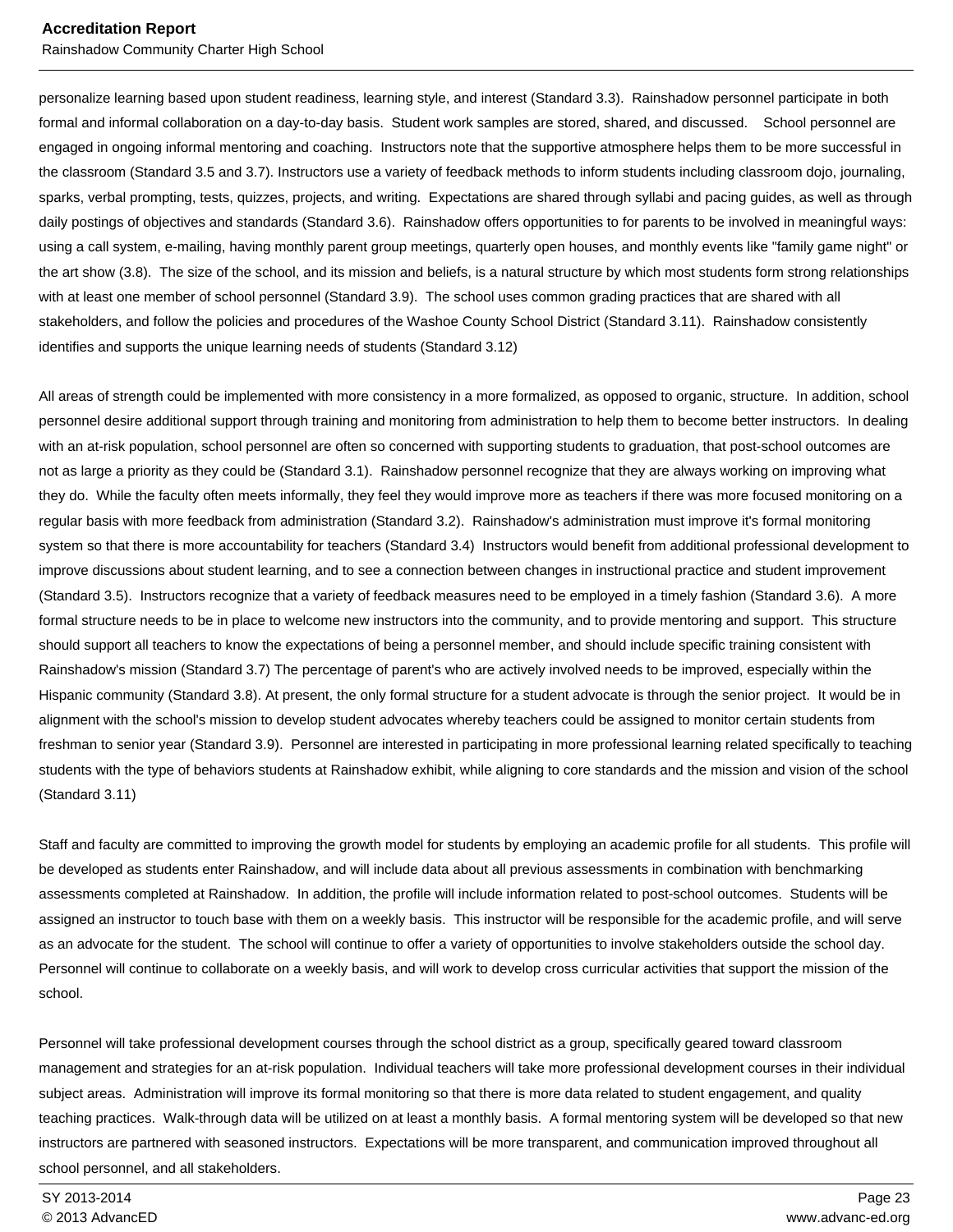personalize learning based upon student readiness, learning style, and interest (Standard 3.3). Rainshadow personnel participate in both formal and informal collaboration on a day-to-day basis. Student work samples are stored, shared, and discussed. School personnel are engaged in ongoing informal mentoring and coaching. Instructors note that the supportive atmosphere helps them to be more successful in the classroom (Standard 3.5 and 3.7). Instructors use a variety of feedback methods to inform students including classroom dojo, journaling, sparks, verbal prompting, tests, quizzes, projects, and writing. Expectations are shared through syllabi and pacing guides, as well as through daily postings of objectives and standards (Standard 3.6). Rainshadow offers opportunities to for parents to be involved in meaningful ways: using a call system, e-mailing, having monthly parent group meetings, quarterly open houses, and monthly events like "family game night" or the art show (3.8). The size of the school, and its mission and beliefs, is a natural structure by which most students form strong relationships with at least one member of school personnel (Standard 3.9). The school uses common grading practices that are shared with all stakeholders, and follow the policies and procedures of the Washoe County School District (Standard 3.11). Rainshadow consistently identifies and supports the unique learning needs of students (Standard 3.12)

All areas of strength could be implemented with more consistency in a more formalized, as opposed to organic, structure. In addition, school personnel desire additional support through training and monitoring from administration to help them to become better instructors. In dealing with an at-risk population, school personnel are often so concerned with supporting students to graduation, that post-school outcomes are not as large a priority as they could be (Standard 3.1). Rainshadow personnel recognize that they are always working on improving what they do. While the faculty often meets informally, they feel they would improve more as teachers if there was more focused monitoring on a regular basis with more feedback from administration (Standard 3.2). Rainshadow's administration must improve it's formal monitoring system so that there is more accountability for teachers (Standard 3.4) Instructors would benefit from additional professional development to improve discussions about student learning, and to see a connection between changes in instructional practice and student improvement (Standard 3.5). Instructors recognize that a variety of feedback measures need to be employed in a timely fashion (Standard 3.6). A more formal structure needs to be in place to welcome new instructors into the community, and to provide mentoring and support. This structure should support all teachers to know the expectations of being a personnel member, and should include specific training consistent with Rainshadow's mission (Standard 3.7) The percentage of parent's who are actively involved needs to be improved, especially within the Hispanic community (Standard 3.8). At present, the only formal structure for a student advocate is through the senior project. It would be in alignment with the school's mission to develop student advocates whereby teachers could be assigned to monitor certain students from freshman to senior year (Standard 3.9). Personnel are interested in participating in more professional learning related specifically to teaching students with the type of behaviors students at Rainshadow exhibit, while aligning to core standards and the mission and vision of the school (Standard 3.11)

Staff and faculty are committed to improving the growth model for students by employing an academic profile for all students. This profile will be developed as students enter Rainshadow, and will include data about all previous assessments in combination with benchmarking assessments completed at Rainshadow. In addition, the profile will include information related to post-school outcomes. Students will be assigned an instructor to touch base with them on a weekly basis. This instructor will be responsible for the academic profile, and will serve as an advocate for the student. The school will continue to offer a variety of opportunities to involve stakeholders outside the school day. Personnel will continue to collaborate on a weekly basis, and will work to develop cross curricular activities that support the mission of the school.

Personnel will take professional development courses through the school district as a group, specifically geared toward classroom management and strategies for an at-risk population. Individual teachers will take more professional development courses in their individual subject areas. Administration will improve its formal monitoring so that there is more data related to student engagement, and quality teaching practices. Walk-through data will be utilized on at least a monthly basis. A formal mentoring system will be developed so that new instructors are partnered with seasoned instructors. Expectations will be more transparent, and communication improved throughout all school personnel, and all stakeholders.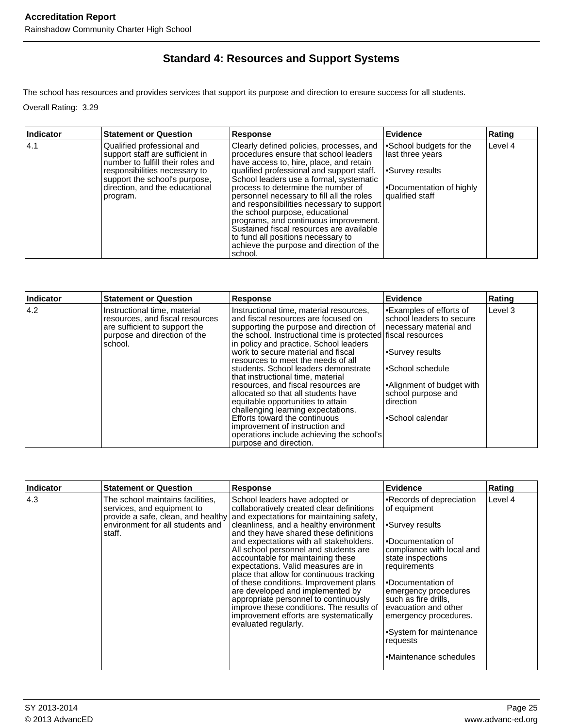## Standard 4: Resources and Support Systems

The school has resources and provides services that support its purpose and direction to ensure success for all students.

Overall Rating: 3.29

| Indicator | Statement or Question | Response | Evidence | Rating |
|---|---|---|---|---|
| 4.1 | Qualified professional and support staff are sufficient in number to fulfill their roles and responsibilities necessary to support the school's purpose, direction, and the educational program. | Clearly defined policies, processes, and procedures ensure that school leaders have access to, hire, place, and retain qualified professional and support staff. School leaders use a formal, systematic process to determine the number of personnel necessary to fill all the roles and responsibilities necessary to support the school purpose, educational programs, and continuous improvement. Sustained fiscal resources are available to fund all positions necessary to achieve the purpose and direction of the school. | •School budgets for the last three years<br><br>•Survey results<br><br>•Documentation of highly qualified staff | Level 4 |

| Indicator | Statement or Question | Response | Evidence | Rating |
|---|---|---|---|---|
| 4.2 | Instructional time, material resources, and fiscal resources are sufficient to support the purpose and direction of the school. | Instructional time, material resources, and fiscal resources are focused on supporting the purpose and direction of the school. Instructional time is protected in policy and practice. School leaders work to secure material and fiscal resources to meet the needs of all students. School leaders demonstrate that instructional time, material resources, and fiscal resources are allocated so that all students have equitable opportunities to attain challenging learning expectations. Efforts toward the continuous improvement of instruction and operations include achieving the school's purpose and direction. | •Examples of efforts of school leaders to secure necessary material and fiscal resources<br><br>•Survey results<br><br>•School schedule<br><br>•Alignment of budget with school purpose and direction<br><br>•School calendar | Level 3 |

| Indicator | Statement or Question | Response | Evidence | Rating |
|---|---|---|---|---|
| 4.3 | The school maintains facilities, services, and equipment to provide a safe, clean, and healthy environment for all students and staff. | School leaders have adopted or collaboratively created clear definitions and expectations for maintaining safety, cleanliness, and a healthy environment and they have shared these definitions and expectations with all stakeholders. All school personnel and students are accountable for maintaining these expectations. Valid measures are in place that allow for continuous tracking of these conditions. Improvement plans are developed and implemented by appropriate personnel to continuously improve these conditions. The results of improvement efforts are systematically evaluated regularly. | •Records of depreciation of equipment<br><br>•Survey results<br><br>•Documentation of compliance with local and state inspections requirements<br><br>•Documentation of emergency procedures such as fire drills, evacuation and other emergency procedures.<br><br>•System for maintenance requests<br><br>•Maintenance schedules | Level 4 |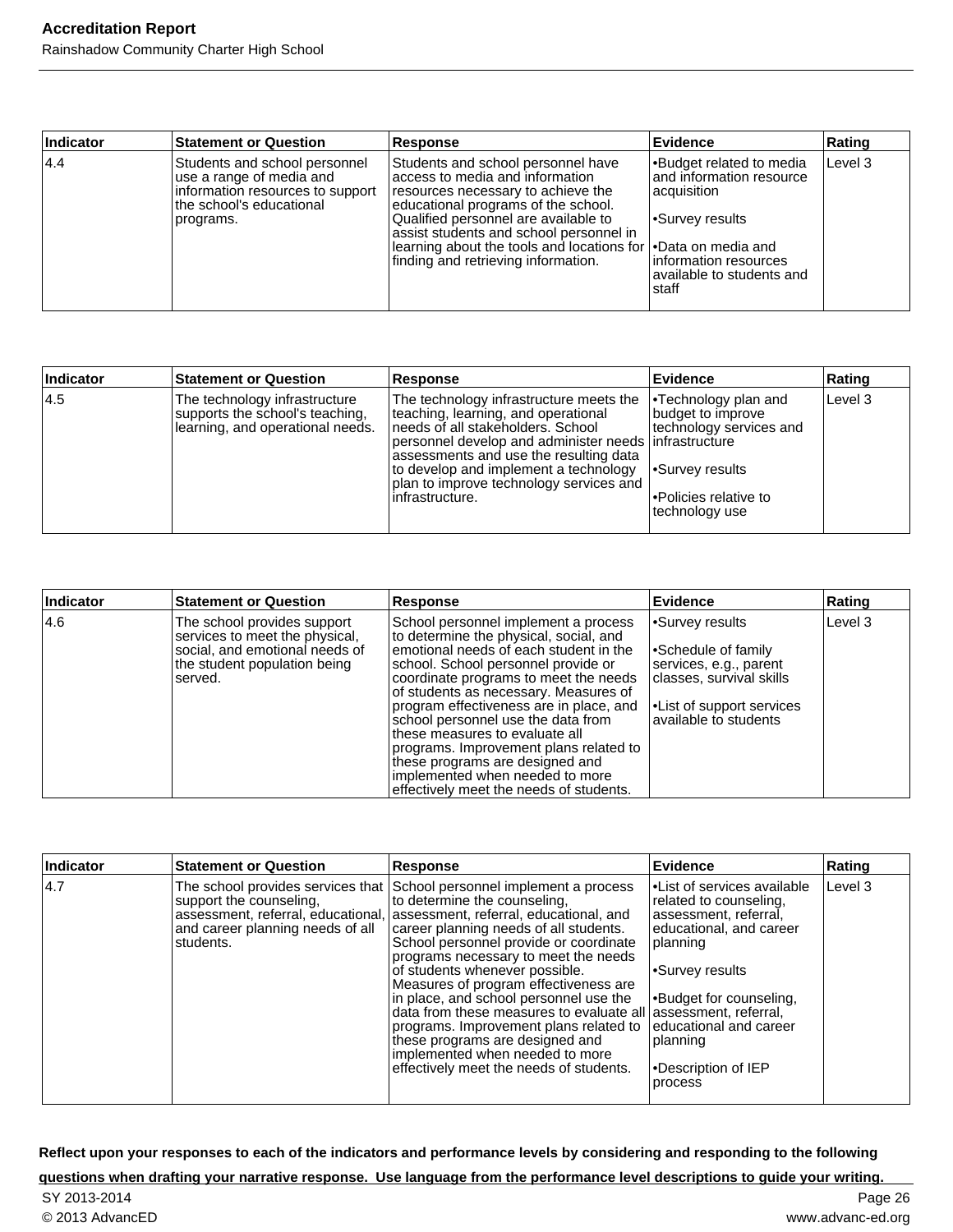| Indicator | Statement or Question | Response | Evidence | Rating |
|---|---|---|---|---|
| 4.4 | Students and school personnel use a range of media and information resources to support the school's educational programs. | Students and school personnel have access to media and information resources necessary to achieve the educational programs of the school. Qualified personnel are available to assist students and school personnel in learning about the tools and locations for finding and retrieving information. | •Budget related to media and information resource acquisition<br><br>•Survey results<br><br>•Data on media and information resources available to students and staff | Level 3 |

| Indicator | Statement or Question | Response | Evidence | Rating |
|---|---|---|---|---|
| 4.5 | The technology infrastructure supports the school's teaching, learning, and operational needs. | The technology infrastructure meets the teaching, learning, and operational needs of all stakeholders. School personnel develop and administer needs assessments and use the resulting data to develop and implement a technology plan to improve technology services and infrastructure. | •Technology plan and budget to improve technology services and infrastructure<br><br>•Survey results<br><br>•Policies relative to technology use | Level 3 |

| Indicator | Statement or Question | Response | Evidence | Rating |
|---|---|---|---|---|
| 4.6 | The school provides support services to meet the physical, social, and emotional needs of the student population being served. | School personnel implement a process to determine the physical, social, and emotional needs of each student in the school. School personnel provide or coordinate programs to meet the needs of students as necessary. Measures of program effectiveness are in place, and school personnel use the data from these measures to evaluate all programs. Improvement plans related to these programs are designed and implemented when needed to more effectively meet the needs of students. | •Survey results<br><br>•Schedule of family services, e.g., parent classes, survival skills<br><br>•List of support services available to students | Level 3 |

| Indicator | Statement or Question | Response | Evidence | Rating |
|---|---|---|---|---|
| 4.7 | The school provides services that support the counseling, assessment, referral, educational, and career planning needs of all students. | School personnel implement a process to determine the counseling, assessment, referral, educational, and career planning needs of all students. School personnel provide or coordinate programs necessary to meet the needs of students whenever possible. Measures of program effectiveness are in place, and school personnel use the data from these measures to evaluate all programs. Improvement plans related to these programs are designed and implemented when needed to more effectively meet the needs of students. | •List of services available related to counseling, assessment, referral, educational, and career planning<br><br>•Survey results<br><br>•Budget for counseling, assessment, referral, educational and career planning<br><br>•Description of IEP process | Level 3 |

**Reflect upon your responses to each of the indicators and performance levels by considering and responding to the following questions when drafting your narrative response. Use language from the performance level descriptions to guide your writing.**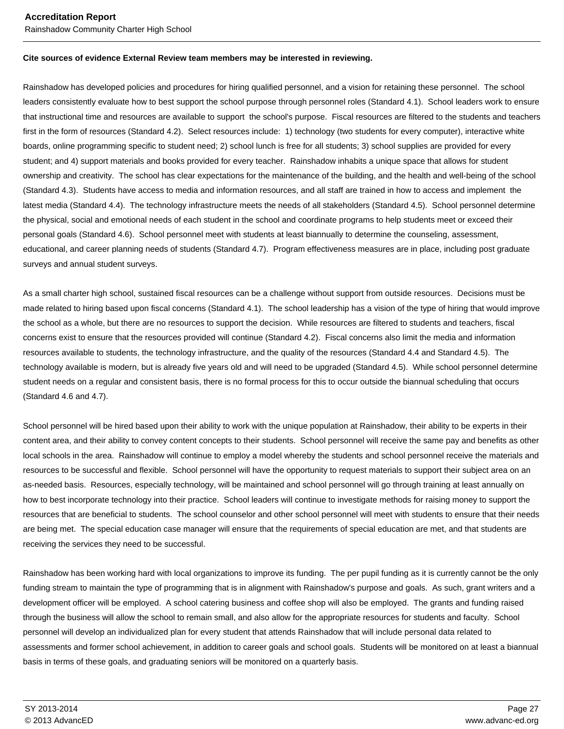**Cite sources of evidence External Review team members may be interested in reviewing.**

Rainshadow has developed policies and procedures for hiring qualified personnel, and a vision for retaining these personnel. The school leaders consistently evaluate how to best support the school purpose through personnel roles (Standard 4.1). School leaders work to ensure that instructional time and resources are available to support the school's purpose. Fiscal resources are filtered to the students and teachers first in the form of resources (Standard 4.2). Select resources include: 1) technology (two students for every computer), interactive white boards, online programming specific to student need; 2) school lunch is free for all students; 3) school supplies are provided for every student; and 4) support materials and books provided for every teacher. Rainshadow inhabits a unique space that allows for student ownership and creativity. The school has clear expectations for the maintenance of the building, and the health and well-being of the school (Standard 4.3). Students have access to media and information resources, and all staff are trained in how to access and implement the latest media (Standard 4.4). The technology infrastructure meets the needs of all stakeholders (Standard 4.5). School personnel determine the physical, social and emotional needs of each student in the school and coordinate programs to help students meet or exceed their personal goals (Standard 4.6). School personnel meet with students at least biannually to determine the counseling, assessment, educational, and career planning needs of students (Standard 4.7). Program effectiveness measures are in place, including post graduate surveys and annual student surveys.

As a small charter high school, sustained fiscal resources can be a challenge without support from outside resources. Decisions must be made related to hiring based upon fiscal concerns (Standard 4.1). The school leadership has a vision of the type of hiring that would improve the school as a whole, but there are no resources to support the decision. While resources are filtered to students and teachers, fiscal concerns exist to ensure that the resources provided will continue (Standard 4.2). Fiscal concerns also limit the media and information resources available to students, the technology infrastructure, and the quality of the resources (Standard 4.4 and Standard 4.5). The technology available is modern, but is already five years old and will need to be upgraded (Standard 4.5). While school personnel determine student needs on a regular and consistent basis, there is no formal process for this to occur outside the biannual scheduling that occurs (Standard 4.6 and 4.7).

School personnel will be hired based upon their ability to work with the unique population at Rainshadow, their ability to be experts in their content area, and their ability to convey content concepts to their students. School personnel will receive the same pay and benefits as other local schools in the area. Rainshadow will continue to employ a model whereby the students and school personnel receive the materials and resources to be successful and flexible. School personnel will have the opportunity to request materials to support their subject area on an as-needed basis. Resources, especially technology, will be maintained and school personnel will go through training at least annually on how to best incorporate technology into their practice. School leaders will continue to investigate methods for raising money to support the resources that are beneficial to students. The school counselor and other school personnel will meet with students to ensure that their needs are being met. The special education case manager will ensure that the requirements of special education are met, and that students are receiving the services they need to be successful.

Rainshadow has been working hard with local organizations to improve its funding. The per pupil funding as it is currently cannot be the only funding stream to maintain the type of programming that is in alignment with Rainshadow's purpose and goals. As such, grant writers and a development officer will be employed. A school catering business and coffee shop will also be employed. The grants and funding raised through the business will allow the school to remain small, and also allow for the appropriate resources for students and faculty. School personnel will develop an individualized plan for every student that attends Rainshadow that will include personal data related to assessments and former school achievement, in addition to career goals and school goals. Students will be monitored on at least a biannual basis in terms of these goals, and graduating seniors will be monitored on a quarterly basis.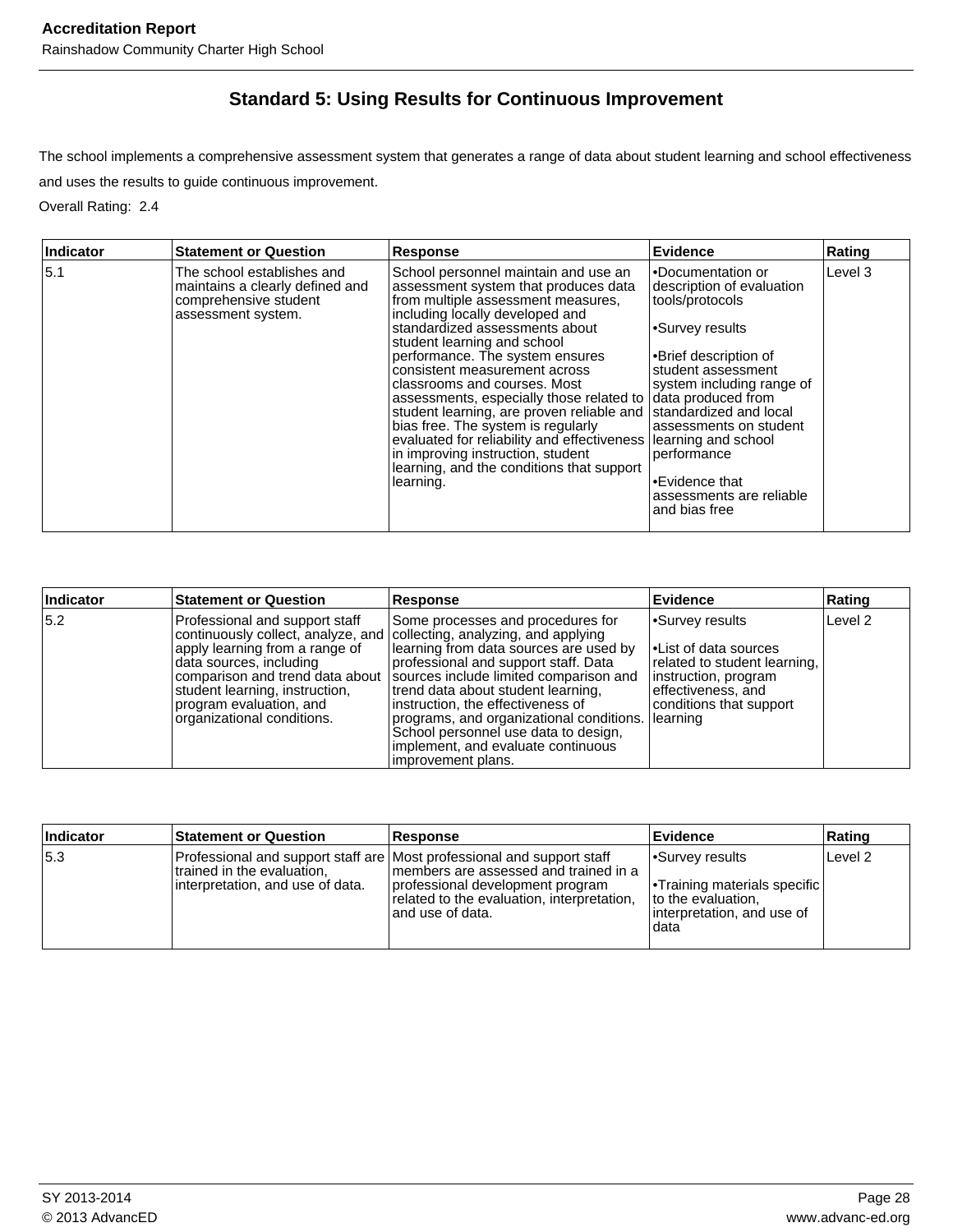## Standard 5: Using Results for Continuous Improvement

The school implements a comprehensive assessment system that generates a range of data about student learning and school effectiveness and uses the results to guide continuous improvement.

Overall Rating: 2.4

| Indicator | Statement or Question | Response | Evidence | Rating |
|---|---|---|---|---|
| 5.1 | The school establishes and maintains a clearly defined and comprehensive student assessment system. | School personnel maintain and use an assessment system that produces data from multiple assessment measures, including locally developed and standardized assessments about student learning and school performance. The system ensures consistent measurement across classrooms and courses. Most assessments, especially those related to student learning, are proven reliable and bias free. The system is regularly evaluated for reliability and effectiveness in improving instruction, student learning, and the conditions that support learning. | •Documentation or description of evaluation tools/protocols<br><br>•Survey results<br><br>•Brief description of student assessment system including range of data produced from standardized and local assessments on student learning and school performance<br><br>•Evidence that assessments are reliable and bias free | Level 3 |

| Indicator | Statement or Question | Response | Evidence | Rating |
|---|---|---|---|---|
| 5.2 | Professional and support staff continuously collect, analyze, and apply learning from a range of data sources, including comparison and trend data about student learning, instruction, program evaluation, and organizational conditions. | Some processes and procedures for collecting, analyzing, and applying learning from data sources are used by professional and support staff. Data sources include limited comparison and trend data about student learning, instruction, the effectiveness of programs, and organizational conditions. School personnel use data to design, implement, and evaluate continuous improvement plans. | •Survey results<br><br>•List of data sources related to student learning, instruction, program effectiveness, and conditions that support learning | Level 2 |

| Indicator | Statement or Question | Response | Evidence | Rating |
|---|---|---|---|---|
| 5.3 | Professional and support staff are trained in the evaluation, interpretation, and use of data. | Most professional and support staff members are assessed and trained in a professional development program related to the evaluation, interpretation, and use of data. | •Survey results<br><br>•Training materials specific to the evaluation, interpretation, and use of data | Level 2 |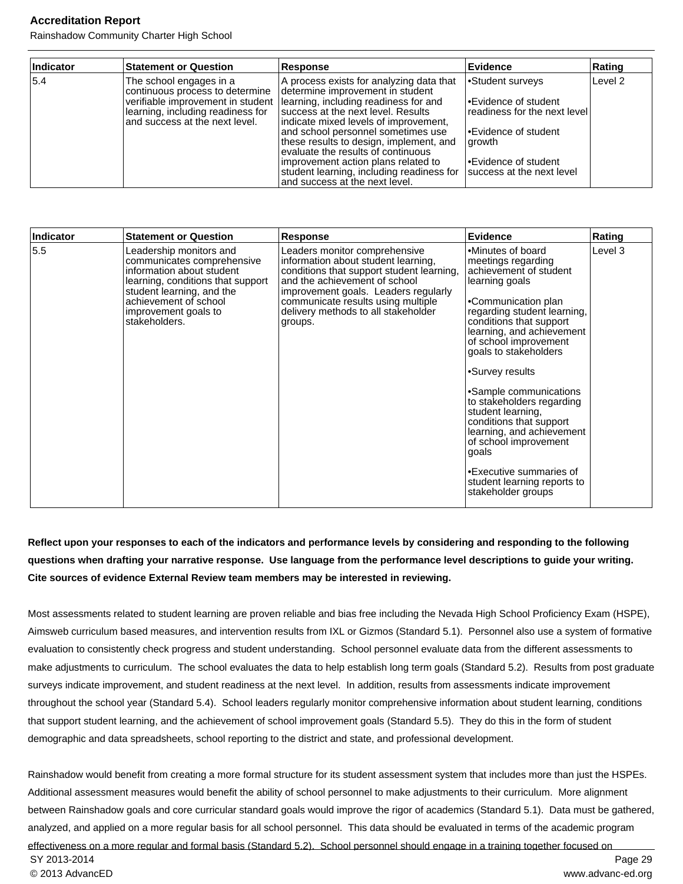| Indicator | Statement or Question | Response | Evidence | Rating |
|---|---|---|---|---|
| 5.4 | The school engages in a continuous process to determine verifiable improvement in student learning, including readiness for and success at the next level. | A process exists for analyzing data that determine improvement in student learning, including readiness for and success at the next level. Results indicate mixed levels of improvement, and school personnel sometimes use these results to design, implement, and evaluate the results of continuous improvement action plans related to student learning, including readiness for and success at the next level. | •Student surveys<br><br>•Evidence of student readiness for the next level<br><br>•Evidence of student growth<br><br>•Evidence of student success at the next level | Level 2 |

| Indicator | Statement or Question | Response | Evidence | Rating |
|---|---|---|---|---|
| 5.5 | Leadership monitors and communicates comprehensive information about student learning, conditions that support student learning, and the achievement of school improvement goals to stakeholders. | Leaders monitor comprehensive information about student learning, conditions that support student learning, and the achievement of school improvement goals. Leaders regularly communicate results using multiple delivery methods to all stakeholder groups. | •Minutes of board meetings regarding achievement of student learning goals<br><br>•Communication plan regarding student learning, conditions that support learning, and achievement of school improvement goals to stakeholders<br><br>•Survey results<br><br>•Sample communications to stakeholders regarding student learning, conditions that support learning, and achievement of school improvement goals<br><br>•Executive summaries of student learning reports to stakeholder groups | Level 3 |

**Reflect upon your responses to each of the indicators and performance levels by considering and responding to the following questions when drafting your narrative response. Use language from the performance level descriptions to guide your writing. Cite sources of evidence External Review team members may be interested in reviewing.**

Most assessments related to student learning are proven reliable and bias free including the Nevada High School Proficiency Exam (HSPE), Aimsweb curriculum based measures, and intervention results from IXL or Gizmos (Standard 5.1). Personnel also use a system of formative evaluation to consistently check progress and student understanding. School personnel evaluate data from the different assessments to make adjustments to curriculum. The school evaluates the data to help establish long term goals (Standard 5.2). Results from post graduate surveys indicate improvement, and student readiness at the next level. In addition, results from assessments indicate improvement throughout the school year (Standard 5.4). School leaders regularly monitor comprehensive information about student learning, conditions that support student learning, and the achievement of school improvement goals (Standard 5.5). They do this in the form of student demographic and data spreadsheets, school reporting to the district and state, and professional development.

Rainshadow would benefit from creating a more formal structure for its student assessment system that includes more than just the HSPEs. Additional assessment measures would benefit the ability of school personnel to make adjustments to their curriculum. More alignment between Rainshadow goals and core curricular standard goals would improve the rigor of academics (Standard 5.1). Data must be gathered, analyzed, and applied on a more regular basis for all school personnel. This data should be evaluated in terms of the academic program effectiveness on a more regular and formal basis (Standard 5.2). School personnel should engage in a training together focused on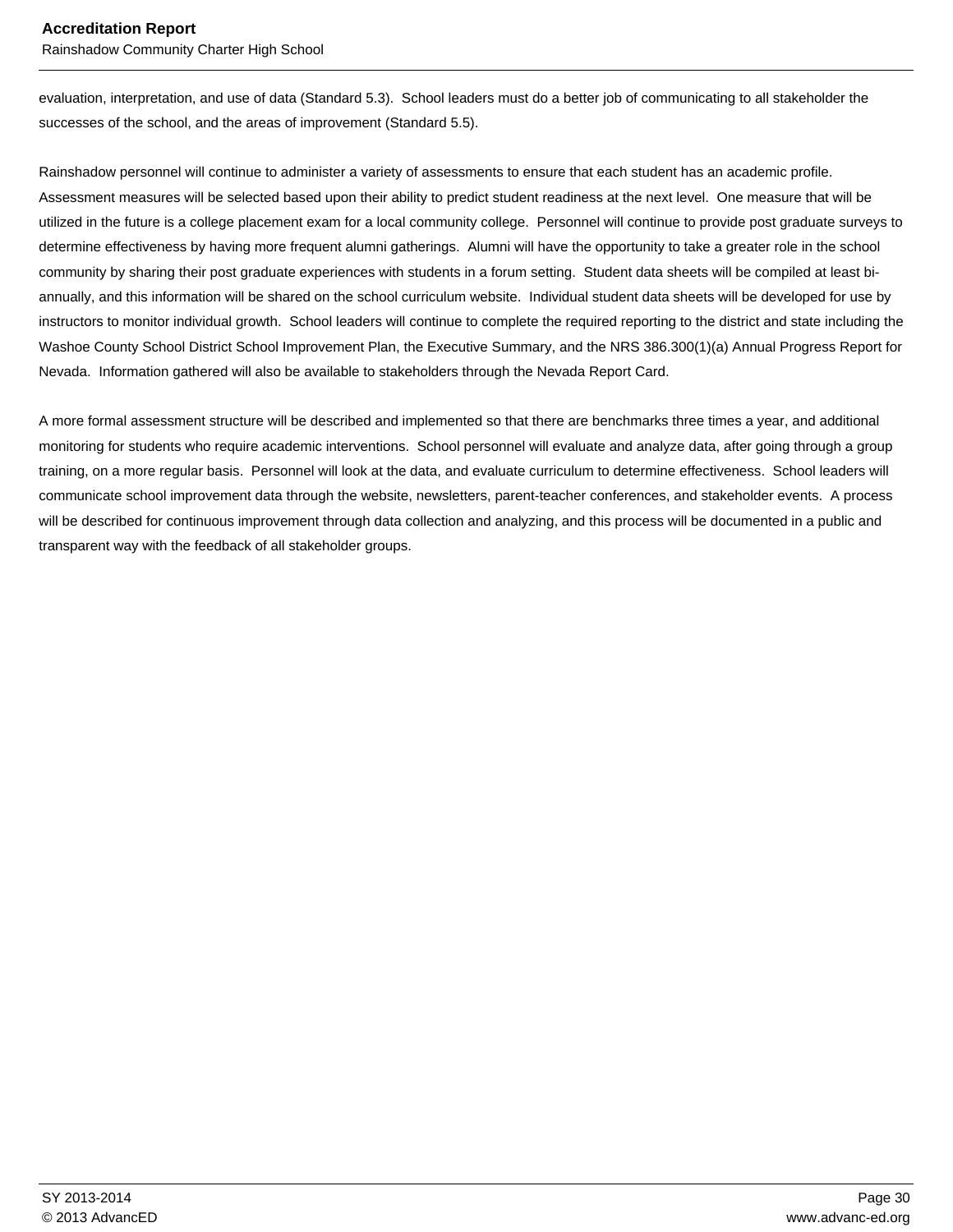evaluation, interpretation, and use of data (Standard 5.3). School leaders must do a better job of communicating to all stakeholder the successes of the school, and the areas of improvement (Standard 5.5).

Rainshadow personnel will continue to administer a variety of assessments to ensure that each student has an academic profile. Assessment measures will be selected based upon their ability to predict student readiness at the next level. One measure that will be utilized in the future is a college placement exam for a local community college. Personnel will continue to provide post graduate surveys to determine effectiveness by having more frequent alumni gatherings. Alumni will have the opportunity to take a greater role in the school community by sharing their post graduate experiences with students in a forum setting. Student data sheets will be compiled at least bi-annually, and this information will be shared on the school curriculum website. Individual student data sheets will be developed for use by instructors to monitor individual growth. School leaders will continue to complete the required reporting to the district and state including the Washoe County School District School Improvement Plan, the Executive Summary, and the NRS 386.300(1)(a) Annual Progress Report for Nevada. Information gathered will also be available to stakeholders through the Nevada Report Card.

A more formal assessment structure will be described and implemented so that there are benchmarks three times a year, and additional monitoring for students who require academic interventions. School personnel will evaluate and analyze data, after going through a group training, on a more regular basis. Personnel will look at the data, and evaluate curriculum to determine effectiveness. School leaders will communicate school improvement data through the website, newsletters, parent-teacher conferences, and stakeholder events. A process will be described for continuous improvement through data collection and analyzing, and this process will be documented in a public and transparent way with the feedback of all stakeholder groups.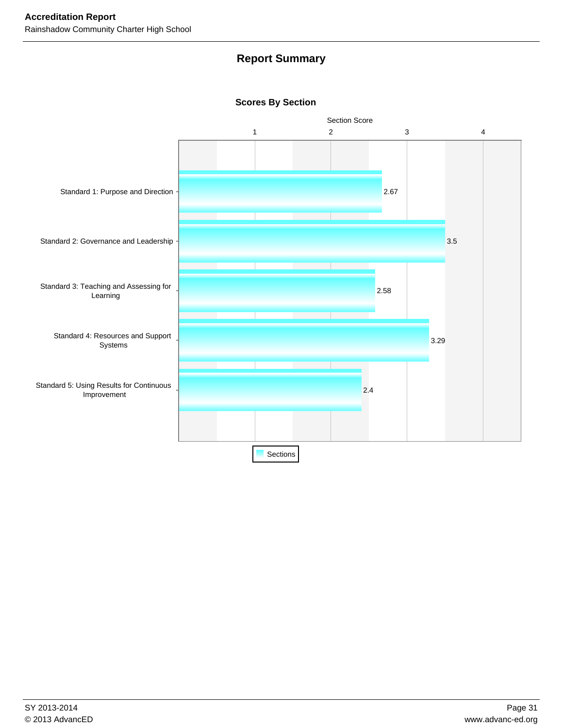## Report Summary

### Scores By Section

| Section | Section Score |
|---|---|
| Standard 1: Purpose and Direction | 2.67 |
| Standard 2: Governance and Leadership | 3.5 |
| Standard 3: Teaching and Assessing for Learning | 2.58 |
| Standard 4: Resources and Support Systems | 3.29 |
| Standard 5: Using Results for Continuous Improvement | 2.4 |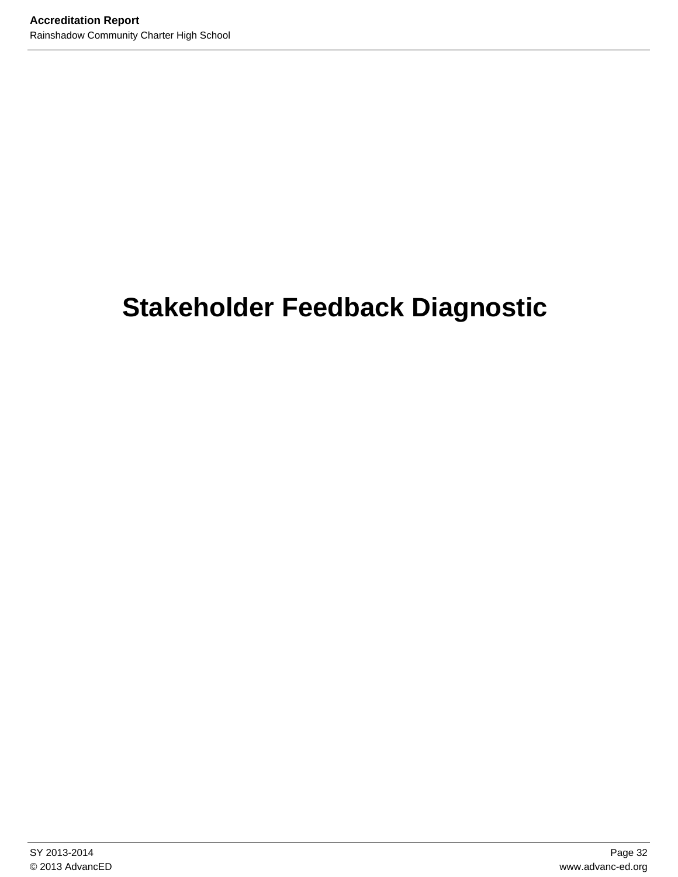# Stakeholder Feedback Diagnostic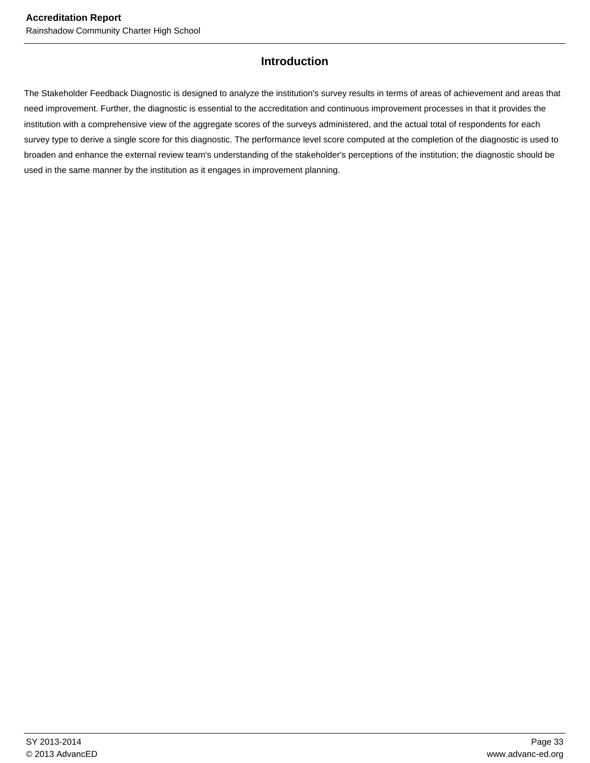## Introduction

The Stakeholder Feedback Diagnostic is designed to analyze the institution's survey results in terms of areas of achievement and areas that need improvement. Further, the diagnostic is essential to the accreditation and continuous improvement processes in that it provides the institution with a comprehensive view of the aggregate scores of the surveys administered, and the actual total of respondents for each survey type to derive a single score for this diagnostic. The performance level score computed at the completion of the diagnostic is used to broaden and enhance the external review team's understanding of the stakeholder's perceptions of the institution; the diagnostic should be used in the same manner by the institution as it engages in improvement planning.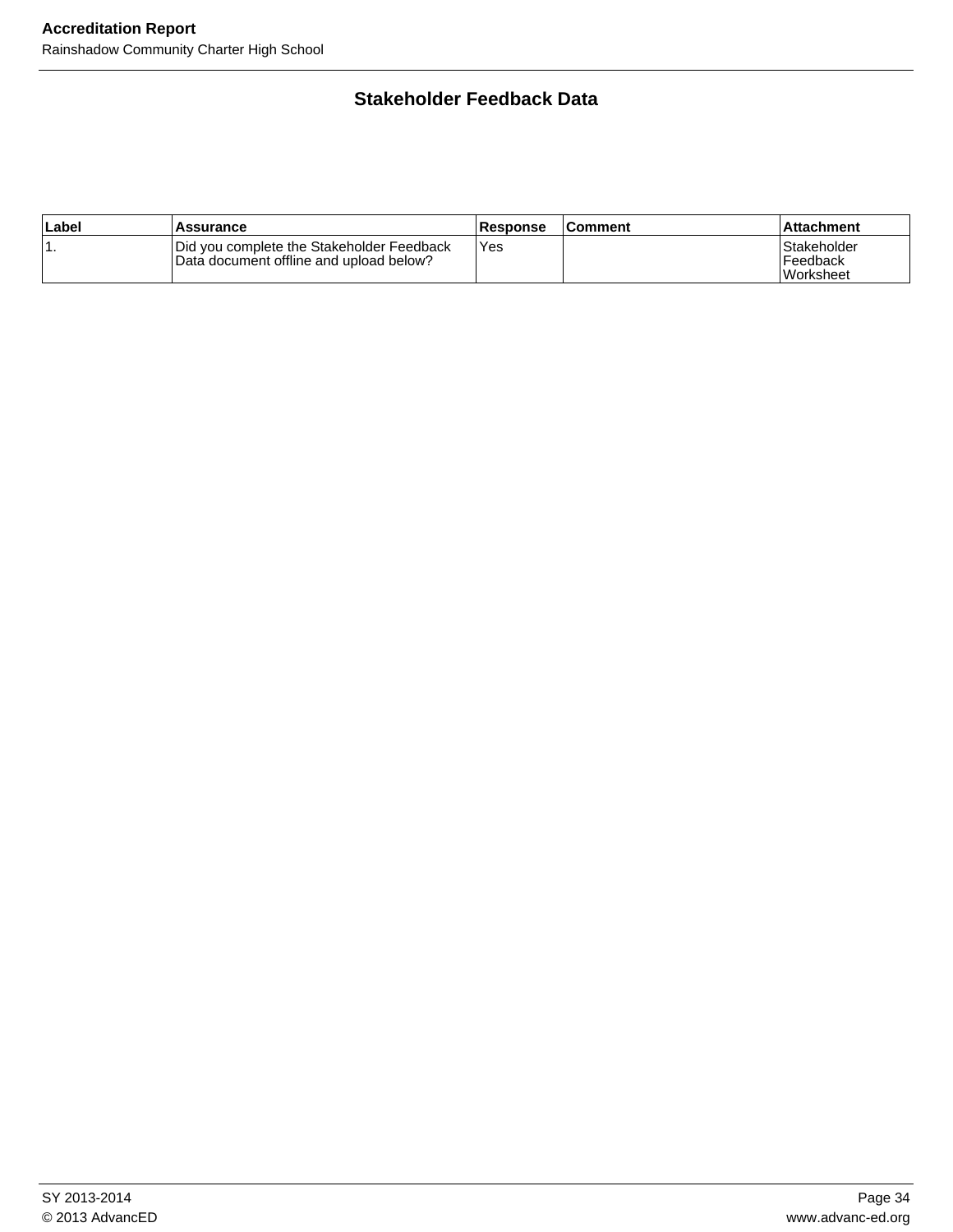## Stakeholder Feedback Data

| Label | Assurance | Response | Comment | Attachment |
|---|---|---|---|---|
| 1. | Did you complete the Stakeholder Feedback Data document offline and upload below? | Yes | | Stakeholder Feedback Worksheet |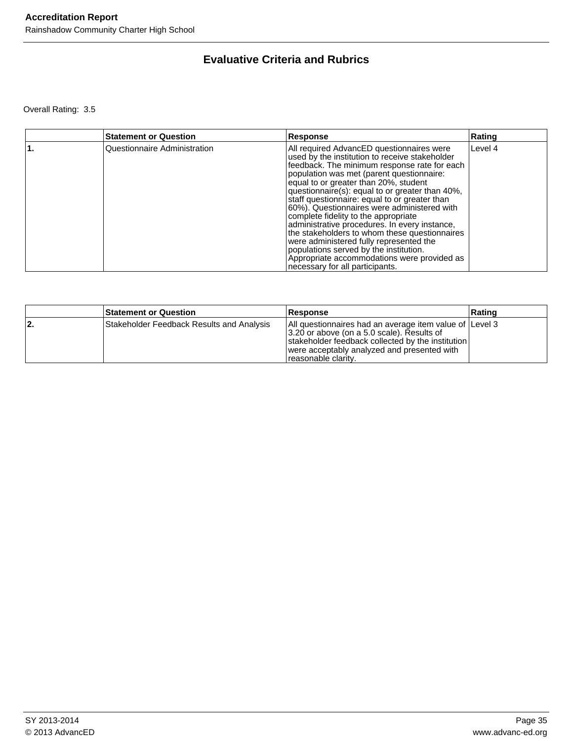## Evaluative Criteria and Rubrics

Overall Rating: 3.5

| | Statement or Question | Response | Rating |
|---|---|---|---|
| **1.** | Questionnaire Administration | All required AdvancED questionnaires were used by the institution to receive stakeholder feedback. The minimum response rate for each population was met (parent questionnaire: equal to or greater than 20%, student questionnaire(s): equal to or greater than 40%, staff questionnaire: equal to or greater than 60%). Questionnaires were administered with complete fidelity to the appropriate administrative procedures. In every instance, the stakeholders to whom these questionnaires were administered fully represented the populations served by the institution. Appropriate accommodations were provided as necessary for all participants. | Level 4 |

| | Statement or Question | Response | Rating |
|---|---|---|---|
| **2.** | Stakeholder Feedback Results and Analysis | All questionnaires had an average item value of 3.20 or above (on a 5.0 scale). Results of stakeholder feedback collected by the institution were acceptably analyzed and presented with reasonable clarity. | Level 3 |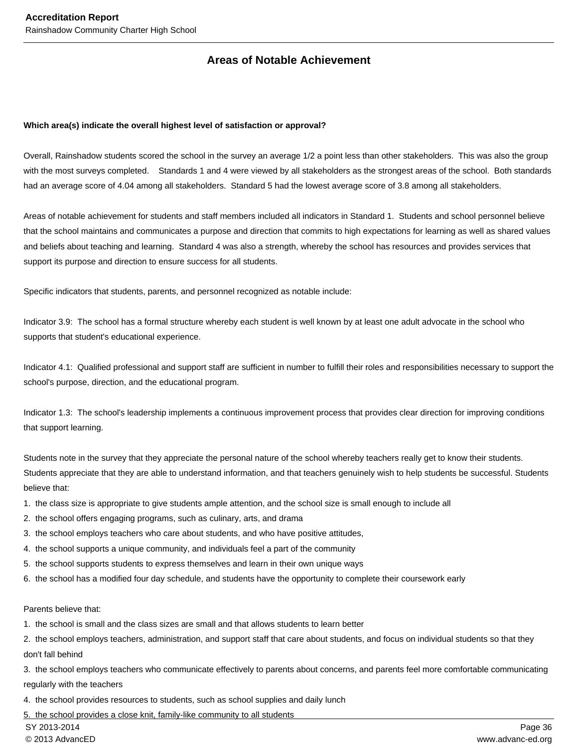## Areas of Notable Achievement

**Which area(s) indicate the overall highest level of satisfaction or approval?**

Overall, Rainshadow students scored the school in the survey an average 1/2 a point less than other stakeholders. This was also the group with the most surveys completed. Standards 1 and 4 were viewed by all stakeholders as the strongest areas of the school. Both standards had an average score of 4.04 among all stakeholders. Standard 5 had the lowest average score of 3.8 among all stakeholders.

Areas of notable achievement for students and staff members included all indicators in Standard 1. Students and school personnel believe that the school maintains and communicates a purpose and direction that commits to high expectations for learning as well as shared values and beliefs about teaching and learning. Standard 4 was also a strength, whereby the school has resources and provides services that support its purpose and direction to ensure success for all students.

Specific indicators that students, parents, and personnel recognized as notable include:

Indicator 3.9: The school has a formal structure whereby each student is well known by at least one adult advocate in the school who supports that student's educational experience.

Indicator 4.1: Qualified professional and support staff are sufficient in number to fulfill their roles and responsibilities necessary to support the school's purpose, direction, and the educational program.

Indicator 1.3: The school's leadership implements a continuous improvement process that provides clear direction for improving conditions that support learning.

Students note in the survey that they appreciate the personal nature of the school whereby teachers really get to know their students. Students appreciate that they are able to understand information, and that teachers genuinely wish to help students be successful. Students believe that:

1. the class size is appropriate to give students ample attention, and the school size is small enough to include all
2. the school offers engaging programs, such as culinary, arts, and drama
3. the school employs teachers who care about students, and who have positive attitudes,
4. the school supports a unique community, and individuals feel a part of the community
5. the school supports students to express themselves and learn in their own unique ways
6. the school has a modified four day schedule, and students have the opportunity to complete their coursework early

Parents believe that:

1. the school is small and the class sizes are small and that allows students to learn better
2. the school employs teachers, administration, and support staff that care about students, and focus on individual students so that they don't fall behind
3. the school employs teachers who communicate effectively to parents about concerns, and parents feel more comfortable communicating regularly with the teachers
4. the school provides resources to students, such as school supplies and daily lunch
5. the school provides a close knit, family-like community to all students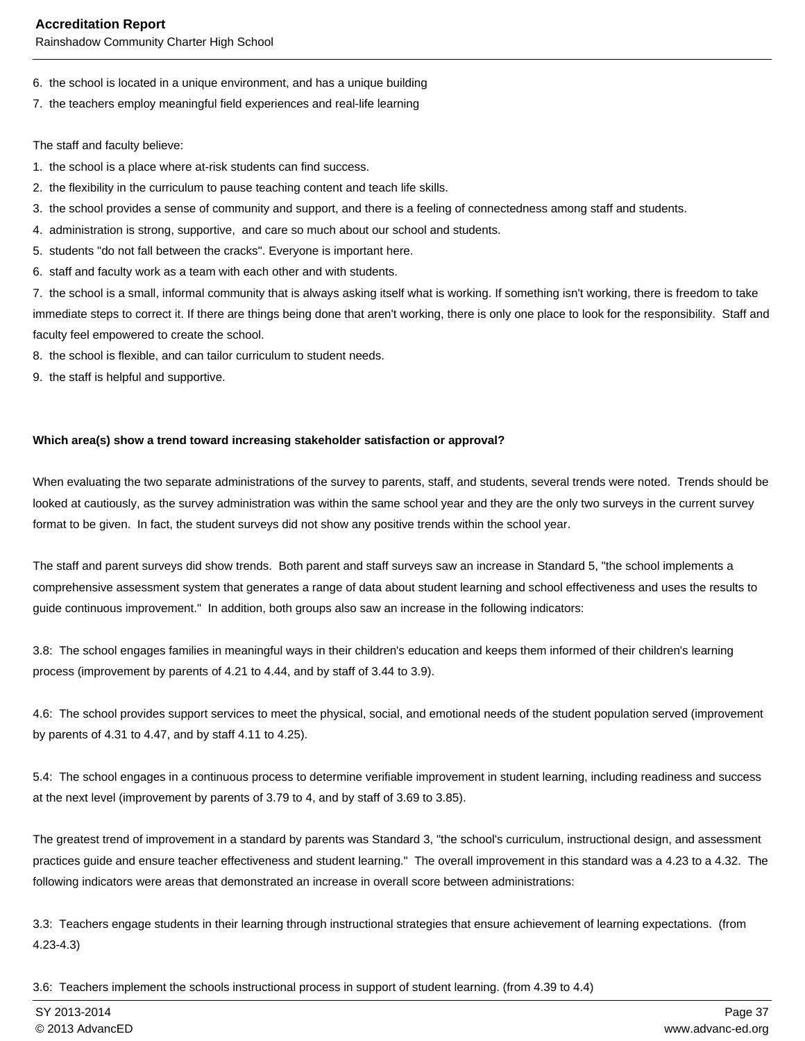6. the school is located in a unique environment, and has a unique building
7. the teachers employ meaningful field experiences and real-life learning

The staff and faculty believe:

1. the school is a place where at-risk students can find success.
2. the flexibility in the curriculum to pause teaching content and teach life skills.
3. the school provides a sense of community and support, and there is a feeling of connectedness among staff and students.
4. administration is strong, supportive, and care so much about our school and students.
5. students "do not fall between the cracks". Everyone is important here.
6. staff and faculty work as a team with each other and with students.
7. the school is a small, informal community that is always asking itself what is working. If something isn't working, there is freedom to take immediate steps to correct it. If there are things being done that aren't working, there is only one place to look for the responsibility. Staff and faculty feel empowered to create the school.
8. the school is flexible, and can tailor curriculum to student needs.
9. the staff is helpful and supportive.

**Which area(s) show a trend toward increasing stakeholder satisfaction or approval?**

When evaluating the two separate administrations of the survey to parents, staff, and students, several trends were noted. Trends should be looked at cautiously, as the survey administration was within the same school year and they are the only two surveys in the current survey format to be given. In fact, the student surveys did not show any positive trends within the school year.

The staff and parent surveys did show trends. Both parent and staff surveys saw an increase in Standard 5, "the school implements a comprehensive assessment system that generates a range of data about student learning and school effectiveness and uses the results to guide continuous improvement." In addition, both groups also saw an increase in the following indicators:

3.8: The school engages families in meaningful ways in their children's education and keeps them informed of their children's learning process (improvement by parents of 4.21 to 4.44, and by staff of 3.44 to 3.9).

4.6: The school provides support services to meet the physical, social, and emotional needs of the student population served (improvement by parents of 4.31 to 4.47, and by staff 4.11 to 4.25).

5.4: The school engages in a continuous process to determine verifiable improvement in student learning, including readiness and success at the next level (improvement by parents of 3.79 to 4, and by staff of 3.69 to 3.85).

The greatest trend of improvement in a standard by parents was Standard 3, "the school's curriculum, instructional design, and assessment practices guide and ensure teacher effectiveness and student learning." The overall improvement in this standard was a 4.23 to a 4.32. The following indicators were areas that demonstrated an increase in overall score between administrations:

3.3: Teachers engage students in their learning through instructional strategies that ensure achievement of learning expectations. (from 4.23-4.3)

3.6: Teachers implement the schools instructional process in support of student learning. (from 4.39 to 4.4)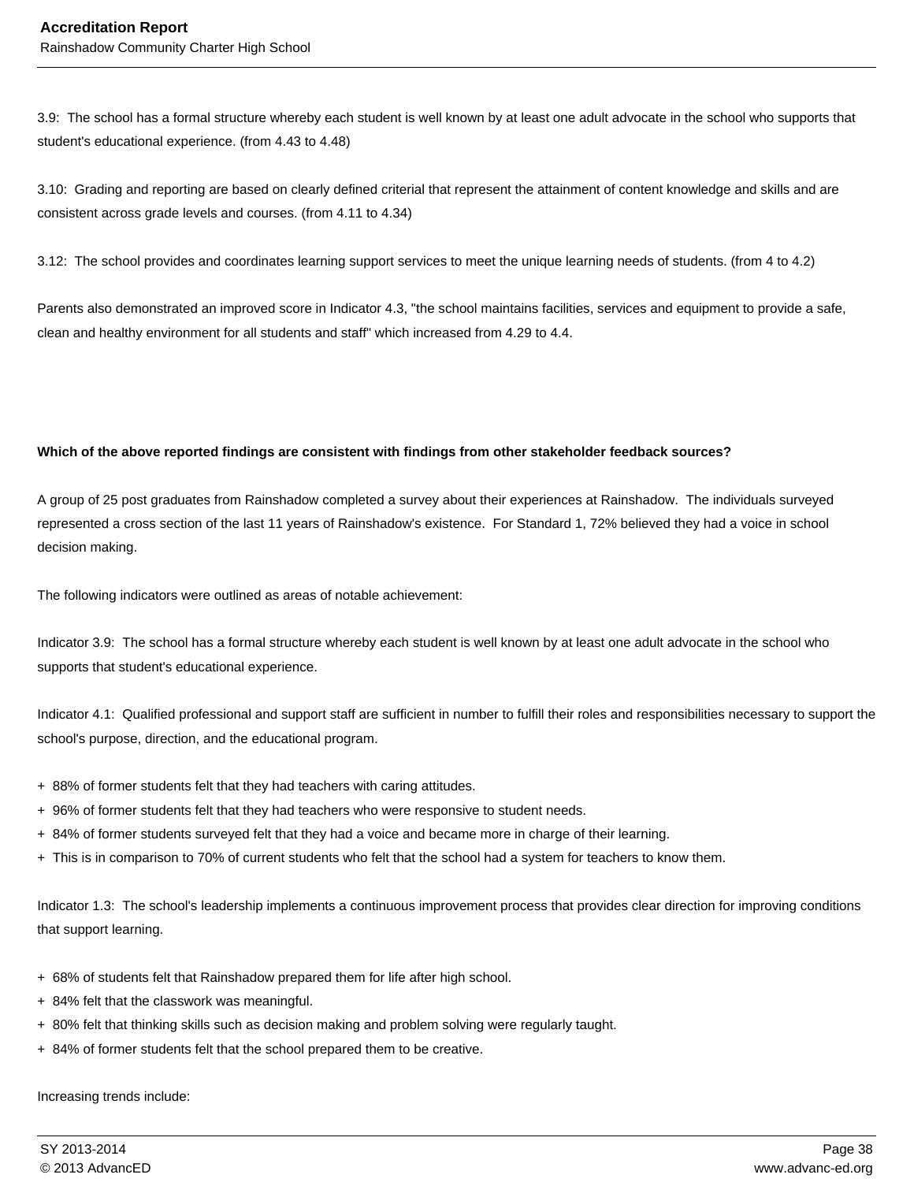3.9: The school has a formal structure whereby each student is well known by at least one adult advocate in the school who supports that student's educational experience. (from 4.43 to 4.48)

3.10: Grading and reporting are based on clearly defined criterial that represent the attainment of content knowledge and skills and are consistent across grade levels and courses. (from 4.11 to 4.34)

3.12: The school provides and coordinates learning support services to meet the unique learning needs of students. (from 4 to 4.2)

Parents also demonstrated an improved score in Indicator 4.3, "the school maintains facilities, services and equipment to provide a safe, clean and healthy environment for all students and staff" which increased from 4.29 to 4.4.

**Which of the above reported findings are consistent with findings from other stakeholder feedback sources?**

A group of 25 post graduates from Rainshadow completed a survey about their experiences at Rainshadow. The individuals surveyed represented a cross section of the last 11 years of Rainshadow's existence. For Standard 1, 72% believed they had a voice in school decision making.

The following indicators were outlined as areas of notable achievement:

Indicator 3.9: The school has a formal structure whereby each student is well known by at least one adult advocate in the school who supports that student's educational experience.

Indicator 4.1: Qualified professional and support staff are sufficient in number to fulfill their roles and responsibilities necessary to support the school's purpose, direction, and the educational program.

+ 88% of former students felt that they had teachers with caring attitudes.
+ 96% of former students felt that they had teachers who were responsive to student needs.
+ 84% of former students surveyed felt that they had a voice and became more in charge of their learning.
+ This is in comparison to 70% of current students who felt that the school had a system for teachers to know them.

Indicator 1.3: The school's leadership implements a continuous improvement process that provides clear direction for improving conditions that support learning.

+ 68% of students felt that Rainshadow prepared them for life after high school.
+ 84% felt that the classwork was meaningful.
+ 80% felt that thinking skills such as decision making and problem solving were regularly taught.
+ 84% of former students felt that the school prepared them to be creative.

Increasing trends include: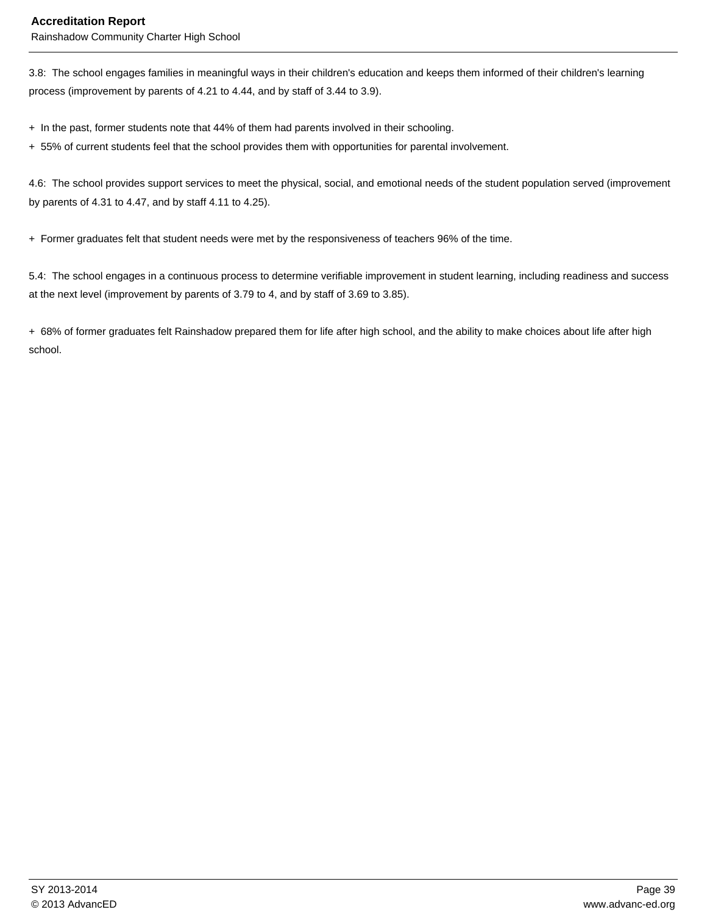3.8:  The school engages families in meaningful ways in their children's education and keeps them informed of their children's learning process (improvement by parents of 4.21 to 4.44, and by staff of 3.44 to 3.9).

+  In the past, former students note that 44% of them had parents involved in their schooling.
+  55% of current students feel that the school provides them with opportunities for parental involvement.

4.6:  The school provides support services to meet the physical, social, and emotional needs of the student population served (improvement by parents of 4.31 to 4.47, and by staff 4.11 to 4.25).

+  Former graduates felt that student needs were met by the responsiveness of teachers 96% of the time.

5.4:  The school engages in a continuous process to determine verifiable improvement in student learning, including readiness and success at the next level (improvement by parents of 3.79 to 4, and by staff of 3.69 to 3.85).

+  68% of former graduates felt Rainshadow prepared them for life after high school, and the ability to make choices about life after high school.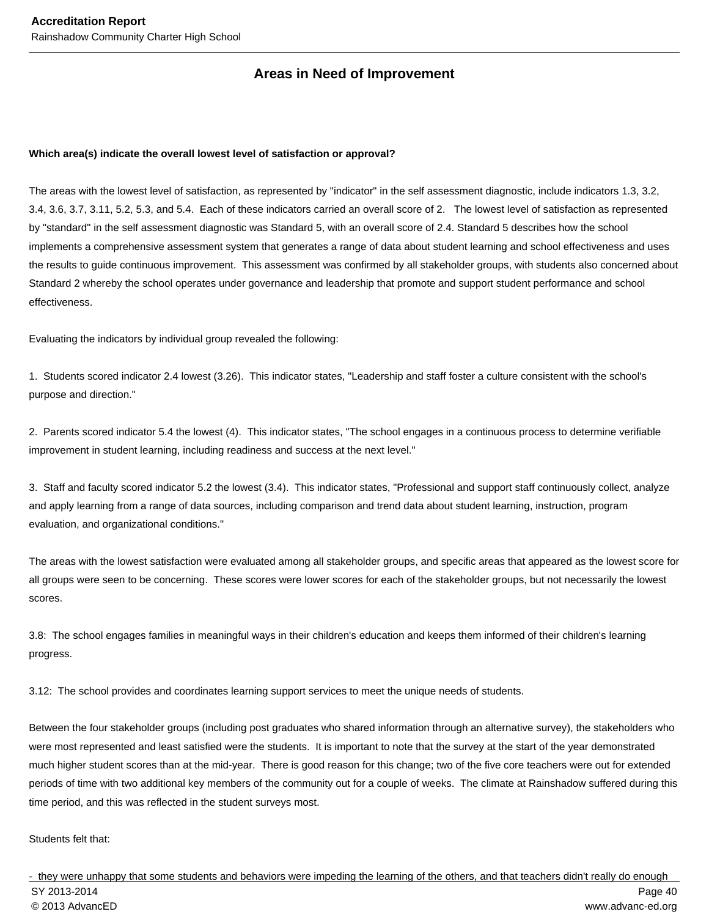## Areas in Need of Improvement

**Which area(s) indicate the overall lowest level of satisfaction or approval?**

The areas with the lowest level of satisfaction, as represented by "indicator" in the self assessment diagnostic, include indicators 1.3, 3.2, 3.4, 3.6, 3.7, 3.11, 5.2, 5.3, and 5.4. Each of these indicators carried an overall score of 2. The lowest level of satisfaction as represented by "standard" in the self assessment diagnostic was Standard 5, with an overall score of 2.4. Standard 5 describes how the school implements a comprehensive assessment system that generates a range of data about student learning and school effectiveness and uses the results to guide continuous improvement. This assessment was confirmed by all stakeholder groups, with students also concerned about Standard 2 whereby the school operates under governance and leadership that promote and support student performance and school effectiveness.

Evaluating the indicators by individual group revealed the following:

1. Students scored indicator 2.4 lowest (3.26). This indicator states, "Leadership and staff foster a culture consistent with the school's purpose and direction."

2. Parents scored indicator 5.4 the lowest (4). This indicator states, "The school engages in a continuous process to determine verifiable improvement in student learning, including readiness and success at the next level."

3. Staff and faculty scored indicator 5.2 the lowest (3.4). This indicator states, "Professional and support staff continuously collect, analyze and apply learning from a range of data sources, including comparison and trend data about student learning, instruction, program evaluation, and organizational conditions."

The areas with the lowest satisfaction were evaluated among all stakeholder groups, and specific areas that appeared as the lowest score for all groups were seen to be concerning. These scores were lower scores for each of the stakeholder groups, but not necessarily the lowest scores.

3.8: The school engages families in meaningful ways in their children's education and keeps them informed of their children's learning progress.

3.12: The school provides and coordinates learning support services to meet the unique needs of students.

Between the four stakeholder groups (including post graduates who shared information through an alternative survey), the stakeholders who were most represented and least satisfied were the students. It is important to note that the survey at the start of the year demonstrated much higher student scores than at the mid-year. There is good reason for this change; two of the five core teachers were out for extended periods of time with two additional key members of the community out for a couple of weeks. The climate at Rainshadow suffered during this time period, and this was reflected in the student surveys most.

Students felt that:

- they were unhappy that some students and behaviors were impeding the learning of the others, and that teachers didn't really do enough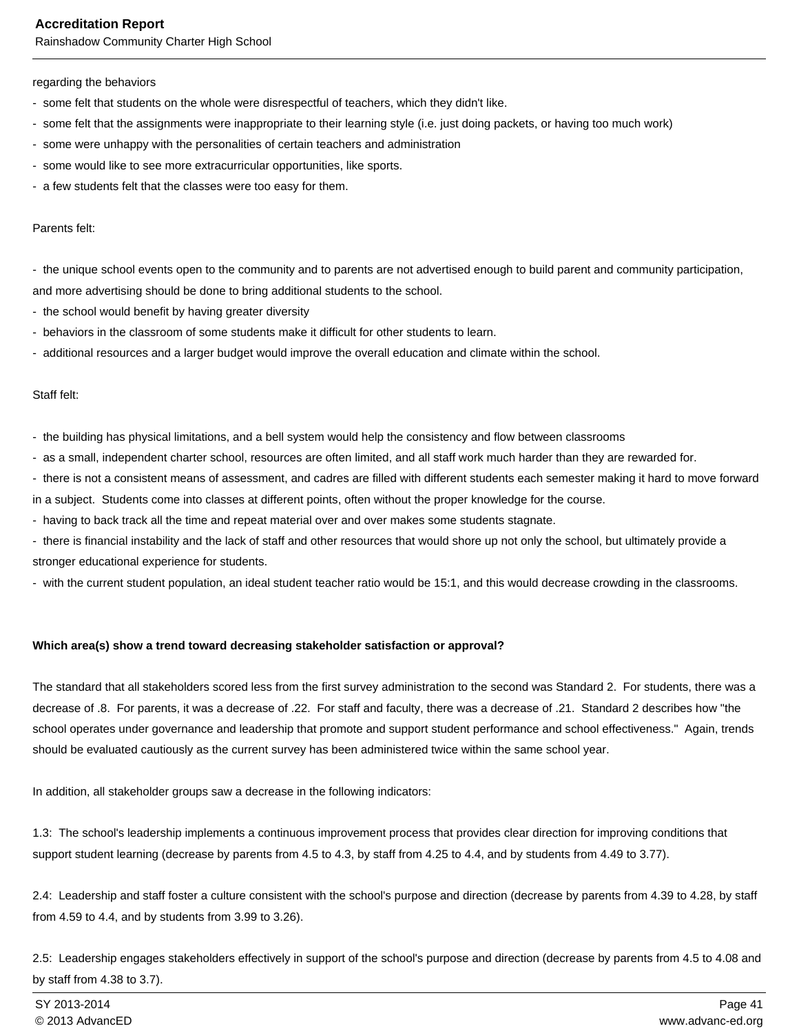regarding the behaviors

- some felt that students on the whole were disrespectful of teachers, which they didn't like.
- some felt that the assignments were inappropriate to their learning style (i.e. just doing packets, or having too much work)
- some were unhappy with the personalities of certain teachers and administration
- some would like to see more extracurricular opportunities, like sports.
- a few students felt that the classes were too easy for them.

Parents felt:

- the unique school events open to the community and to parents are not advertised enough to build parent and community participation, and more advertising should be done to bring additional students to the school.
- the school would benefit by having greater diversity
- behaviors in the classroom of some students make it difficult for other students to learn.
- additional resources and a larger budget would improve the overall education and climate within the school.

Staff felt:

- the building has physical limitations, and a bell system would help the consistency and flow between classrooms
- as a small, independent charter school, resources are often limited, and all staff work much harder than they are rewarded for.
- there is not a consistent means of assessment, and cadres are filled with different students each semester making it hard to move forward in a subject. Students come into classes at different points, often without the proper knowledge for the course.
- having to back track all the time and repeat material over and over makes some students stagnate.
- there is financial instability and the lack of staff and other resources that would shore up not only the school, but ultimately provide a stronger educational experience for students.
- with the current student population, an ideal student teacher ratio would be 15:1, and this would decrease crowding in the classrooms.

**Which area(s) show a trend toward decreasing stakeholder satisfaction or approval?**

The standard that all stakeholders scored less from the first survey administration to the second was Standard 2. For students, there was a decrease of .8. For parents, it was a decrease of .22. For staff and faculty, there was a decrease of .21. Standard 2 describes how "the school operates under governance and leadership that promote and support student performance and school effectiveness." Again, trends should be evaluated cautiously as the current survey has been administered twice within the same school year.

In addition, all stakeholder groups saw a decrease in the following indicators:

1.3: The school's leadership implements a continuous improvement process that provides clear direction for improving conditions that support student learning (decrease by parents from 4.5 to 4.3, by staff from 4.25 to 4.4, and by students from 4.49 to 3.77).

2.4: Leadership and staff foster a culture consistent with the school's purpose and direction (decrease by parents from 4.39 to 4.28, by staff from 4.59 to 4.4, and by students from 3.99 to 3.26).

2.5: Leadership engages stakeholders effectively in support of the school's purpose and direction (decrease by parents from 4.5 to 4.08 and by staff from 4.38 to 3.7).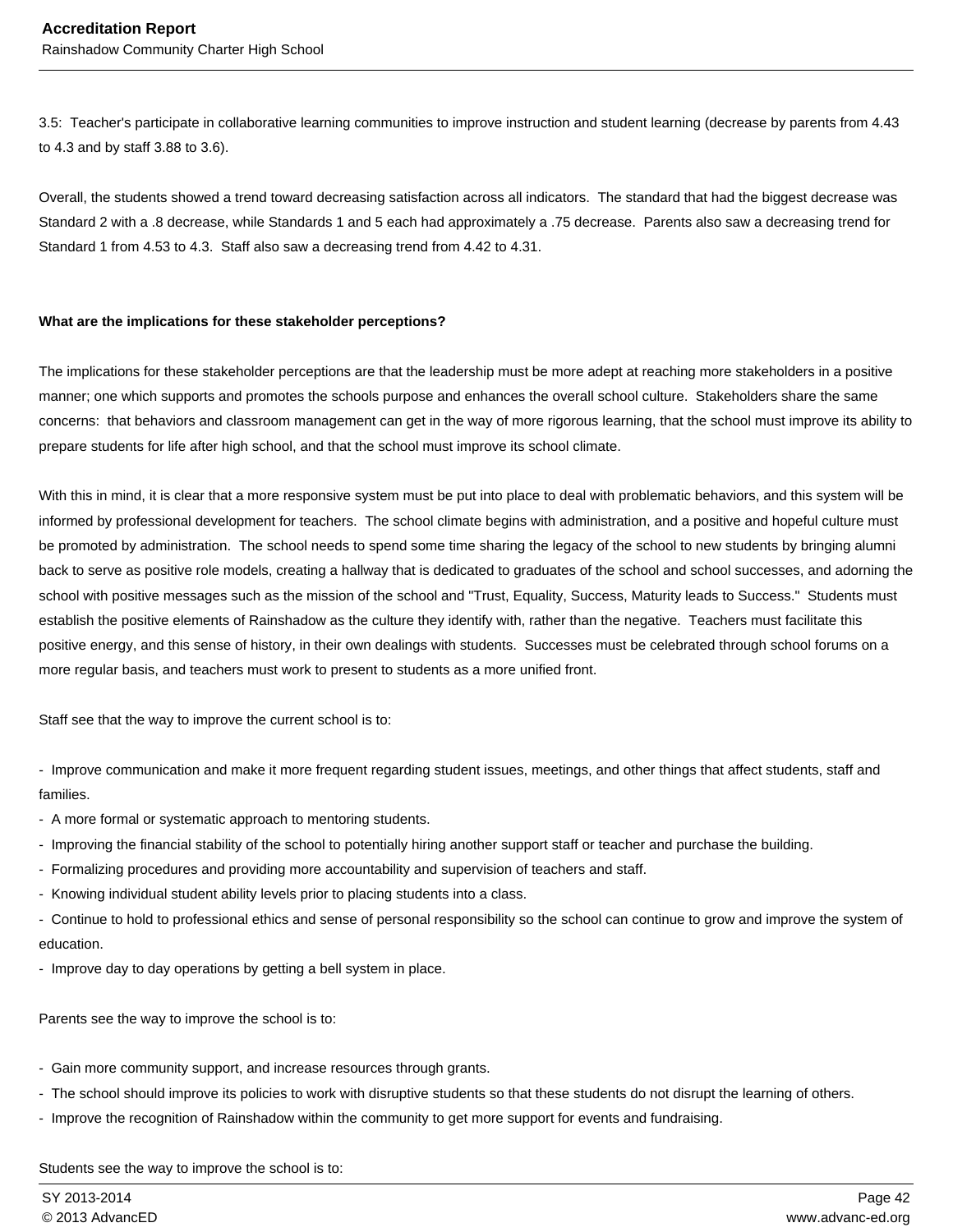3.5: Teacher's participate in collaborative learning communities to improve instruction and student learning (decrease by parents from 4.43 to 4.3 and by staff 3.88 to 3.6).

Overall, the students showed a trend toward decreasing satisfaction across all indicators. The standard that had the biggest decrease was Standard 2 with a .8 decrease, while Standards 1 and 5 each had approximately a .75 decrease. Parents also saw a decreasing trend for Standard 1 from 4.53 to 4.3. Staff also saw a decreasing trend from 4.42 to 4.31.

**What are the implications for these stakeholder perceptions?**

The implications for these stakeholder perceptions are that the leadership must be more adept at reaching more stakeholders in a positive manner; one which supports and promotes the schools purpose and enhances the overall school culture. Stakeholders share the same concerns: that behaviors and classroom management can get in the way of more rigorous learning, that the school must improve its ability to prepare students for life after high school, and that the school must improve its school climate.

With this in mind, it is clear that a more responsive system must be put into place to deal with problematic behaviors, and this system will be informed by professional development for teachers. The school climate begins with administration, and a positive and hopeful culture must be promoted by administration. The school needs to spend some time sharing the legacy of the school to new students by bringing alumni back to serve as positive role models, creating a hallway that is dedicated to graduates of the school and school successes, and adorning the school with positive messages such as the mission of the school and "Trust, Equality, Success, Maturity leads to Success." Students must establish the positive elements of Rainshadow as the culture they identify with, rather than the negative. Teachers must facilitate this positive energy, and this sense of history, in their own dealings with students. Successes must be celebrated through school forums on a more regular basis, and teachers must work to present to students as a more unified front.

Staff see that the way to improve the current school is to:

- Improve communication and make it more frequent regarding student issues, meetings, and other things that affect students, staff and families.
- A more formal or systematic approach to mentoring students.
- Improving the financial stability of the school to potentially hiring another support staff or teacher and purchase the building.
- Formalizing procedures and providing more accountability and supervision of teachers and staff.
- Knowing individual student ability levels prior to placing students into a class.
- Continue to hold to professional ethics and sense of personal responsibility so the school can continue to grow and improve the system of education.
- Improve day to day operations by getting a bell system in place.

Parents see the way to improve the school is to:

- Gain more community support, and increase resources through grants.
- The school should improve its policies to work with disruptive students so that these students do not disrupt the learning of others.
- Improve the recognition of Rainshadow within the community to get more support for events and fundraising.

Students see the way to improve the school is to: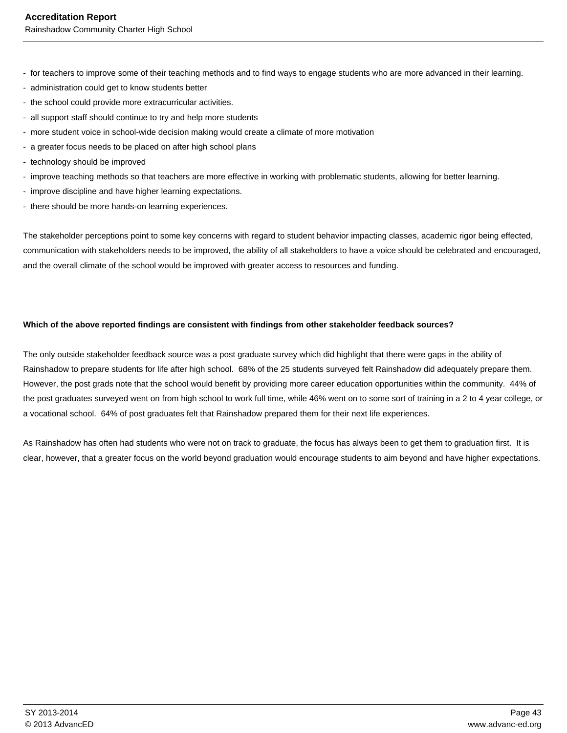- for teachers to improve some of their teaching methods and to find ways to engage students who are more advanced in their learning.
- administration could get to know students better
- the school could provide more extracurricular activities.
- all support staff should continue to try and help more students
- more student voice in school-wide decision making would create a climate of more motivation
- a greater focus needs to be placed on after high school plans
- technology should be improved
- improve teaching methods so that teachers are more effective in working with problematic students, allowing for better learning.
- improve discipline and have higher learning expectations.
- there should be more hands-on learning experiences.

The stakeholder perceptions point to some key concerns with regard to student behavior impacting classes, academic rigor being effected, communication with stakeholders needs to be improved, the ability of all stakeholders to have a voice should be celebrated and encouraged, and the overall climate of the school would be improved with greater access to resources and funding.

**Which of the above reported findings are consistent with findings from other stakeholder feedback sources?**

The only outside stakeholder feedback source was a post graduate survey which did highlight that there were gaps in the ability of Rainshadow to prepare students for life after high school. 68% of the 25 students surveyed felt Rainshadow did adequately prepare them. However, the post grads note that the school would benefit by providing more career education opportunities within the community. 44% of the post graduates surveyed went on from high school to work full time, while 46% went on to some sort of training in a 2 to 4 year college, or a vocational school. 64% of post graduates felt that Rainshadow prepared them for their next life experiences.

As Rainshadow has often had students who were not on track to graduate, the focus has always been to get them to graduation first. It is clear, however, that a greater focus on the world beyond graduation would encourage students to aim beyond and have higher expectations.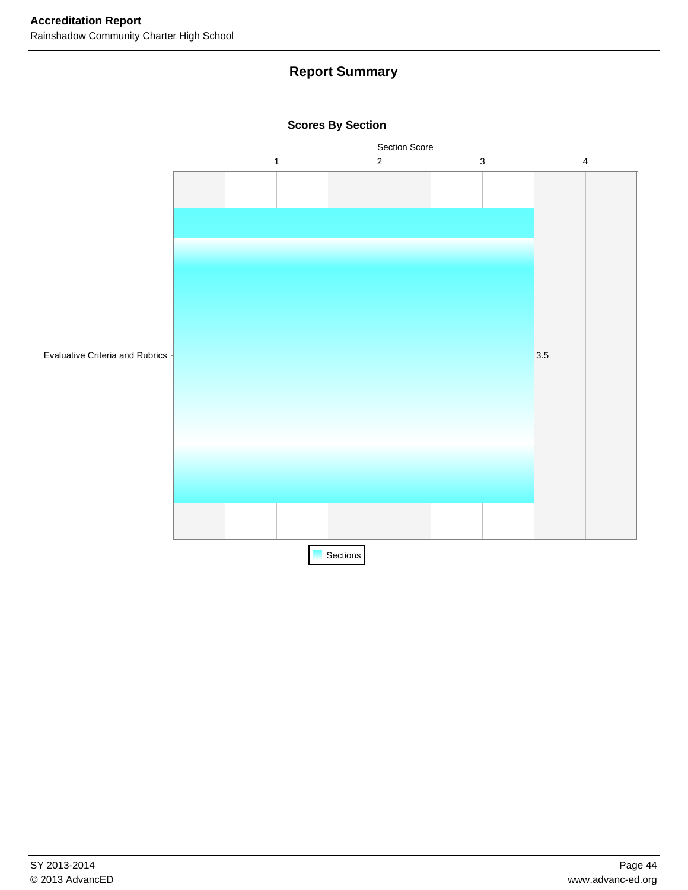## Report Summary

### Scores By Section

Section Score

| Section | Score |
| --- | --- |
| Evaluative Criteria and Rubrics | 3.5 |

Sections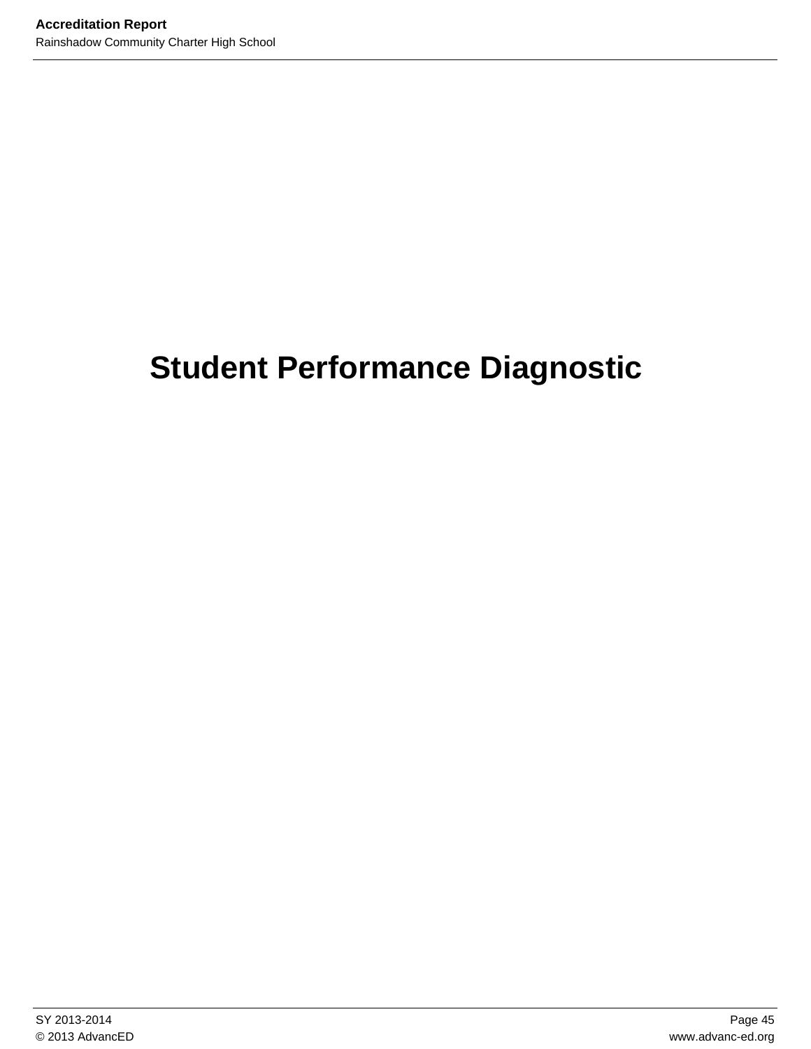# Student Performance Diagnostic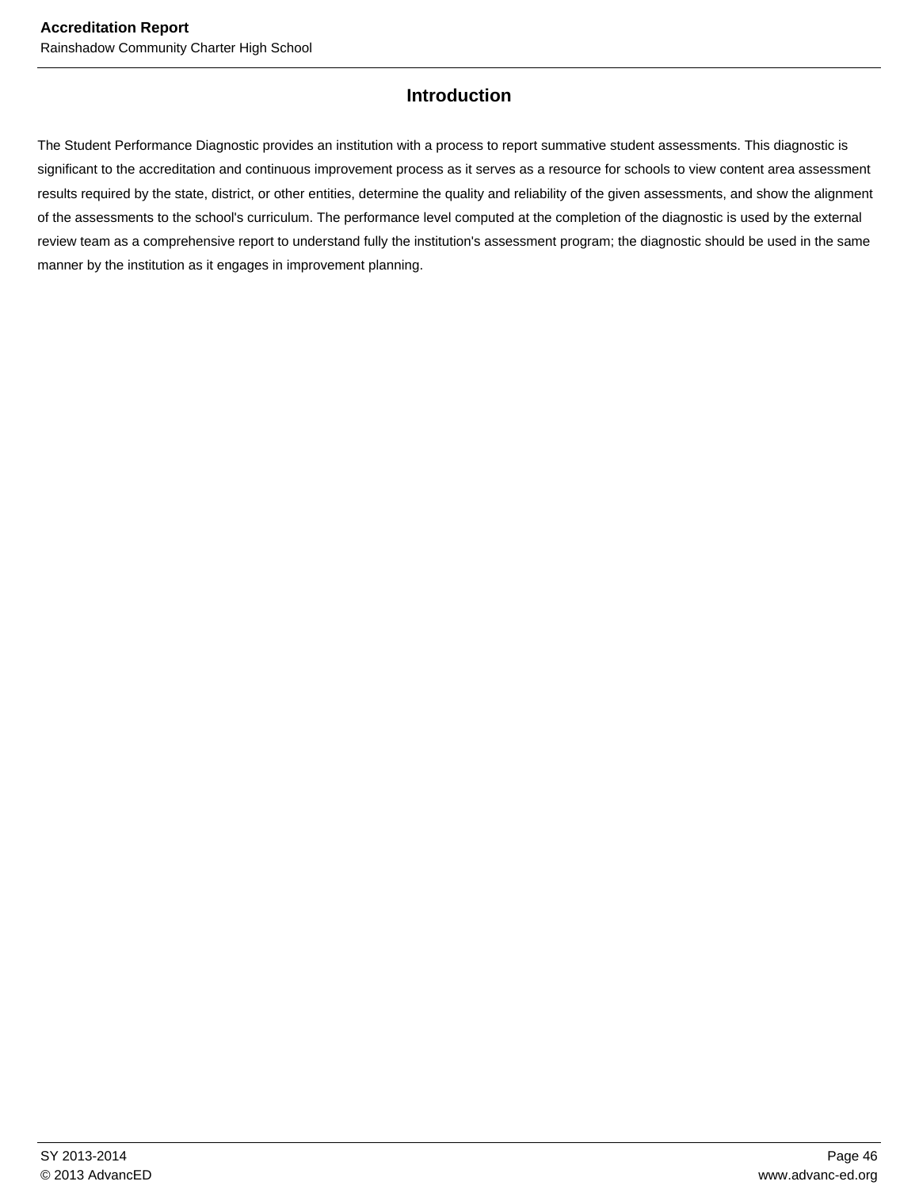## Introduction

The Student Performance Diagnostic provides an institution with a process to report summative student assessments. This diagnostic is significant to the accreditation and continuous improvement process as it serves as a resource for schools to view content area assessment results required by the state, district, or other entities, determine the quality and reliability of the given assessments, and show the alignment of the assessments to the school's curriculum. The performance level computed at the completion of the diagnostic is used by the external review team as a comprehensive report to understand fully the institution's assessment program; the diagnostic should be used in the same manner by the institution as it engages in improvement planning.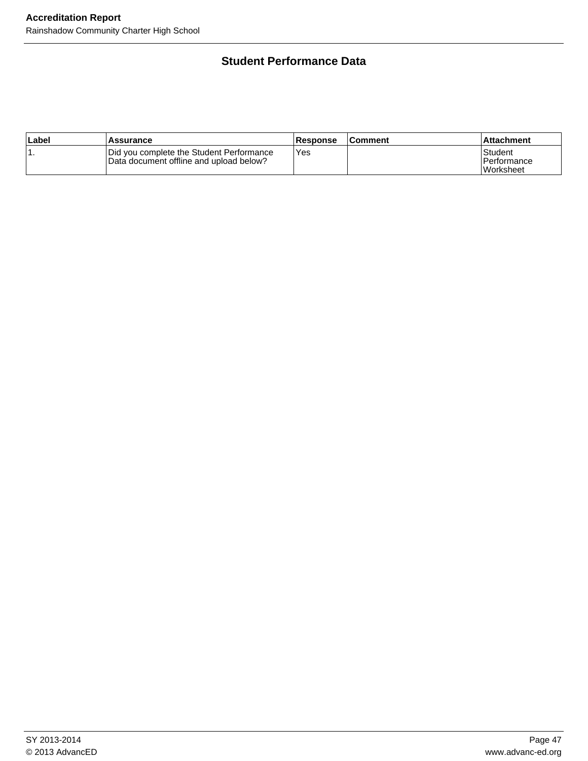## Student Performance Data

| Label | Assurance | Response | Comment | Attachment |
|---|---|---|---|---|
| 1. | Did you complete the Student Performance Data document offline and upload below? | Yes | | Student Performance Worksheet |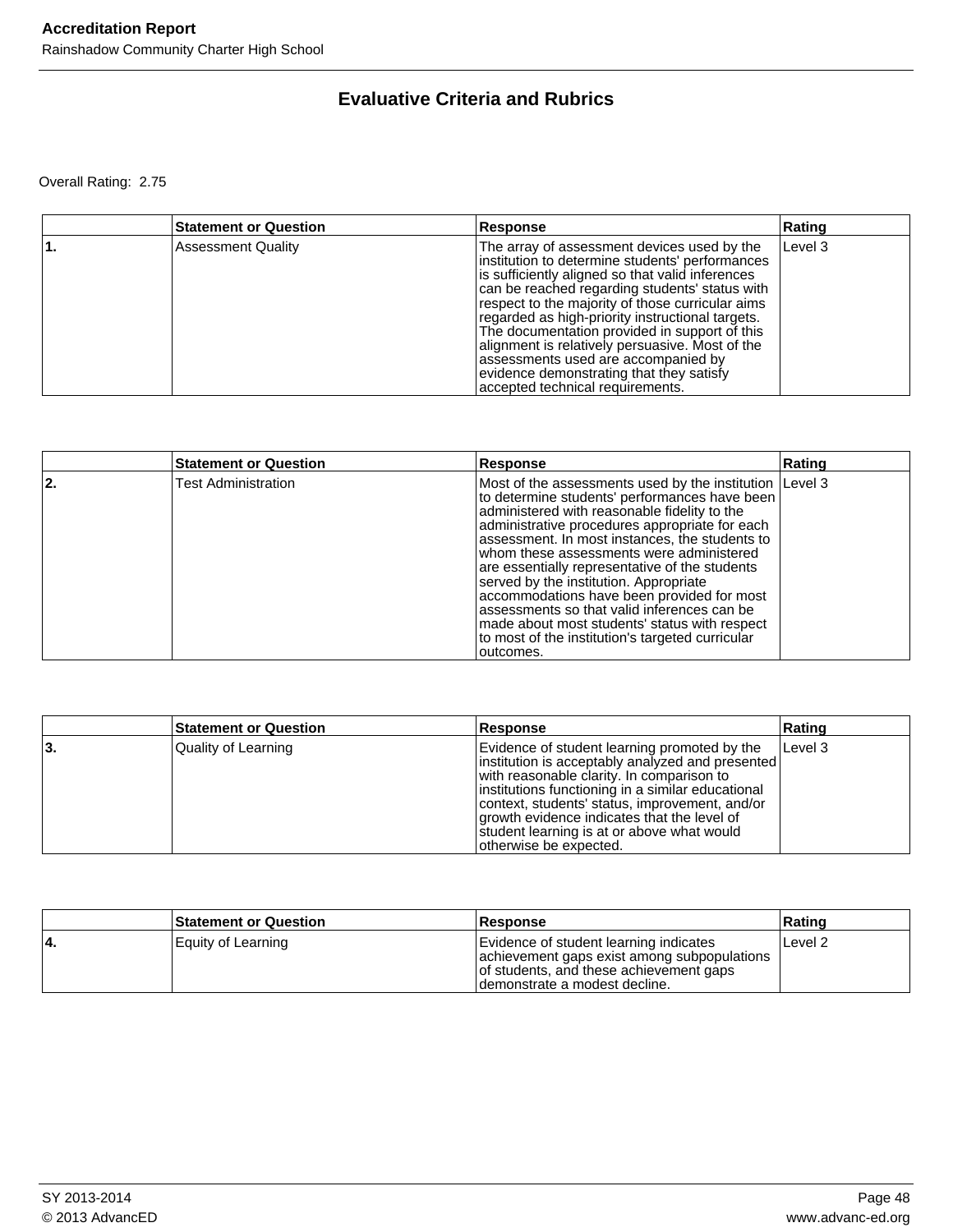## Evaluative Criteria and Rubrics

Overall Rating: 2.75

| | Statement or Question | Response | Rating |
|---|---|---|---|
| 1. | Assessment Quality | The array of assessment devices used by the institution to determine students' performances is sufficiently aligned so that valid inferences can be reached regarding students' status with respect to the majority of those curricular aims regarded as high-priority instructional targets. The documentation provided in support of this alignment is relatively persuasive. Most of the assessments used are accompanied by evidence demonstrating that they satisfy accepted technical requirements. | Level 3 |

| | Statement or Question | Response | Rating |
|---|---|---|---|
| 2. | Test Administration | Most of the assessments used by the institution to determine students' performances have been administered with reasonable fidelity to the administrative procedures appropriate for each assessment. In most instances, the students to whom these assessments were administered are essentially representative of the students served by the institution. Appropriate accommodations have been provided for most assessments so that valid inferences can be made about most students' status with respect to most of the institution's targeted curricular outcomes. | Level 3 |

| | Statement or Question | Response | Rating |
|---|---|---|---|
| 3. | Quality of Learning | Evidence of student learning promoted by the institution is acceptably analyzed and presented with reasonable clarity. In comparison to institutions functioning in a similar educational context, students' status, improvement, and/or growth evidence indicates that the level of student learning is at or above what would otherwise be expected. | Level 3 |

| | Statement or Question | Response | Rating |
|---|---|---|---|
| 4. | Equity of Learning | Evidence of student learning indicates achievement gaps exist among subpopulations of students, and these achievement gaps demonstrate a modest decline. | Level 2 |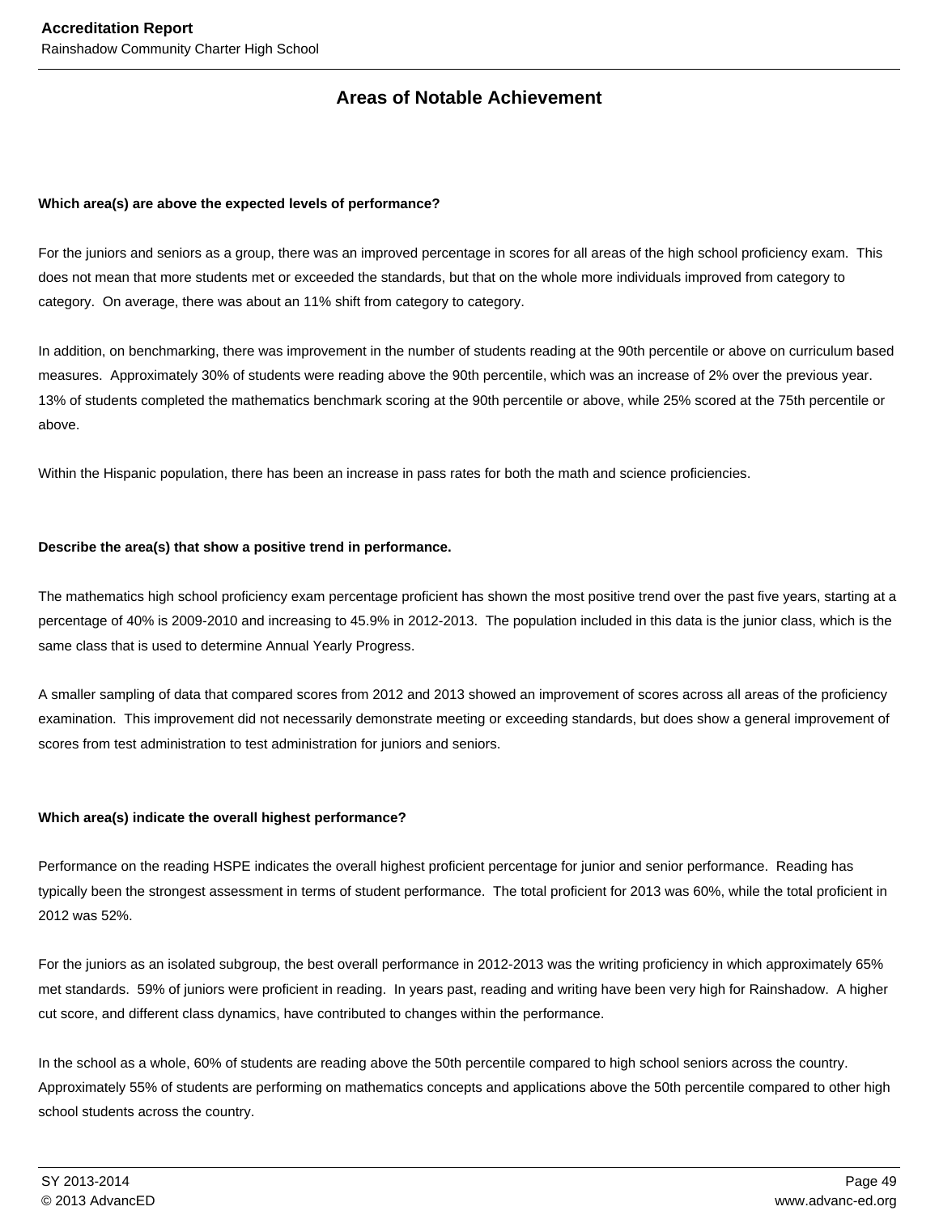## Areas of Notable Achievement

**Which area(s) are above the expected levels of performance?**

For the juniors and seniors as a group, there was an improved percentage in scores for all areas of the high school proficiency exam. This does not mean that more students met or exceeded the standards, but that on the whole more individuals improved from category to category. On average, there was about an 11% shift from category to category.

In addition, on benchmarking, there was improvement in the number of students reading at the 90th percentile or above on curriculum based measures. Approximately 30% of students were reading above the 90th percentile, which was an increase of 2% over the previous year. 13% of students completed the mathematics benchmark scoring at the 90th percentile or above, while 25% scored at the 75th percentile or above.

Within the Hispanic population, there has been an increase in pass rates for both the math and science proficiencies.

**Describe the area(s) that show a positive trend in performance.**

The mathematics high school proficiency exam percentage proficient has shown the most positive trend over the past five years, starting at a percentage of 40% is 2009-2010 and increasing to 45.9% in 2012-2013. The population included in this data is the junior class, which is the same class that is used to determine Annual Yearly Progress.

A smaller sampling of data that compared scores from 2012 and 2013 showed an improvement of scores across all areas of the proficiency examination. This improvement did not necessarily demonstrate meeting or exceeding standards, but does show a general improvement of scores from test administration to test administration for juniors and seniors.

**Which area(s) indicate the overall highest performance?**

Performance on the reading HSPE indicates the overall highest proficient percentage for junior and senior performance. Reading has typically been the strongest assessment in terms of student performance. The total proficient for 2013 was 60%, while the total proficient in 2012 was 52%.

For the juniors as an isolated subgroup, the best overall performance in 2012-2013 was the writing proficiency in which approximately 65% met standards. 59% of juniors were proficient in reading. In years past, reading and writing have been very high for Rainshadow. A higher cut score, and different class dynamics, have contributed to changes within the performance.

In the school as a whole, 60% of students are reading above the 50th percentile compared to high school seniors across the country. Approximately 55% of students are performing on mathematics concepts and applications above the 50th percentile compared to other high school students across the country.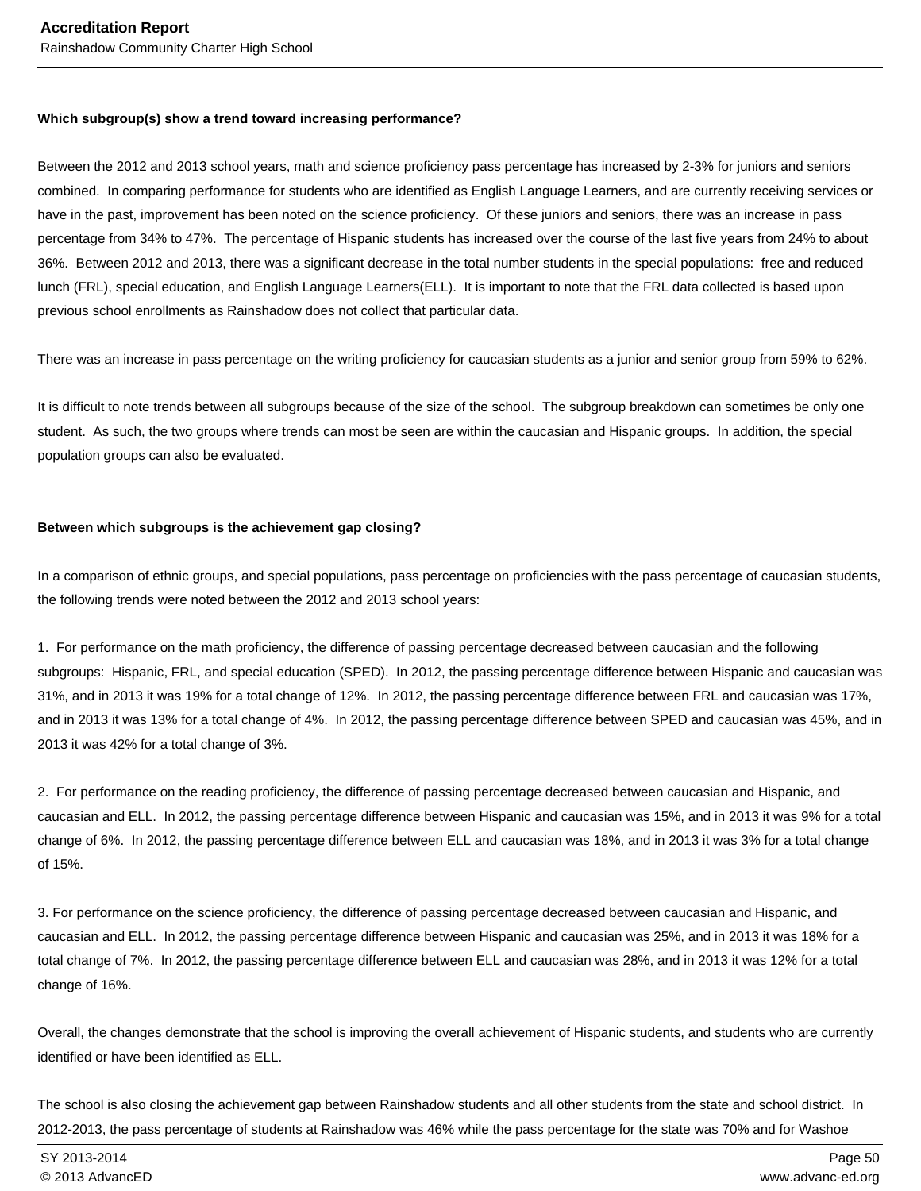**Which subgroup(s) show a trend toward increasing performance?**

Between the 2012 and 2013 school years, math and science proficiency pass percentage has increased by 2-3% for juniors and seniors combined.  In comparing performance for students who are identified as English Language Learners, and are currently receiving services or have in the past, improvement has been noted on the science proficiency.  Of these juniors and seniors, there was an increase in pass percentage from 34% to 47%.  The percentage of Hispanic students has increased over the course of the last five years from 24% to about 36%.  Between 2012 and 2013, there was a significant decrease in the total number students in the special populations:  free and reduced lunch (FRL), special education, and English Language Learners(ELL).  It is important to note that the FRL data collected is based upon previous school enrollments as Rainshadow does not collect that particular data.

There was an increase in pass percentage on the writing proficiency for caucasian students as a junior and senior group from 59% to 62%.

It is difficult to note trends between all subgroups because of the size of the school.  The subgroup breakdown can sometimes be only one student.  As such, the two groups where trends can most be seen are within the caucasian and Hispanic groups.  In addition, the special population groups can also be evaluated.

**Between which subgroups is the achievement gap closing?**

In a comparison of ethnic groups, and special populations, pass percentage on proficiencies with the pass percentage of caucasian students, the following trends were noted between the 2012 and 2013 school years:

1.  For performance on the math proficiency, the difference of passing percentage decreased between caucasian and the following subgroups:  Hispanic, FRL, and special education (SPED).  In 2012, the passing percentage difference between Hispanic and caucasian was 31%, and in 2013 it was 19% for a total change of 12%.  In 2012, the passing percentage difference between FRL and caucasian was 17%, and in 2013 it was 13% for a total change of 4%.  In 2012, the passing percentage difference between SPED and caucasian was 45%, and in 2013 it was 42% for a total change of 3%.

2.  For performance on the reading proficiency, the difference of passing percentage decreased between caucasian and Hispanic, and caucasian and ELL.  In 2012, the passing percentage difference between Hispanic and caucasian was 15%, and in 2013 it was 9% for a total change of 6%.  In 2012, the passing percentage difference between ELL and caucasian was 18%, and in 2013 it was 3% for a total change of 15%.

3. For performance on the science proficiency, the difference of passing percentage decreased between caucasian and Hispanic, and caucasian and ELL.  In 2012, the passing percentage difference between Hispanic and caucasian was 25%, and in 2013 it was 18% for a total change of 7%.  In 2012, the passing percentage difference between ELL and caucasian was 28%, and in 2013 it was 12% for a total change of 16%.

Overall, the changes demonstrate that the school is improving the overall achievement of Hispanic students, and students who are currently identified or have been identified as ELL.

The school is also closing the achievement gap between Rainshadow students and all other students from the state and school district.  In 2012-2013, the pass percentage of students at Rainshadow was 46% while the pass percentage for the state was 70% and for Washoe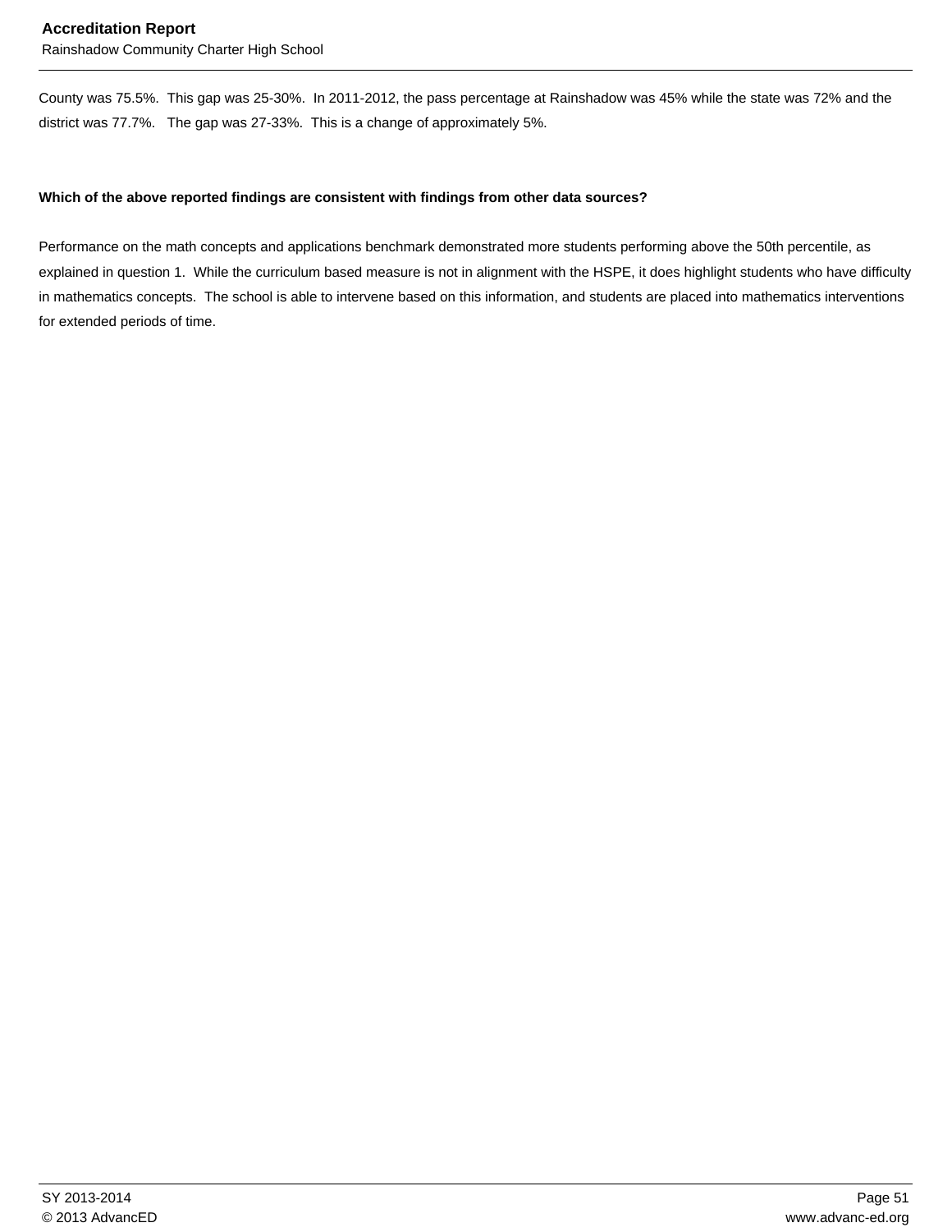County was 75.5%. This gap was 25-30%. In 2011-2012, the pass percentage at Rainshadow was 45% while the state was 72% and the district was 77.7%. The gap was 27-33%. This is a change of approximately 5%.

**Which of the above reported findings are consistent with findings from other data sources?**

Performance on the math concepts and applications benchmark demonstrated more students performing above the 50th percentile, as explained in question 1. While the curriculum based measure is not in alignment with the HSPE, it does highlight students who have difficulty in mathematics concepts. The school is able to intervene based on this information, and students are placed into mathematics interventions for extended periods of time.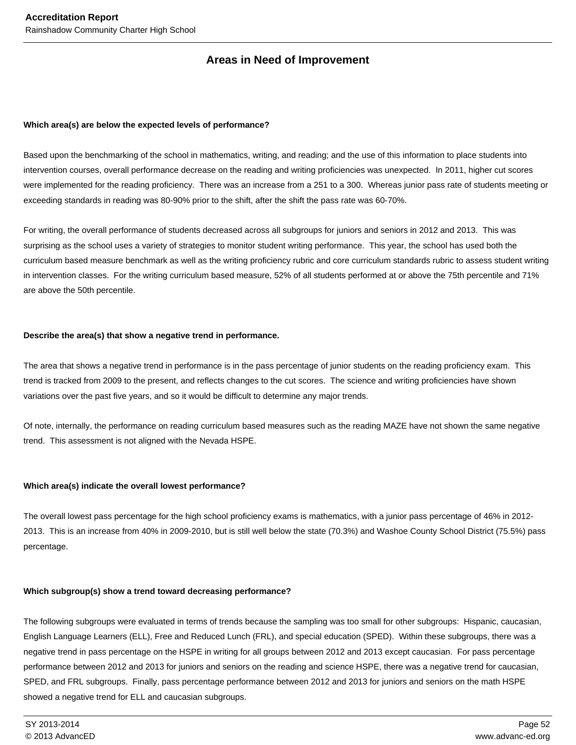## Areas in Need of Improvement

**Which area(s) are below the expected levels of performance?**

Based upon the benchmarking of the school in mathematics, writing, and reading; and the use of this information to place students into intervention courses, overall performance decrease on the reading and writing proficiencies was unexpected. In 2011, higher cut scores were implemented for the reading proficiency. There was an increase from a 251 to a 300. Whereas junior pass rate of students meeting or exceeding standards in reading was 80-90% prior to the shift, after the shift the pass rate was 60-70%.

For writing, the overall performance of students decreased across all subgroups for juniors and seniors in 2012 and 2013. This was surprising as the school uses a variety of strategies to monitor student writing performance. This year, the school has used both the curriculum based measure benchmark as well as the writing proficiency rubric and core curriculum standards rubric to assess student writing in intervention classes. For the writing curriculum based measure, 52% of all students performed at or above the 75th percentile and 71% are above the 50th percentile.

**Describe the area(s) that show a negative trend in performance.**

The area that shows a negative trend in performance is in the pass percentage of junior students on the reading proficiency exam. This trend is tracked from 2009 to the present, and reflects changes to the cut scores. The science and writing proficiencies have shown variations over the past five years, and so it would be difficult to determine any major trends.

Of note, internally, the performance on reading curriculum based measures such as the reading MAZE have not shown the same negative trend. This assessment is not aligned with the Nevada HSPE.

**Which area(s) indicate the overall lowest performance?**

The overall lowest pass percentage for the high school proficiency exams is mathematics, with a junior pass percentage of 46% in 2012-2013. This is an increase from 40% in 2009-2010, but is still well below the state (70.3%) and Washoe County School District (75.5%) pass percentage.

**Which subgroup(s) show a trend toward decreasing performance?**

The following subgroups were evaluated in terms of trends because the sampling was too small for other subgroups: Hispanic, caucasian, English Language Learners (ELL), Free and Reduced Lunch (FRL), and special education (SPED). Within these subgroups, there was a negative trend in pass percentage on the HSPE in writing for all groups between 2012 and 2013 except caucasian. For pass percentage performance between 2012 and 2013 for juniors and seniors on the reading and science HSPE, there was a negative trend for caucasian, SPED, and FRL subgroups. Finally, pass percentage performance between 2012 and 2013 for juniors and seniors on the math HSPE showed a negative trend for ELL and caucasian subgroups.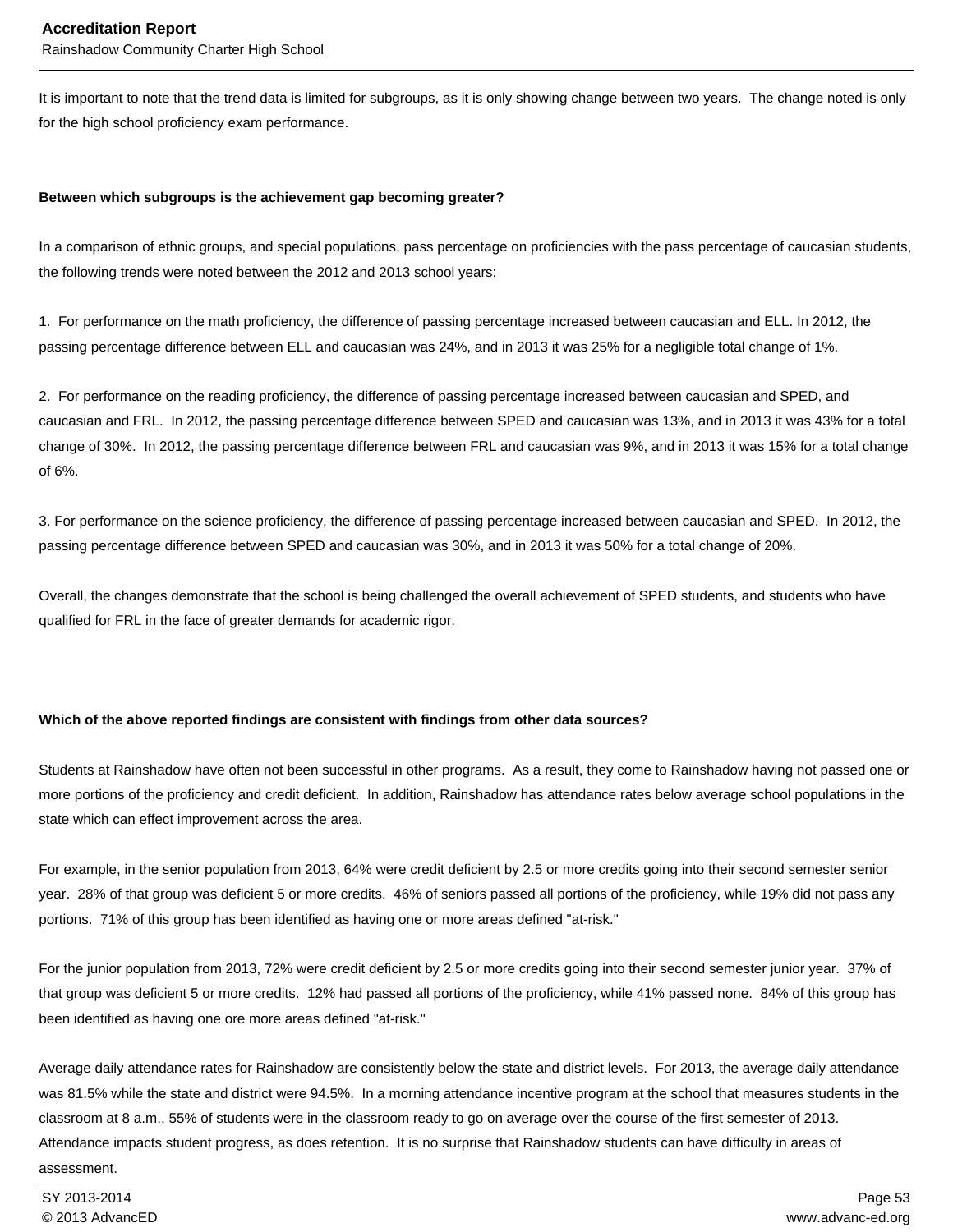It is important to note that the trend data is limited for subgroups, as it is only showing change between two years. The change noted is only for the high school proficiency exam performance.

**Between which subgroups is the achievement gap becoming greater?**

In a comparison of ethnic groups, and special populations, pass percentage on proficiencies with the pass percentage of caucasian students, the following trends were noted between the 2012 and 2013 school years:

1. For performance on the math proficiency, the difference of passing percentage increased between caucasian and ELL. In 2012, the passing percentage difference between ELL and caucasian was 24%, and in 2013 it was 25% for a negligible total change of 1%.

2. For performance on the reading proficiency, the difference of passing percentage increased between caucasian and SPED, and caucasian and FRL. In 2012, the passing percentage difference between SPED and caucasian was 13%, and in 2013 it was 43% for a total change of 30%. In 2012, the passing percentage difference between FRL and caucasian was 9%, and in 2013 it was 15% for a total change of 6%.

3. For performance on the science proficiency, the difference of passing percentage increased between caucasian and SPED. In 2012, the passing percentage difference between SPED and caucasian was 30%, and in 2013 it was 50% for a total change of 20%.

Overall, the changes demonstrate that the school is being challenged the overall achievement of SPED students, and students who have qualified for FRL in the face of greater demands for academic rigor.

**Which of the above reported findings are consistent with findings from other data sources?**

Students at Rainshadow have often not been successful in other programs. As a result, they come to Rainshadow having not passed one or more portions of the proficiency and credit deficient. In addition, Rainshadow has attendance rates below average school populations in the state which can effect improvement across the area.

For example, in the senior population from 2013, 64% were credit deficient by 2.5 or more credits going into their second semester senior year. 28% of that group was deficient 5 or more credits. 46% of seniors passed all portions of the proficiency, while 19% did not pass any portions. 71% of this group has been identified as having one or more areas defined "at-risk."

For the junior population from 2013, 72% were credit deficient by 2.5 or more credits going into their second semester junior year. 37% of that group was deficient 5 or more credits. 12% had passed all portions of the proficiency, while 41% passed none. 84% of this group has been identified as having one ore more areas defined "at-risk."

Average daily attendance rates for Rainshadow are consistently below the state and district levels. For 2013, the average daily attendance was 81.5% while the state and district were 94.5%. In a morning attendance incentive program at the school that measures students in the classroom at 8 a.m., 55% of students were in the classroom ready to go on average over the course of the first semester of 2013. Attendance impacts student progress, as does retention. It is no surprise that Rainshadow students can have difficulty in areas of assessment.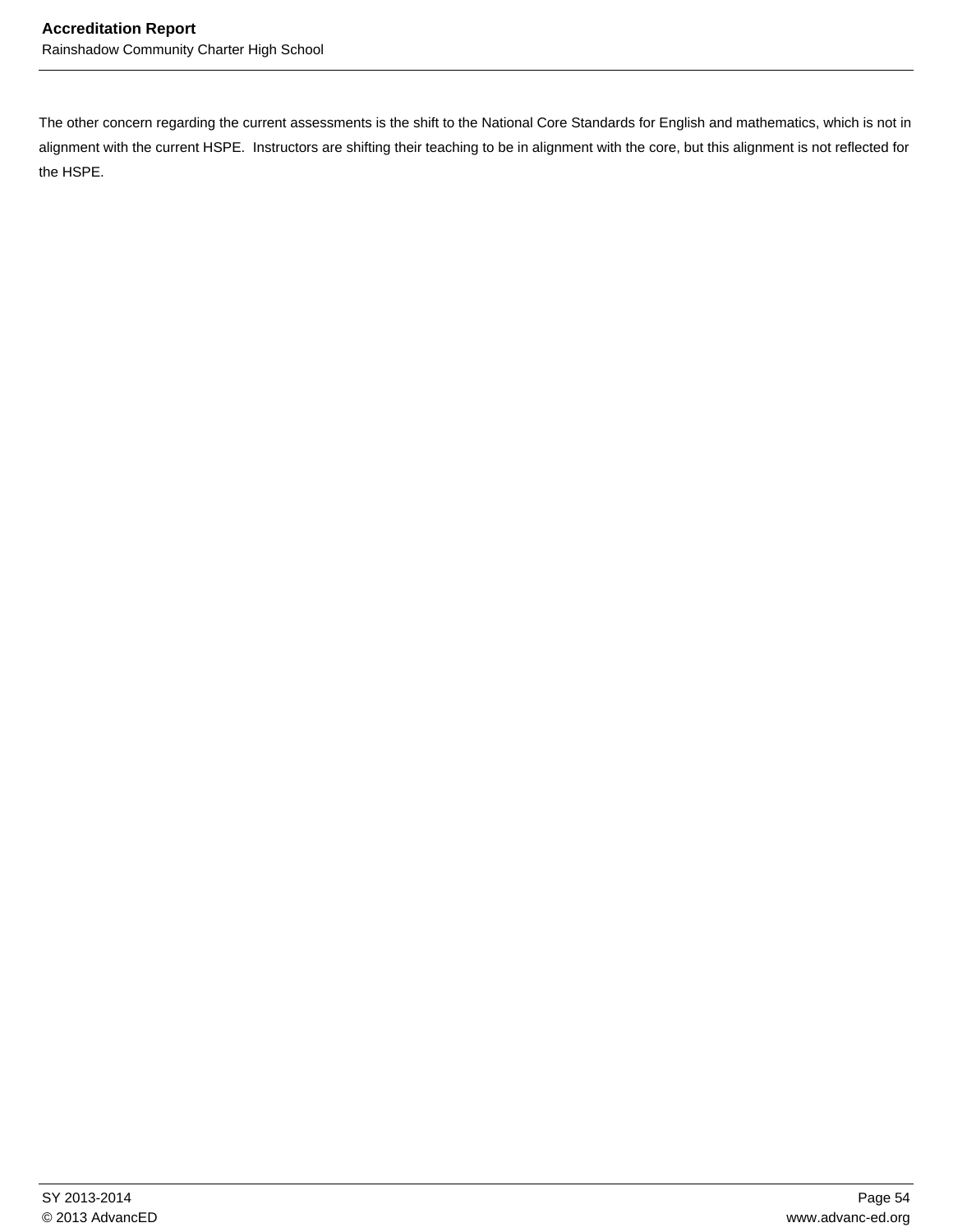The other concern regarding the current assessments is the shift to the National Core Standards for English and mathematics, which is not in alignment with the current HSPE.  Instructors are shifting their teaching to be in alignment with the core, but this alignment is not reflected for the HSPE.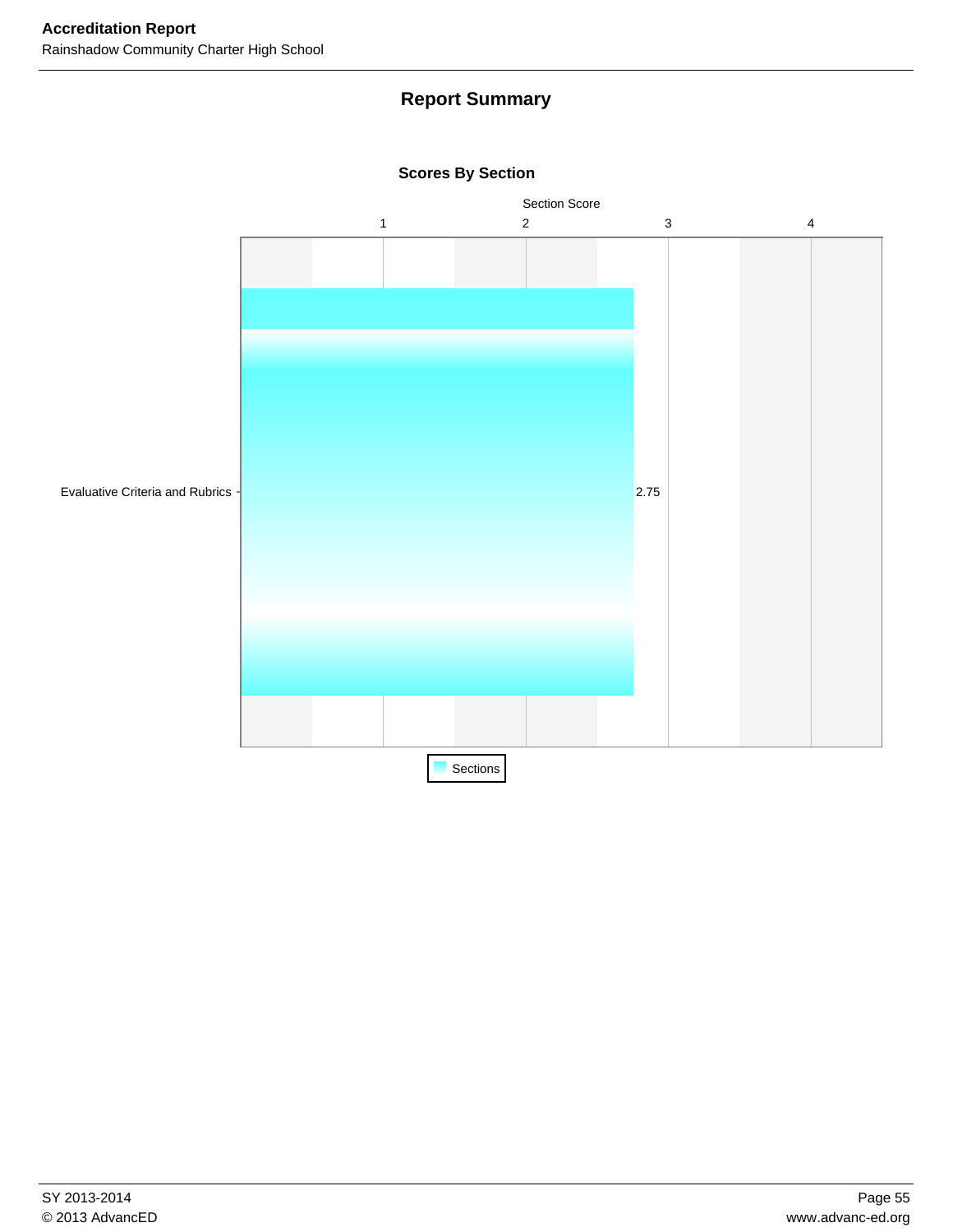## Report Summary

### Scores By Section

Section Score

| Section | Score |
|---|---|
| Evaluative Criteria and Rubrics | 2.75 |

Sections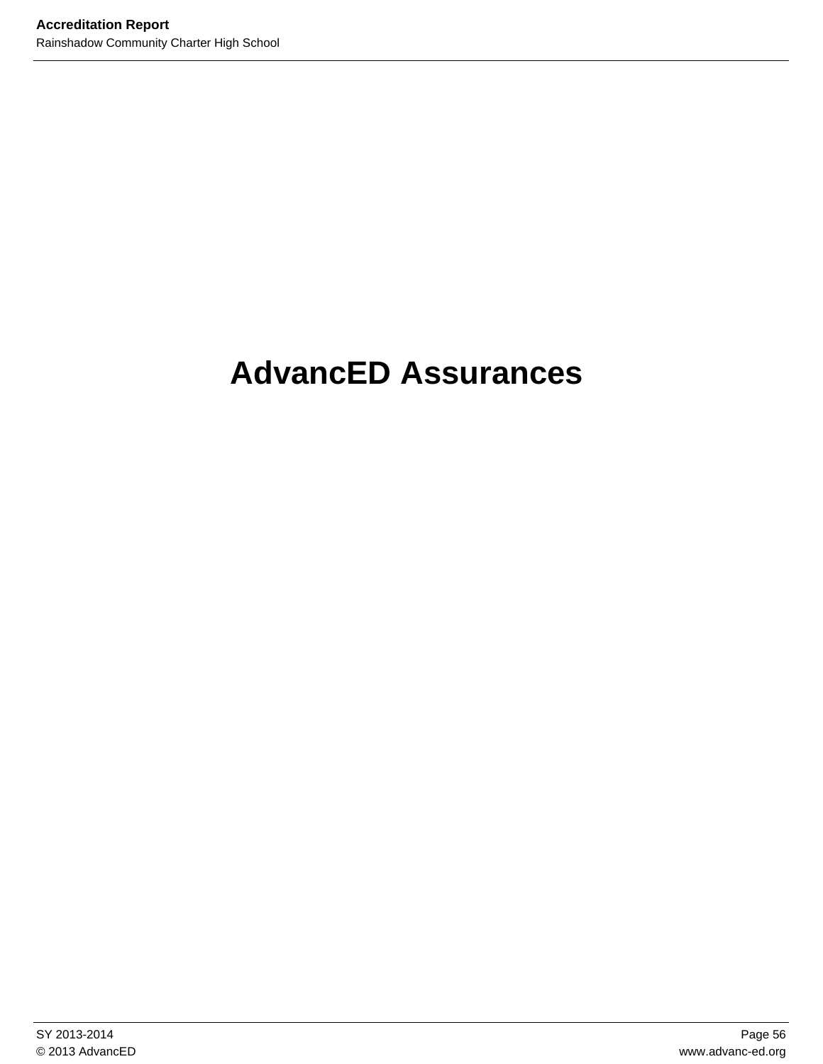# AdvancED Assurances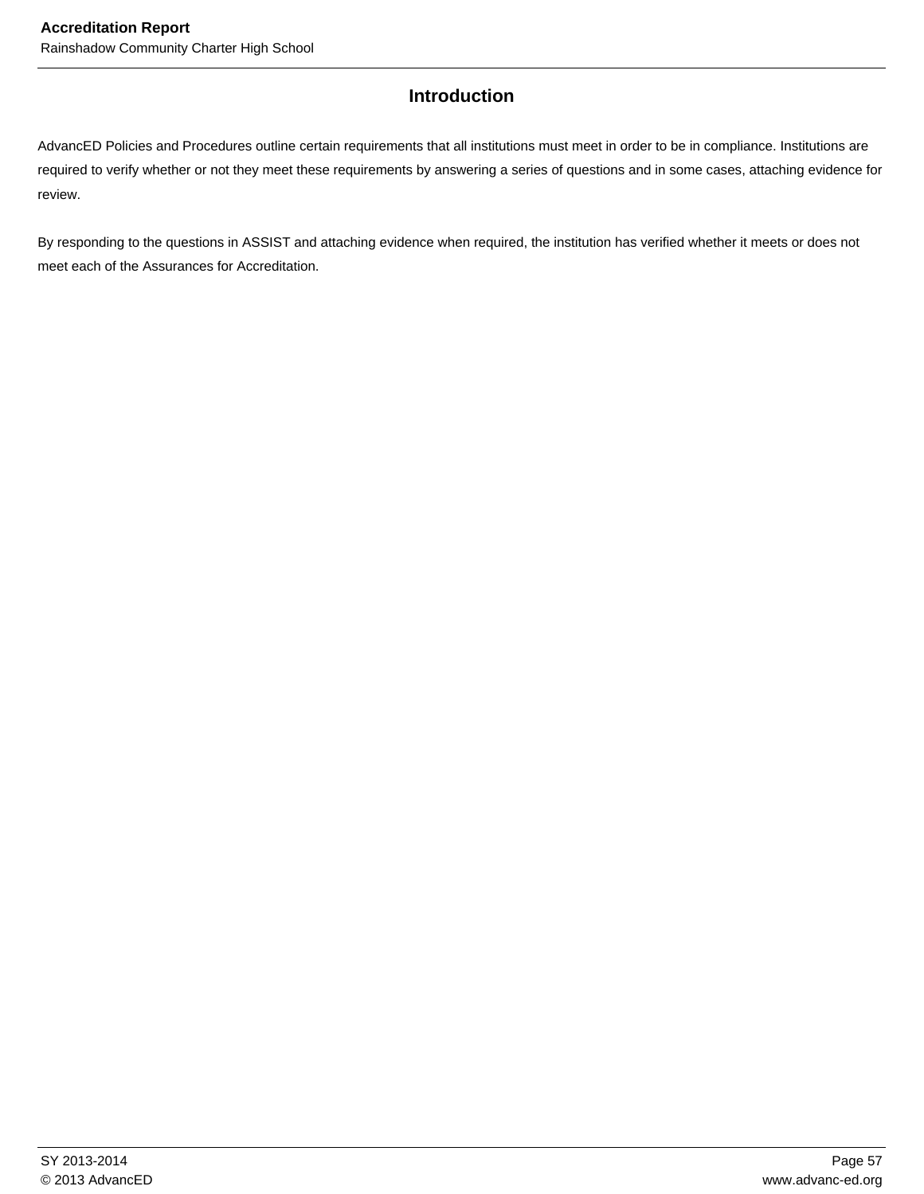## Introduction

AdvancED Policies and Procedures outline certain requirements that all institutions must meet in order to be in compliance. Institutions are required to verify whether or not they meet these requirements by answering a series of questions and in some cases, attaching evidence for review.

By responding to the questions in ASSIST and attaching evidence when required, the institution has verified whether it meets or does not meet each of the Assurances for Accreditation.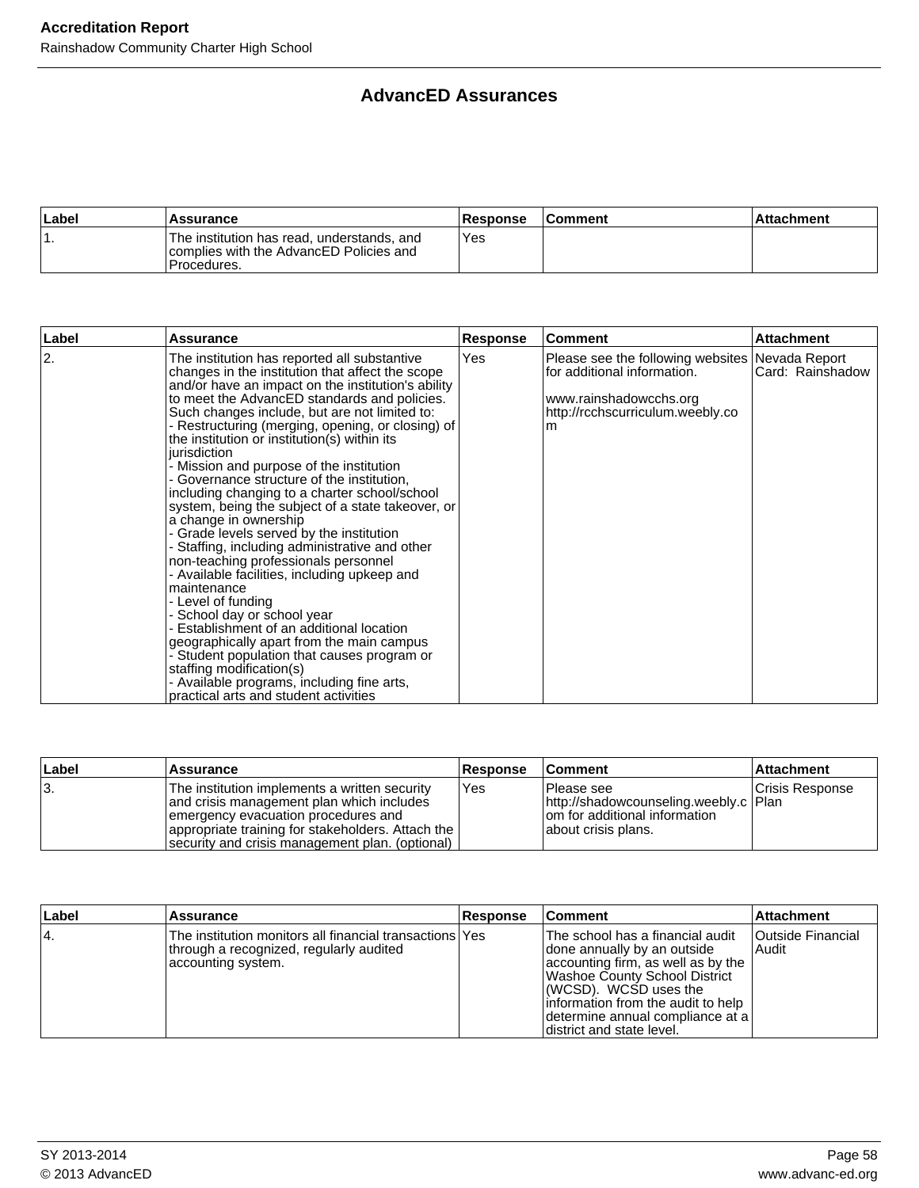# AdvancED Assurances

| Label | Assurance | Response | Comment | Attachment |
|---|---|---|---|---|
| 1. | The institution has read, understands, and complies with the AdvancED Policies and Procedures. | Yes | | |

| Label | Assurance | Response | Comment | Attachment |
|---|---|---|---|---|
| 2. | The institution has reported all substantive changes in the institution that affect the scope and/or have an impact on the institution's ability to meet the AdvancED standards and policies. Such changes include, but are not limited to:<br>- Restructuring (merging, opening, or closing) of the institution or institution(s) within its jurisdiction<br>- Mission and purpose of the institution<br>- Governance structure of the institution, including changing to a charter school/school system, being the subject of a state takeover, or a change in ownership<br>- Grade levels served by the institution<br>- Staffing, including administrative and other non-teaching professionals personnel<br>- Available facilities, including upkeep and maintenance<br>- Level of funding<br>- School day or school year<br>- Establishment of an additional location geographically apart from the main campus<br>- Student population that causes program or staffing modification(s)<br>- Available programs, including fine arts, practical arts and student activities | Yes | Please see the following websites for additional information.<br><br>www.rainshadowcchs.org<br>http://rcchscurriculum.weebly.com | Nevada Report Card: Rainshadow |

| Label | Assurance | Response | Comment | Attachment |
|---|---|---|---|---|
| 3. | The institution implements a written security and crisis management plan which includes emergency evacuation procedures and appropriate training for stakeholders. Attach the security and crisis management plan. (optional) | Yes | Please see http://shadowcounseling.weebly.com for additional information about crisis plans. | Crisis Response Plan |

| Label | Assurance | Response | Comment | Attachment |
|---|---|---|---|---|
| 4. | The institution monitors all financial transactions through a recognized, regularly audited accounting system. | Yes | The school has a financial audit done annually by an outside accounting firm, as well as by the Washoe County School District (WCSD). WCSD uses the information from the audit to help determine annual compliance at a district and state level. | Outside Financial Audit |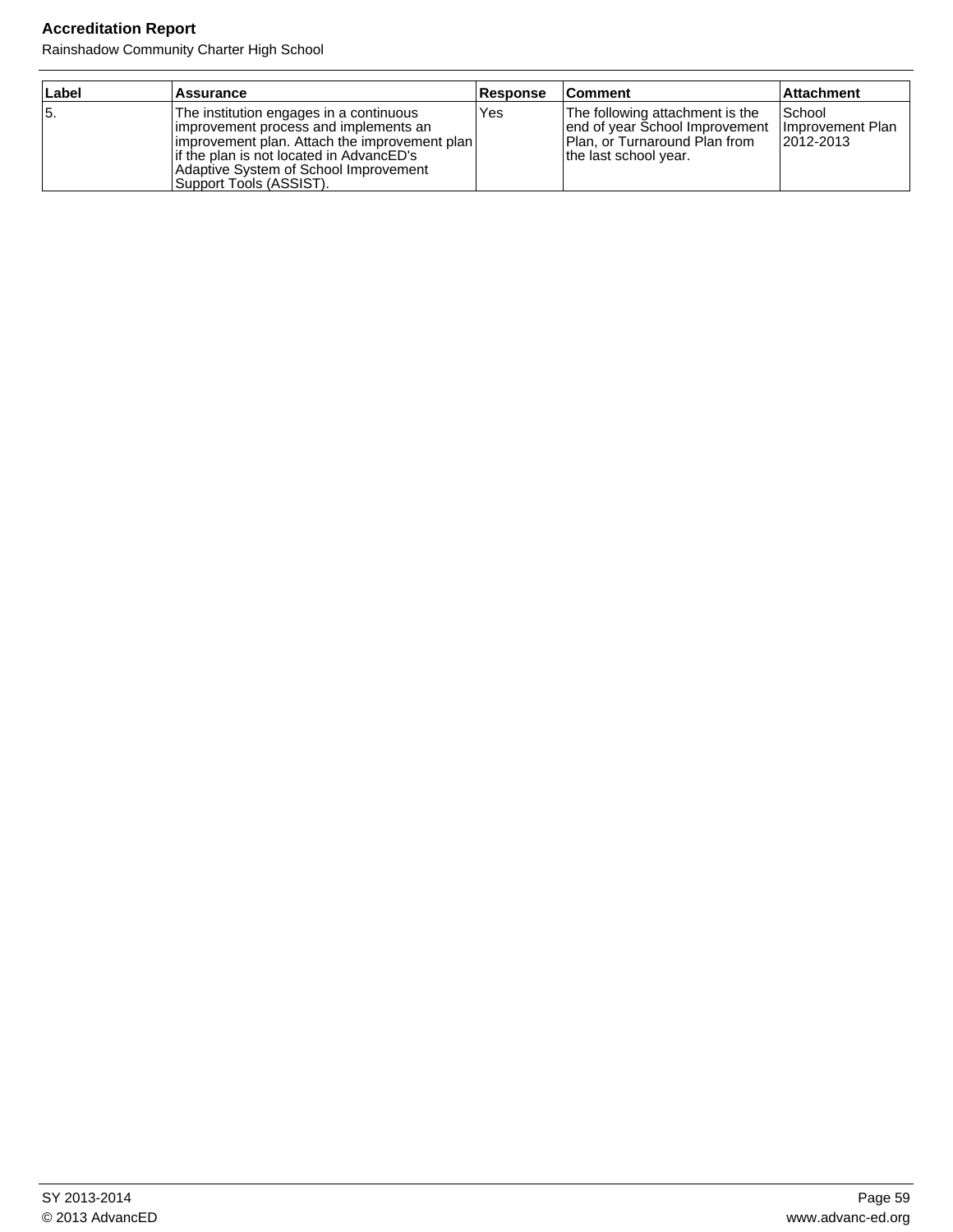| Label | Assurance | Response | Comment | Attachment |
|---|---|---|---|---|
| 5. | The institution engages in a continuous improvement process and implements an improvement plan. Attach the improvement plan if the plan is not located in AdvancED's Adaptive System of School Improvement Support Tools (ASSIST). | Yes | The following attachment is the end of year School Improvement Plan, or Turnaround Plan from the last school year. | School Improvement Plan 2012-2013 |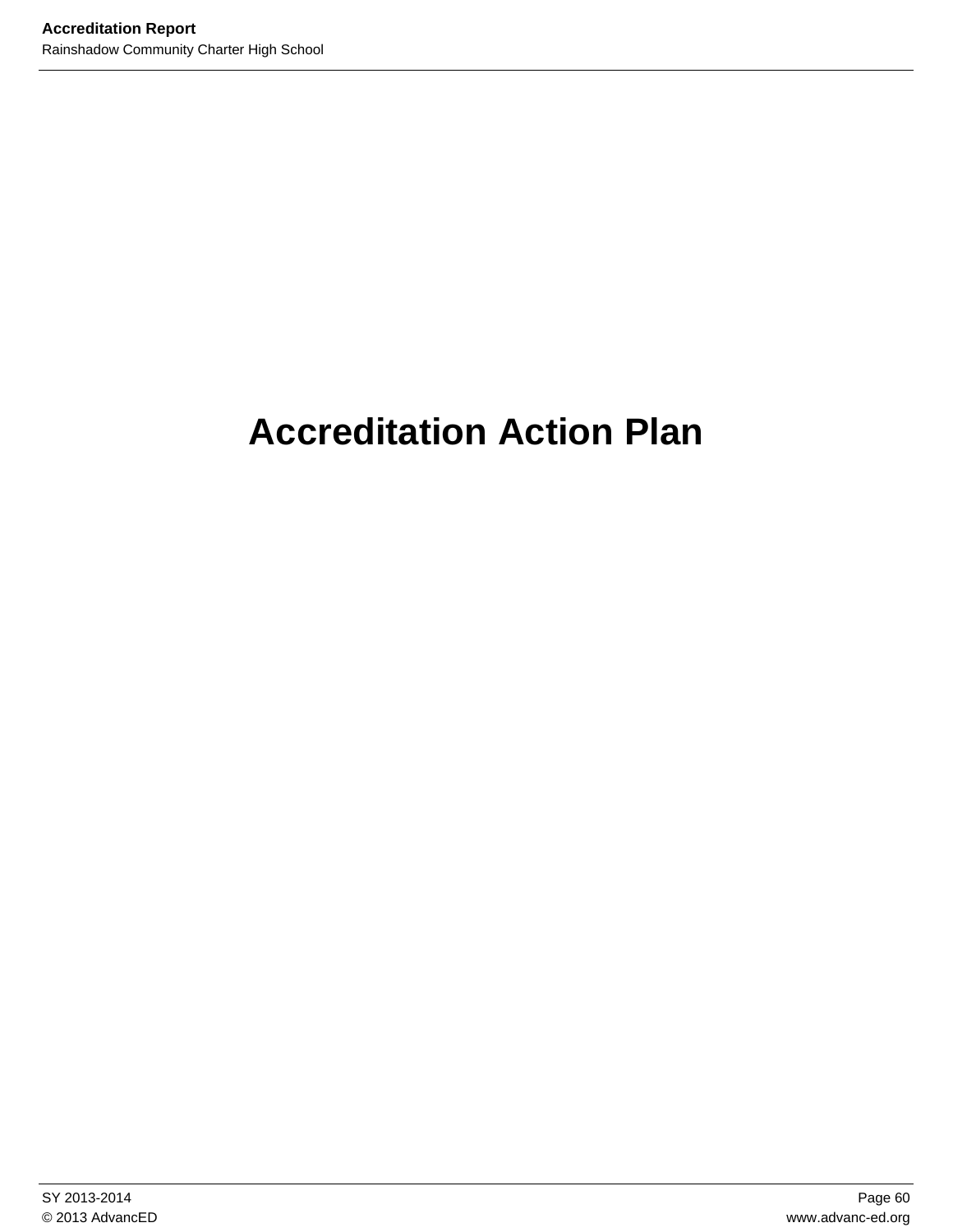# Accreditation Action Plan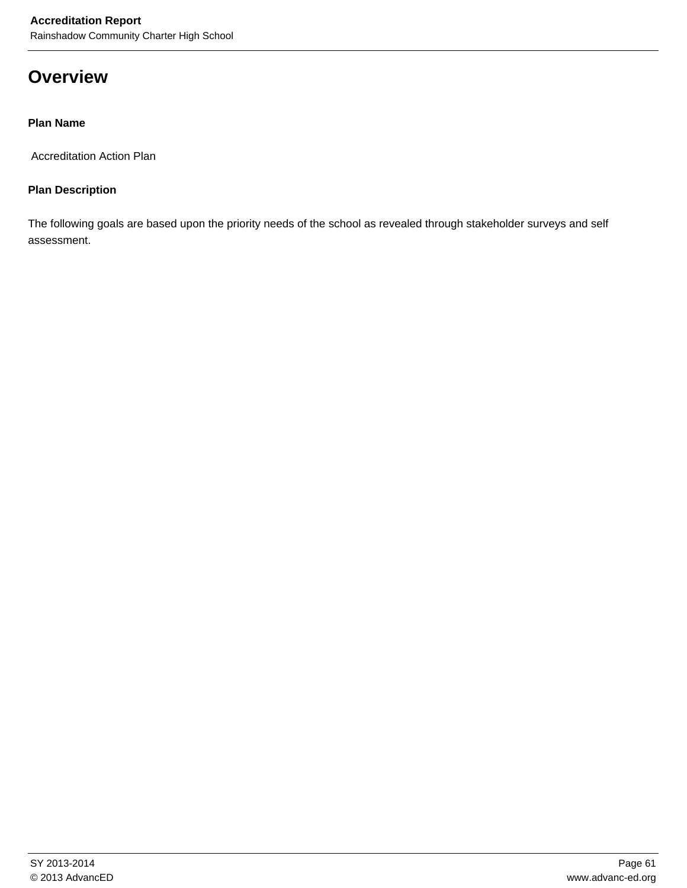# Overview

**Plan Name**

Accreditation Action Plan

**Plan Description**

The following goals are based upon the priority needs of the school as revealed through stakeholder surveys and self assessment.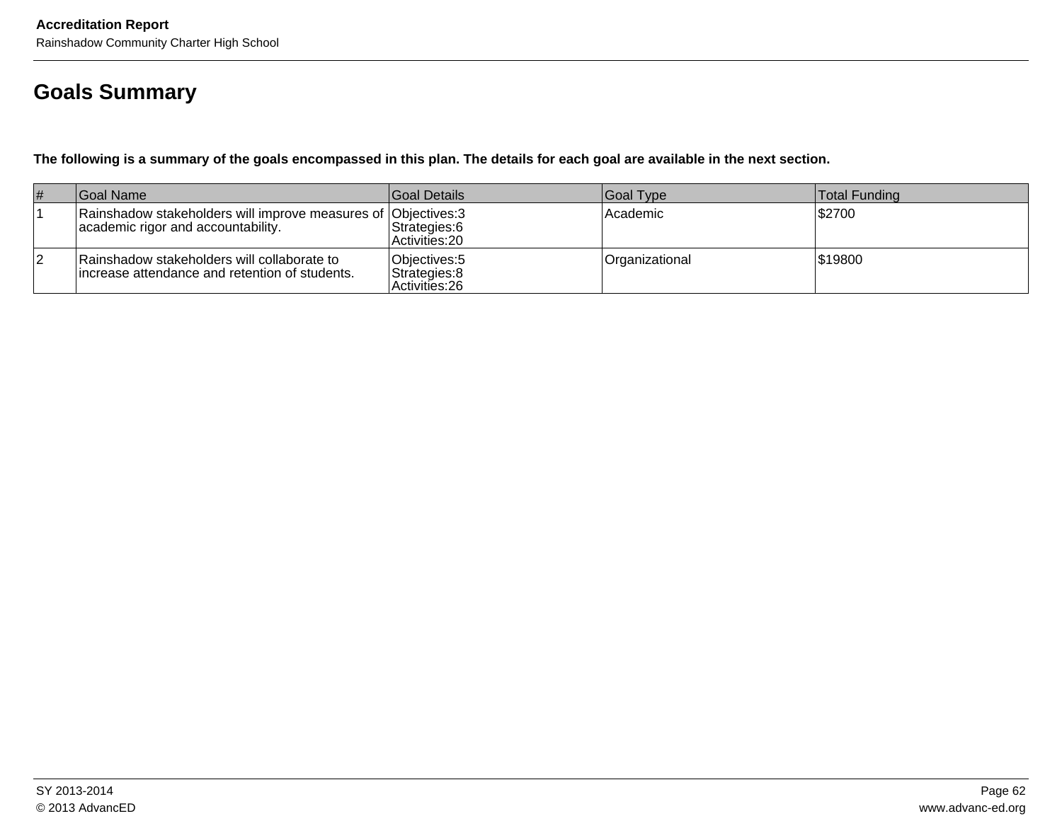## Goals Summary

**The following is a summary of the goals encompassed in this plan. The details for each goal are available in the next section.**

| # | Goal Name | Goal Details | Goal Type | Total Funding |
|---|---|---|---|---|
| 1 | Rainshadow stakeholders will improve measures of academic rigor and accountability. | Objectives:3<br>Strategies:6<br>Activities:20 | Academic | $2700 |
| 2 | Rainshadow stakeholders will collaborate to increase attendance and retention of students. | Objectives:5<br>Strategies:8<br>Activities:26 | Organizational | $19800 |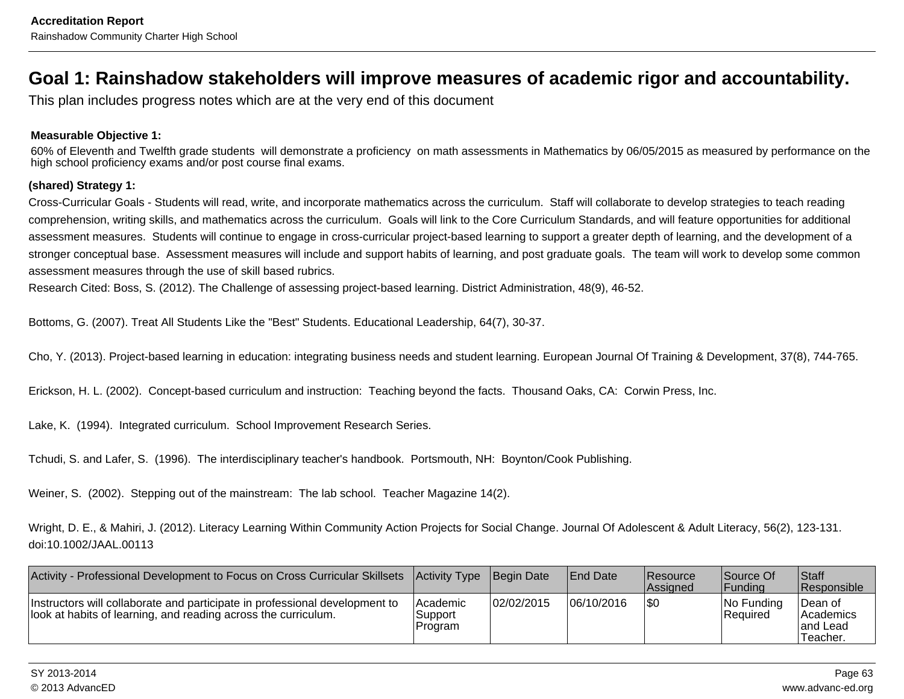## Goal 1: Rainshadow stakeholders will improve measures of academic rigor and accountability.

This plan includes progress notes which are at the very end of this document

**Measurable Objective 1:**

60% of Eleventh and Twelfth grade students will demonstrate a proficiency on math assessments in Mathematics by 06/05/2015 as measured by performance on the high school proficiency exams and/or post course final exams.

**(shared) Strategy 1:**

Cross-Curricular Goals - Students will read, write, and incorporate mathematics across the curriculum. Staff will collaborate to develop strategies to teach reading comprehension, writing skills, and mathematics across the curriculum. Goals will link to the Core Curriculum Standards, and will feature opportunities for additional assessment measures. Students will continue to engage in cross-curricular project-based learning to support a greater depth of learning, and the development of a stronger conceptual base. Assessment measures will include and support habits of learning, and post graduate goals. The team will work to develop some common assessment measures through the use of skill based rubrics.

Research Cited: Boss, S. (2012). The Challenge of assessing project-based learning. District Administration, 48(9), 46-52.

Bottoms, G. (2007). Treat All Students Like the "Best" Students. Educational Leadership, 64(7), 30-37.

Cho, Y. (2013). Project-based learning in education: integrating business needs and student learning. European Journal Of Training & Development, 37(8), 744-765.

Erickson, H. L. (2002). Concept-based curriculum and instruction: Teaching beyond the facts. Thousand Oaks, CA: Corwin Press, Inc.

Lake, K. (1994). Integrated curriculum. School Improvement Research Series.

Tchudi, S. and Lafer, S. (1996). The interdisciplinary teacher's handbook. Portsmouth, NH: Boynton/Cook Publishing.

Weiner, S. (2002). Stepping out of the mainstream: The lab school. Teacher Magazine 14(2).

Wright, D. E., & Mahiri, J. (2012). Literacy Learning Within Community Action Projects for Social Change. Journal Of Adolescent & Adult Literacy, 56(2), 123-131. doi:10.1002/JAAL.00113

| Activity - Professional Development to Focus on Cross Curricular Skillsets | Activity Type | Begin Date | End Date | Resource Assigned | Source Of Funding | Staff Responsible |
| --- | --- | --- | --- | --- | --- | --- |
| Instructors will collaborate and participate in professional development to look at habits of learning, and reading across the curriculum. | Academic Support Program | 02/02/2015 | 06/10/2016 | $0 | No Funding Required | Dean of Academics and Lead Teacher. |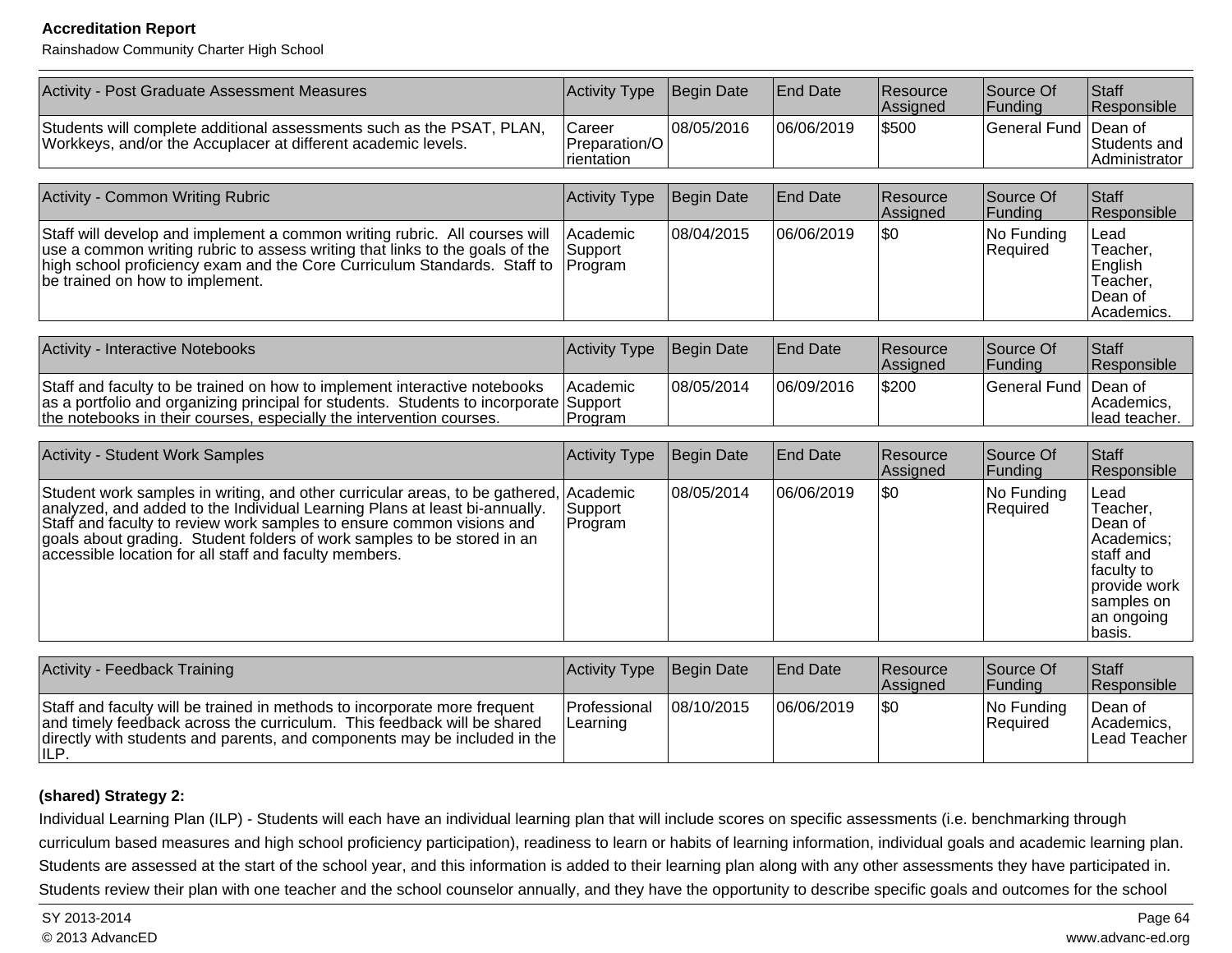| Activity - Post Graduate Assessment Measures | Activity Type | Begin Date | End Date | Resource Assigned | Source Of Funding | Staff Responsible |
|---|---|---|---|---|---|---|
| Students will complete additional assessments such as the PSAT, PLAN, Workkeys, and/or the Accuplacer at different academic levels. | Career Preparation/Orientation | 08/05/2016 | 06/06/2019 | $500 | General Fund | Dean of Students and Administrator |

| Activity - Common Writing Rubric | Activity Type | Begin Date | End Date | Resource Assigned | Source Of Funding | Staff Responsible |
|---|---|---|---|---|---|---|
| Staff will develop and implement a common writing rubric. All courses will use a common writing rubric to assess writing that links to the goals of the high school proficiency exam and the Core Curriculum Standards. Staff to be trained on how to implement. | Academic Support Program | 08/04/2015 | 06/06/2019 | $0 | No Funding Required | Lead Teacher, English Teacher, Dean of Academics. |

| Activity - Interactive Notebooks | Activity Type | Begin Date | End Date | Resource Assigned | Source Of Funding | Staff Responsible |
|---|---|---|---|---|---|---|
| Staff and faculty to be trained on how to implement interactive notebooks as a portfolio and organizing principal for students. Students to incorporate the notebooks in their courses, especially the intervention courses. | Academic Support Program | 08/05/2014 | 06/09/2016 | $200 | General Fund | Dean of Academics, lead teacher. |

| Activity - Student Work Samples | Activity Type | Begin Date | End Date | Resource Assigned | Source Of Funding | Staff Responsible |
|---|---|---|---|---|---|---|
| Student work samples in writing, and other curricular areas, to be gathered, analyzed, and added to the Individual Learning Plans at least bi-annually. Staff and faculty to review work samples to ensure common visions and goals about grading. Student folders of work samples to be stored in an accessible location for all staff and faculty members. | Academic Support Program | 08/05/2014 | 06/06/2019 | $0 | No Funding Required | Lead Teacher, Dean of Academics; staff and faculty to provide work samples on an ongoing basis. |

| Activity - Feedback Training | Activity Type | Begin Date | End Date | Resource Assigned | Source Of Funding | Staff Responsible |
|---|---|---|---|---|---|---|
| Staff and faculty will be trained in methods to incorporate more frequent and timely feedback across the curriculum. This feedback will be shared directly with students and parents, and components may be included in the ILP. | Professional Learning | 08/10/2015 | 06/06/2019 | $0 | No Funding Required | Dean of Academics, Lead Teacher |

**(shared) Strategy 2:**

Individual Learning Plan (ILP) - Students will each have an individual learning plan that will include scores on specific assessments (i.e. benchmarking through curriculum based measures and high school proficiency participation), readiness to learn or habits of learning information, individual goals and academic learning plan. Students are assessed at the start of the school year, and this information is added to their learning plan along with any other assessments they have participated in. Students review their plan with one teacher and the school counselor annually, and they have the opportunity to describe specific goals and outcomes for the school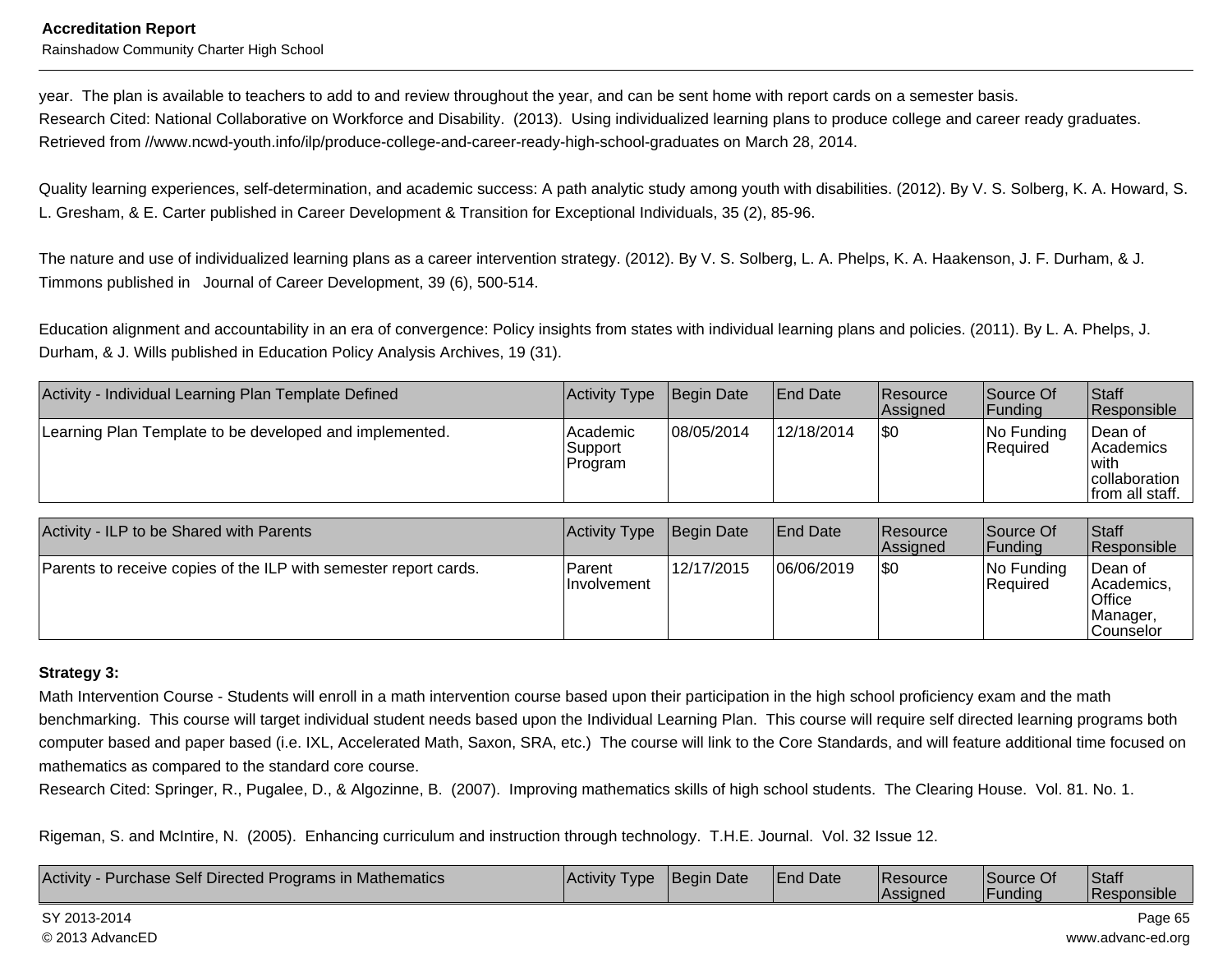year.  The plan is available to teachers to add to and review throughout the year, and can be sent home with report cards on a semester basis.
Research Cited: National Collaborative on Workforce and Disability.  (2013).  Using individualized learning plans to produce college and career ready graduates. Retrieved from //www.ncwd-youth.info/ilp/produce-college-and-career-ready-high-school-graduates on March 28, 2014.

Quality learning experiences, self-determination, and academic success: A path analytic study among youth with disabilities. (2012). By V. S. Solberg, K. A. Howard, S. L. Gresham, & E. Carter published in Career Development & Transition for Exceptional Individuals, 35 (2), 85-96.

The nature and use of individualized learning plans as a career intervention strategy. (2012). By V. S. Solberg, L. A. Phelps, K. A. Haakenson, J. F. Durham, & J. Timmons published in   Journal of Career Development, 39 (6), 500-514.

Education alignment and accountability in an era of convergence: Policy insights from states with individual learning plans and policies. (2011). By L. A. Phelps, J. Durham, & J. Wills published in Education Policy Analysis Archives, 19 (31).

| Activity - Individual Learning Plan Template Defined | Activity Type | Begin Date | End Date | Resource Assigned | Source Of Funding | Staff Responsible |
|---|---|---|---|---|---|---|
| Learning Plan Template to be developed and implemented. | Academic Support Program | 08/05/2014 | 12/18/2014 | $0 | No Funding Required | Dean of Academics with collaboration from all staff. |

| Activity - ILP to be Shared with Parents | Activity Type | Begin Date | End Date | Resource Assigned | Source Of Funding | Staff Responsible |
|---|---|---|---|---|---|---|
| Parents to receive copies of the ILP with semester report cards. | Parent Involvement | 12/17/2015 | 06/06/2019 | $0 | No Funding Required | Dean of Academics, Office Manager, Counselor |

**Strategy 3:**

Math Intervention Course - Students will enroll in a math intervention course based upon their participation in the high school proficiency exam and the math benchmarking.  This course will target individual student needs based upon the Individual Learning Plan.  This course will require self directed learning programs both computer based and paper based (i.e. IXL, Accelerated Math, Saxon, SRA, etc.)  The course will link to the Core Standards, and will feature additional time focused on mathematics as compared to the standard core course.
Research Cited: Springer, R., Pugalee, D., & Algozinne, B.  (2007).  Improving mathematics skills of high school students.  The Clearing House.  Vol. 81. No. 1.

Rigeman, S. and McIntire, N.  (2005).  Enhancing curriculum and instruction through technology.  T.H.E. Journal.  Vol. 32 Issue 12.

| Activity - Purchase Self Directed Programs in Mathematics | Activity Type | Begin Date | End Date | Resource Assigned | Source Of Funding | Staff Responsible |
|---|---|---|---|---|---|---|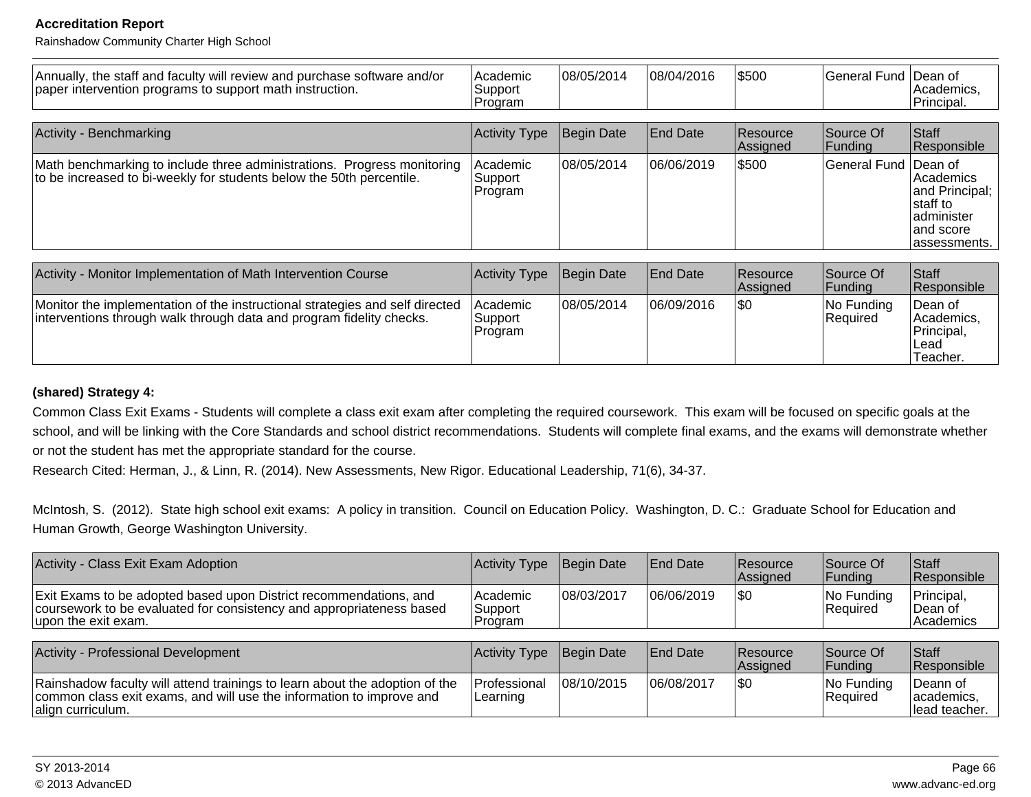| | | | | | | |
|---|---|---|---|---|---|---|
| Annually, the staff and faculty will review and purchase software and/or paper intervention programs to support math instruction. | Academic Support Program | 08/05/2014 | 08/04/2016 | $500 | General Fund | Dean of Academics, Principal. |

| Activity - Benchmarking | Activity Type | Begin Date | End Date | Resource Assigned | Source Of Funding | Staff Responsible |
|---|---|---|---|---|---|---|
| Math benchmarking to include three administrations. Progress monitoring to be increased to bi-weekly for students below the 50th percentile. | Academic Support Program | 08/05/2014 | 06/06/2019 | $500 | General Fund | Dean of Academics and Principal; staff to administer and score assessments. |

| Activity - Monitor Implementation of Math Intervention Course | Activity Type | Begin Date | End Date | Resource Assigned | Source Of Funding | Staff Responsible |
|---|---|---|---|---|---|---|
| Monitor the implementation of the instructional strategies and self directed interventions through walk through data and program fidelity checks. | Academic Support Program | 08/05/2014 | 06/09/2016 | $0 | No Funding Required | Dean of Academics, Principal, Lead Teacher. |

**(shared) Strategy 4:**

Common Class Exit Exams - Students will complete a class exit exam after completing the required coursework. This exam will be focused on specific goals at the school, and will be linking with the Core Standards and school district recommendations. Students will complete final exams, and the exams will demonstrate whether or not the student has met the appropriate standard for the course.

Research Cited: Herman, J., & Linn, R. (2014). New Assessments, New Rigor. Educational Leadership, 71(6), 34-37.

McIntosh, S. (2012). State high school exit exams: A policy in transition. Council on Education Policy. Washington, D. C.: Graduate School for Education and Human Growth, George Washington University.

| Activity - Class Exit Exam Adoption | Activity Type | Begin Date | End Date | Resource Assigned | Source Of Funding | Staff Responsible |
|---|---|---|---|---|---|---|
| Exit Exams to be adopted based upon District recommendations, and coursework to be evaluated for consistency and appropriateness based upon the exit exam. | Academic Support Program | 08/03/2017 | 06/06/2019 | $0 | No Funding Required | Principal, Dean of Academics |

| Activity - Professional Development | Activity Type | Begin Date | End Date | Resource Assigned | Source Of Funding | Staff Responsible |
|---|---|---|---|---|---|---|
| Rainshadow faculty will attend trainings to learn about the adoption of the common class exit exams, and will use the information to improve and align curriculum. | Professional Learning | 08/10/2015 | 06/08/2017 | $0 | No Funding Required | Deann of academics, lead teacher. |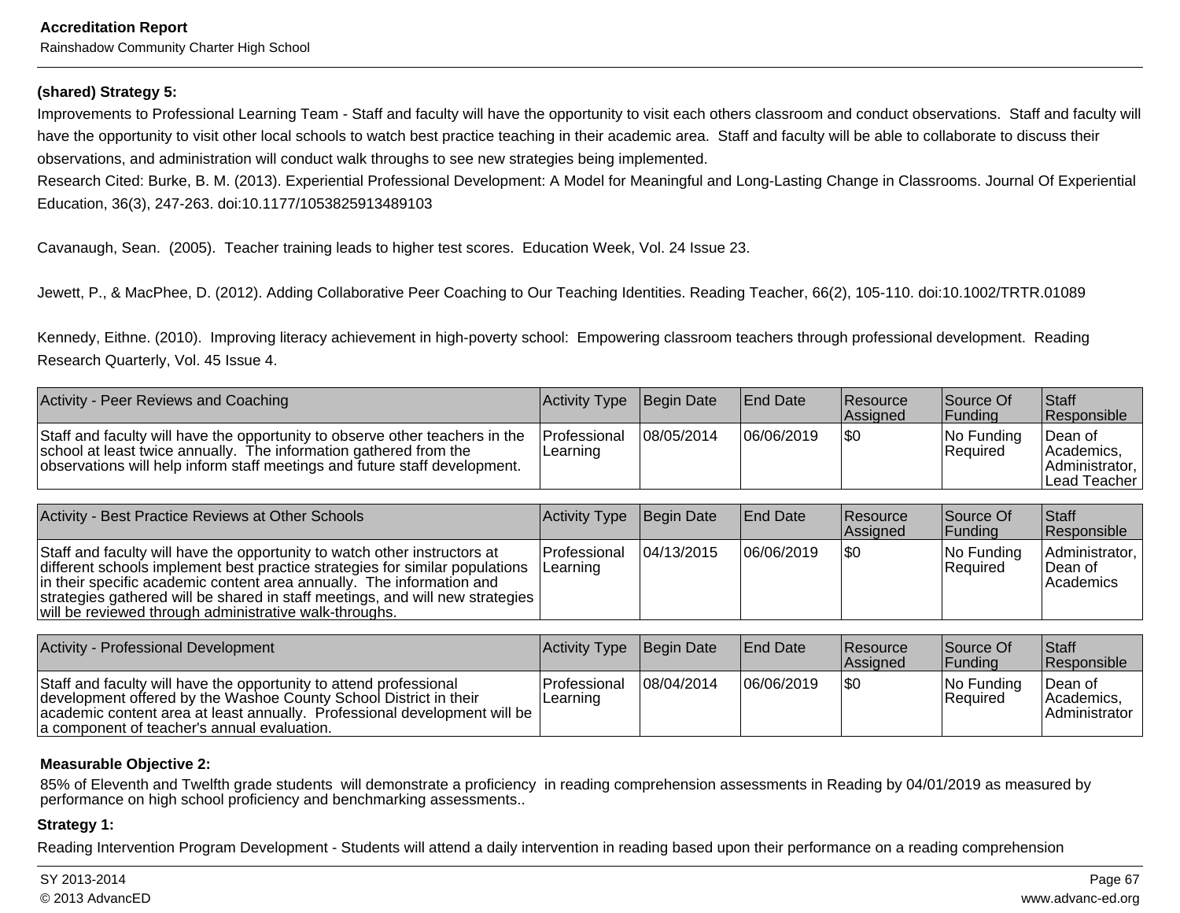**(shared) Strategy 5:**

Improvements to Professional Learning Team - Staff and faculty will have the opportunity to visit each others classroom and conduct observations. Staff and faculty will have the opportunity to visit other local schools to watch best practice teaching in their academic area. Staff and faculty will be able to collaborate to discuss their observations, and administration will conduct walk throughs to see new strategies being implemented.

Research Cited: Burke, B. M. (2013). Experiential Professional Development: A Model for Meaningful and Long-Lasting Change in Classrooms. Journal Of Experiential Education, 36(3), 247-263. doi:10.1177/1053825913489103

Cavanaugh, Sean. (2005). Teacher training leads to higher test scores. Education Week, Vol. 24 Issue 23.

Jewett, P., & MacPhee, D. (2012). Adding Collaborative Peer Coaching to Our Teaching Identities. Reading Teacher, 66(2), 105-110. doi:10.1002/TRTR.01089

Kennedy, Eithne. (2010). Improving literacy achievement in high-poverty school: Empowering classroom teachers through professional development. Reading Research Quarterly, Vol. 45 Issue 4.

| Activity - Peer Reviews and Coaching | Activity Type | Begin Date | End Date | Resource Assigned | Source Of Funding | Staff Responsible |
|---|---|---|---|---|---|---|
| Staff and faculty will have the opportunity to observe other teachers in the school at least twice annually. The information gathered from the observations will help inform staff meetings and future staff development. | Professional Learning | 08/05/2014 | 06/06/2019 | $0 | No Funding Required | Dean of Academics, Administrator, Lead Teacher |

| Activity - Best Practice Reviews at Other Schools | Activity Type | Begin Date | End Date | Resource Assigned | Source Of Funding | Staff Responsible |
|---|---|---|---|---|---|---|
| Staff and faculty will have the opportunity to watch other instructors at different schools implement best practice strategies for similar populations in their specific academic content area annually. The information and strategies gathered will be shared in staff meetings, and will new strategies will be reviewed through administrative walk-throughs. | Professional Learning | 04/13/2015 | 06/06/2019 | $0 | No Funding Required | Administrator, Dean of Academics |

| Activity - Professional Development | Activity Type | Begin Date | End Date | Resource Assigned | Source Of Funding | Staff Responsible |
|---|---|---|---|---|---|---|
| Staff and faculty will have the opportunity to attend professional development offered by the Washoe County School District in their academic content area at least annually. Professional development will be a component of teacher's annual evaluation. | Professional Learning | 08/04/2014 | 06/06/2019 | $0 | No Funding Required | Dean of Academics, Administrator |

**Measurable Objective 2:**

85% of Eleventh and Twelfth grade students will demonstrate a proficiency in reading comprehension assessments in Reading by 04/01/2019 as measured by performance on high school proficiency and benchmarking assessments..

**Strategy 1:**

Reading Intervention Program Development - Students will attend a daily intervention in reading based upon their performance on a reading comprehension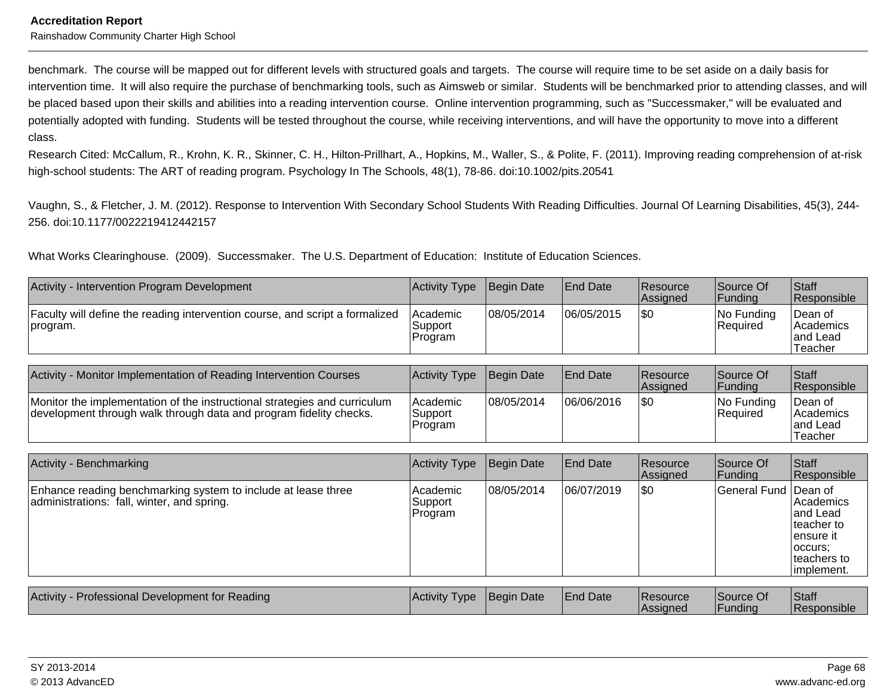benchmark.  The course will be mapped out for different levels with structured goals and targets.  The course will require time to be set aside on a daily basis for intervention time.  It will also require the purchase of benchmarking tools, such as Aimsweb or similar.  Students will be benchmarked prior to attending classes, and will be placed based upon their skills and abilities into a reading intervention course.  Online intervention programming, such as "Successmaker," will be evaluated and potentially adopted with funding.  Students will be tested throughout the course, while receiving interventions, and will have the opportunity to move into a different class.

Research Cited: McCallum, R., Krohn, K. R., Skinner, C. H., Hilton-Prillhart, A., Hopkins, M., Waller, S., & Polite, F. (2011). Improving reading comprehension of at-risk high-school students: The ART of reading program. Psychology In The Schools, 48(1), 78-86. doi:10.1002/pits.20541

Vaughn, S., & Fletcher, J. M. (2012). Response to Intervention With Secondary School Students With Reading Difficulties. Journal Of Learning Disabilities, 45(3), 244-256. doi:10.1177/0022219412442157

What Works Clearinghouse.  (2009).  Successmaker.  The U.S. Department of Education:  Institute of Education Sciences.

| Activity - Intervention Program Development | Activity Type | Begin Date | End Date | Resource Assigned | Source Of Funding | Staff Responsible |
|---|---|---|---|---|---|---|
| Faculty will define the reading intervention course, and script a formalized program. | Academic Support Program | 08/05/2014 | 06/05/2015 | $0 | No Funding Required | Dean of Academics and Lead Teacher |

| Activity - Monitor Implementation of Reading Intervention Courses | Activity Type | Begin Date | End Date | Resource Assigned | Source Of Funding | Staff Responsible |
|---|---|---|---|---|---|---|
| Monitor the implementation of the instructional strategies and curriculum development through walk through data and program fidelity checks. | Academic Support Program | 08/05/2014 | 06/06/2016 | $0 | No Funding Required | Dean of Academics and Lead Teacher |

| Activity - Benchmarking | Activity Type | Begin Date | End Date | Resource Assigned | Source Of Funding | Staff Responsible |
|---|---|---|---|---|---|---|
| Enhance reading benchmarking system to include at lease three administrations:  fall, winter, and spring. | Academic Support Program | 08/05/2014 | 06/07/2019 | $0 | General Fund | Dean of Academics and Lead teacher to ensure it occurs; teachers to implement. |

| Activity - Professional Development for Reading | Activity Type | Begin Date | End Date | Resource Assigned | Source Of Funding | Staff Responsible |
|---|---|---|---|---|---|---|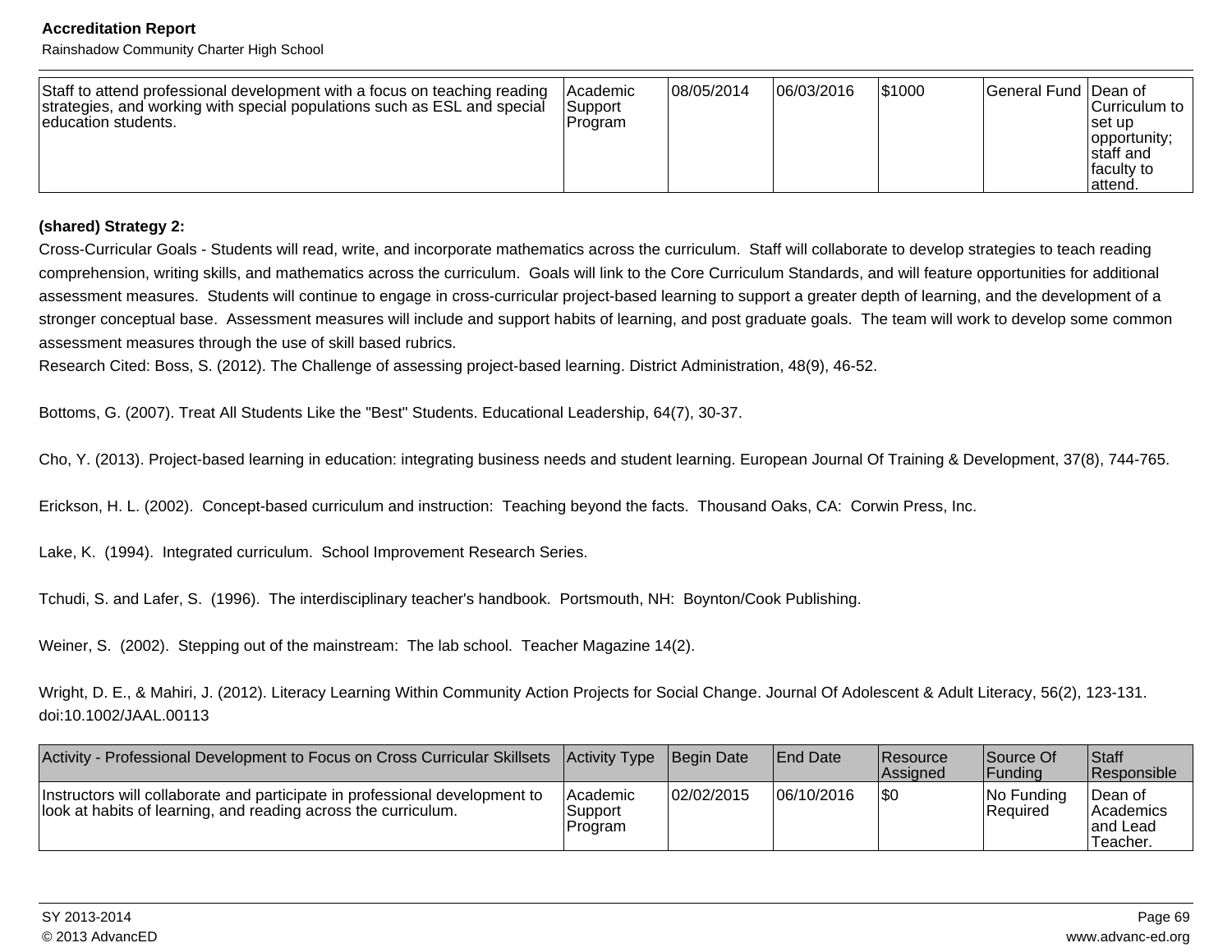| Staff to attend professional development with a focus on teaching reading strategies, and working with special populations such as ESL and special education students. | Academic Support Program | 08/05/2014 | 06/03/2016 | $1000 | General Fund | Dean of Curriculum to set up opportunity; staff and faculty to attend. |
|---|---|---|---|---|---|---|

**(shared) Strategy 2:**

Cross-Curricular Goals - Students will read, write, and incorporate mathematics across the curriculum. Staff will collaborate to develop strategies to teach reading comprehension, writing skills, and mathematics across the curriculum. Goals will link to the Core Curriculum Standards, and will feature opportunities for additional assessment measures. Students will continue to engage in cross-curricular project-based learning to support a greater depth of learning, and the development of a stronger conceptual base. Assessment measures will include and support habits of learning, and post graduate goals. The team will work to develop some common assessment measures through the use of skill based rubrics.

Research Cited: Boss, S. (2012). The Challenge of assessing project-based learning. District Administration, 48(9), 46-52.

Bottoms, G. (2007). Treat All Students Like the "Best" Students. Educational Leadership, 64(7), 30-37.

Cho, Y. (2013). Project-based learning in education: integrating business needs and student learning. European Journal Of Training & Development, 37(8), 744-765.

Erickson, H. L. (2002). Concept-based curriculum and instruction: Teaching beyond the facts. Thousand Oaks, CA: Corwin Press, Inc.

Lake, K. (1994). Integrated curriculum. School Improvement Research Series.

Tchudi, S. and Lafer, S. (1996). The interdisciplinary teacher's handbook. Portsmouth, NH: Boynton/Cook Publishing.

Weiner, S. (2002). Stepping out of the mainstream: The lab school. Teacher Magazine 14(2).

Wright, D. E., & Mahiri, J. (2012). Literacy Learning Within Community Action Projects for Social Change. Journal Of Adolescent & Adult Literacy, 56(2), 123-131. doi:10.1002/JAAL.00113

| Activity - Professional Development to Focus on Cross Curricular Skillsets | Activity Type | Begin Date | End Date | Resource Assigned | Source Of Funding | Staff Responsible |
|---|---|---|---|---|---|---|
| Instructors will collaborate and participate in professional development to look at habits of learning, and reading across the curriculum. | Academic Support Program | 02/02/2015 | 06/10/2016 | $0 | No Funding Required | Dean of Academics and Lead Teacher. |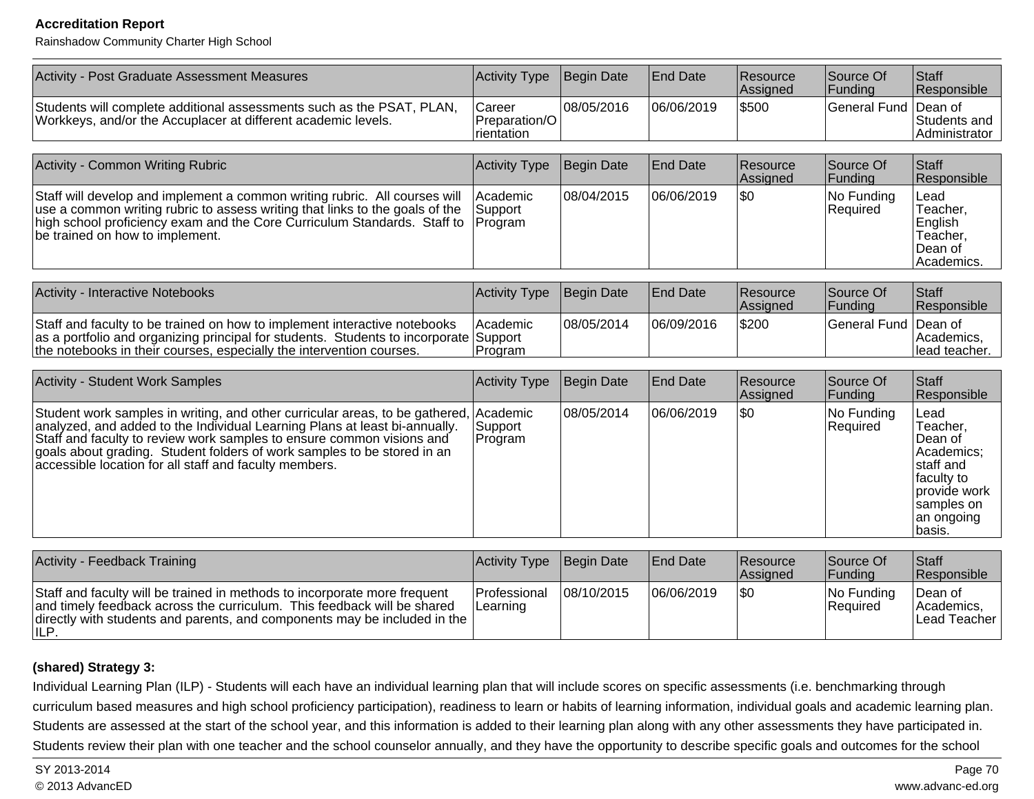| Activity - Post Graduate Assessment Measures | Activity Type | Begin Date | End Date | Resource Assigned | Source Of Funding | Staff Responsible |
| --- | --- | --- | --- | --- | --- | --- |
| Students will complete additional assessments such as the PSAT, PLAN, Workkeys, and/or the Accuplacer at different academic levels. | Career Preparation/Orientation | 08/05/2016 | 06/06/2019 | $500 | General Fund | Dean of Students and Administrator |

| Activity - Common Writing Rubric | Activity Type | Begin Date | End Date | Resource Assigned | Source Of Funding | Staff Responsible |
| --- | --- | --- | --- | --- | --- | --- |
| Staff will develop and implement a common writing rubric. All courses will use a common writing rubric to assess writing that links to the goals of the high school proficiency exam and the Core Curriculum Standards. Staff to be trained on how to implement. | Academic Support Program | 08/04/2015 | 06/06/2019 | $0 | No Funding Required | Lead Teacher, English Teacher, Dean of Academics. |

| Activity - Interactive Notebooks | Activity Type | Begin Date | End Date | Resource Assigned | Source Of Funding | Staff Responsible |
| --- | --- | --- | --- | --- | --- | --- |
| Staff and faculty to be trained on how to implement interactive notebooks as a portfolio and organizing principal for students. Students to incorporate the notebooks in their courses, especially the intervention courses. | Academic Support Program | 08/05/2014 | 06/09/2016 | $200 | General Fund | Dean of Academics, lead teacher. |

| Activity - Student Work Samples | Activity Type | Begin Date | End Date | Resource Assigned | Source Of Funding | Staff Responsible |
| --- | --- | --- | --- | --- | --- | --- |
| Student work samples in writing, and other curricular areas, to be gathered, analyzed, and added to the Individual Learning Plans at least bi-annually. Staff and faculty to review work samples to ensure common visions and goals about grading. Student folders of work samples to be stored in an accessible location for all staff and faculty members. | Academic Support Program | 08/05/2014 | 06/06/2019 | $0 | No Funding Required | Lead Teacher, Dean of Academics; staff and faculty to provide work samples on an ongoing basis. |

| Activity - Feedback Training | Activity Type | Begin Date | End Date | Resource Assigned | Source Of Funding | Staff Responsible |
| --- | --- | --- | --- | --- | --- | --- |
| Staff and faculty will be trained in methods to incorporate more frequent and timely feedback across the curriculum. This feedback will be shared directly with students and parents, and components may be included in the ILP. | Professional Learning | 08/10/2015 | 06/06/2019 | $0 | No Funding Required | Dean of Academics, Lead Teacher |

**(shared) Strategy 3:**

Individual Learning Plan (ILP) - Students will each have an individual learning plan that will include scores on specific assessments (i.e. benchmarking through curriculum based measures and high school proficiency participation), readiness to learn or habits of learning information, individual goals and academic learning plan. Students are assessed at the start of the school year, and this information is added to their learning plan along with any other assessments they have participated in. Students review their plan with one teacher and the school counselor annually, and they have the opportunity to describe specific goals and outcomes for the school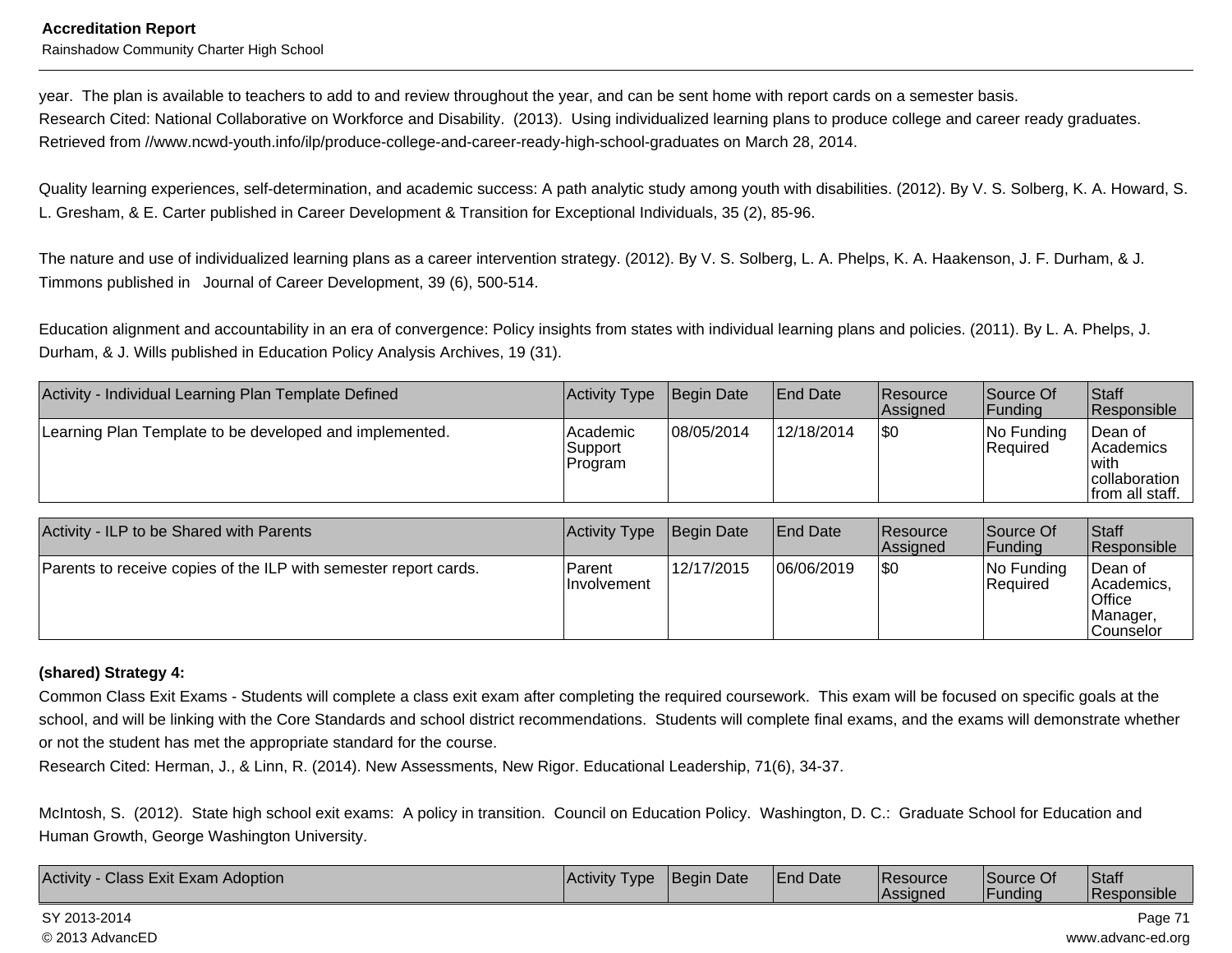year.  The plan is available to teachers to add to and review throughout the year, and can be sent home with report cards on a semester basis.
Research Cited: National Collaborative on Workforce and Disability.  (2013).  Using individualized learning plans to produce college and career ready graduates. Retrieved from //www.ncwd-youth.info/ilp/produce-college-and-career-ready-high-school-graduates on March 28, 2014.

Quality learning experiences, self-determination, and academic success: A path analytic study among youth with disabilities. (2012). By V. S. Solberg, K. A. Howard, S. L. Gresham, & E. Carter published in Career Development & Transition for Exceptional Individuals, 35 (2), 85-96.

The nature and use of individualized learning plans as a career intervention strategy. (2012). By V. S. Solberg, L. A. Phelps, K. A. Haakenson, J. F. Durham, & J. Timmons published in   Journal of Career Development, 39 (6), 500-514.

Education alignment and accountability in an era of convergence: Policy insights from states with individual learning plans and policies. (2011). By L. A. Phelps, J. Durham, & J. Wills published in Education Policy Analysis Archives, 19 (31).

| Activity - Individual Learning Plan Template Defined | Activity Type | Begin Date | End Date | Resource Assigned | Source Of Funding | Staff Responsible |
|---|---|---|---|---|---|---|
| Learning Plan Template to be developed and implemented. | Academic Support Program | 08/05/2014 | 12/18/2014 | $0 | No Funding Required | Dean of Academics with collaboration from all staff. |

| Activity - ILP to be Shared with Parents | Activity Type | Begin Date | End Date | Resource Assigned | Source Of Funding | Staff Responsible |
|---|---|---|---|---|---|---|
| Parents to receive copies of the ILP with semester report cards. | Parent Involvement | 12/17/2015 | 06/06/2019 | $0 | No Funding Required | Dean of Academics, Office Manager, Counselor |

**(shared) Strategy 4:**

Common Class Exit Exams - Students will complete a class exit exam after completing the required coursework.  This exam will be focused on specific goals at the school, and will be linking with the Core Standards and school district recommendations.  Students will complete final exams, and the exams will demonstrate whether or not the student has met the appropriate standard for the course.
Research Cited: Herman, J., & Linn, R. (2014). New Assessments, New Rigor. Educational Leadership, 71(6), 34-37.

McIntosh, S.  (2012).  State high school exit exams:  A policy in transition.  Council on Education Policy.  Washington, D. C.:  Graduate School for Education and Human Growth, George Washington University.

| Activity - Class Exit Exam Adoption | Activity Type | Begin Date | End Date | Resource Assigned | Source Of Funding | Staff Responsible |
|---|---|---|---|---|---|---|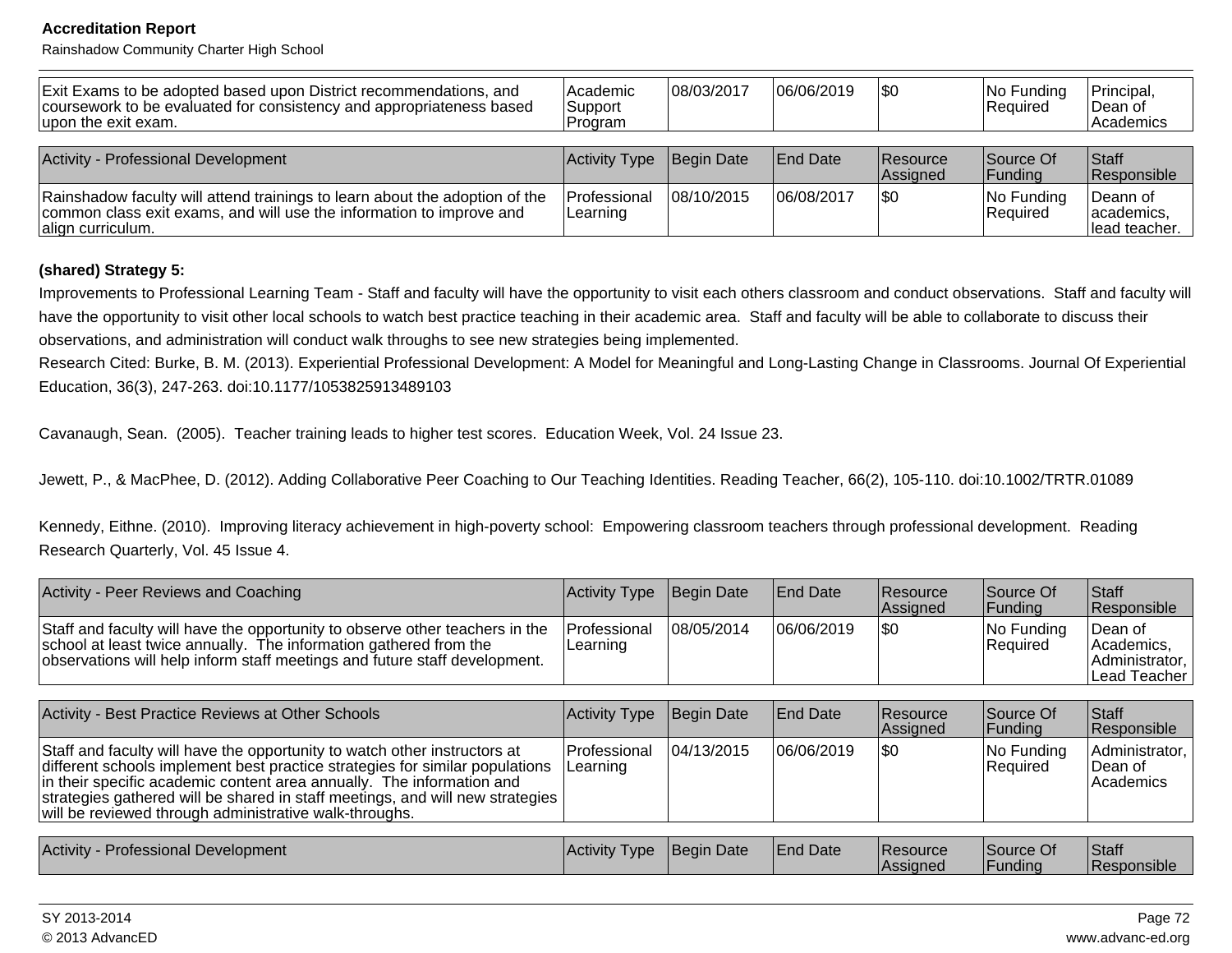| Exit Exams to be adopted based upon District recommendations, and coursework to be evaluated for consistency and appropriateness based upon the exit exam. | Academic Support Program | 08/03/2017 | 06/06/2019 | $0 | No Funding Required | Principal, Dean of Academics |
|---|---|---|---|---|---|---|

| Activity - Professional Development | Activity Type | Begin Date | End Date | Resource Assigned | Source Of Funding | Staff Responsible |
|---|---|---|---|---|---|---|
| Rainshadow faculty will attend trainings to learn about the adoption of the common class exit exams, and will use the information to improve and align curriculum. | Professional Learning | 08/10/2015 | 06/08/2017 | $0 | No Funding Required | Deann of academics, lead teacher. |

**(shared) Strategy 5:**

Improvements to Professional Learning Team - Staff and faculty will have the opportunity to visit each others classroom and conduct observations. Staff and faculty will have the opportunity to visit other local schools to watch best practice teaching in their academic area. Staff and faculty will be able to collaborate to discuss their observations, and administration will conduct walk throughs to see new strategies being implemented.

Research Cited: Burke, B. M. (2013). Experiential Professional Development: A Model for Meaningful and Long-Lasting Change in Classrooms. Journal Of Experiential Education, 36(3), 247-263. doi:10.1177/1053825913489103

Cavanaugh, Sean. (2005). Teacher training leads to higher test scores. Education Week, Vol. 24 Issue 23.

Jewett, P., & MacPhee, D. (2012). Adding Collaborative Peer Coaching to Our Teaching Identities. Reading Teacher, 66(2), 105-110. doi:10.1002/TRTR.01089

Kennedy, Eithne. (2010). Improving literacy achievement in high-poverty school: Empowering classroom teachers through professional development. Reading Research Quarterly, Vol. 45 Issue 4.

| Activity - Peer Reviews and Coaching | Activity Type | Begin Date | End Date | Resource Assigned | Source Of Funding | Staff Responsible |
|---|---|---|---|---|---|---|
| Staff and faculty will have the opportunity to observe other teachers in the school at least twice annually. The information gathered from the observations will help inform staff meetings and future staff development. | Professional Learning | 08/05/2014 | 06/06/2019 | $0 | No Funding Required | Dean of Academics, Administrator, Lead Teacher |

| Activity - Best Practice Reviews at Other Schools | Activity Type | Begin Date | End Date | Resource Assigned | Source Of Funding | Staff Responsible |
|---|---|---|---|---|---|---|
| Staff and faculty will have the opportunity to watch other instructors at different schools implement best practice strategies for similar populations in their specific academic content area annually. The information and strategies gathered will be shared in staff meetings, and will new strategies will be reviewed through administrative walk-throughs. | Professional Learning | 04/13/2015 | 06/06/2019 | $0 | No Funding Required | Administrator, Dean of Academics |

| Activity - Professional Development | Activity Type | Begin Date | End Date | Resource Assigned | Source Of Funding | Staff Responsible |
|---|---|---|---|---|---|---|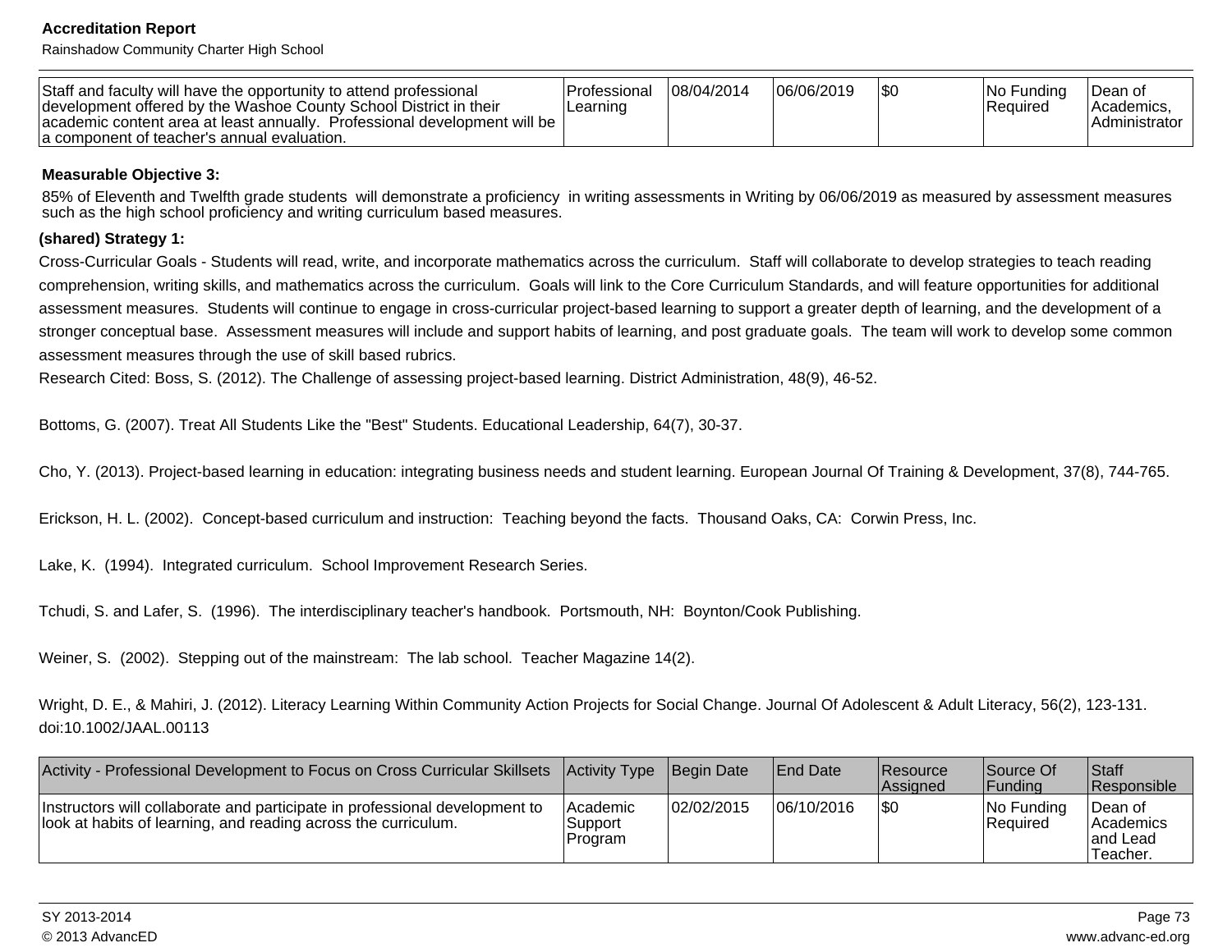| Staff and faculty will have the opportunity to attend professional development offered by the Washoe County School District in their academic content area at least annually. Professional development will be a component of teacher's annual evaluation. | Professional Learning | 08/04/2014 | 06/06/2019 | $0 | No Funding Required | Dean of Academics, Administrator |
|---|---|---|---|---|---|---|

**Measurable Objective 3:**

85% of Eleventh and Twelfth grade students will demonstrate a proficiency in writing assessments in Writing by 06/06/2019 as measured by assessment measures such as the high school proficiency and writing curriculum based measures.

**(shared) Strategy 1:**

Cross-Curricular Goals - Students will read, write, and incorporate mathematics across the curriculum. Staff will collaborate to develop strategies to teach reading comprehension, writing skills, and mathematics across the curriculum. Goals will link to the Core Curriculum Standards, and will feature opportunities for additional assessment measures. Students will continue to engage in cross-curricular project-based learning to support a greater depth of learning, and the development of a stronger conceptual base. Assessment measures will include and support habits of learning, and post graduate goals. The team will work to develop some common assessment measures through the use of skill based rubrics.

Research Cited: Boss, S. (2012). The Challenge of assessing project-based learning. District Administration, 48(9), 46-52.

Bottoms, G. (2007). Treat All Students Like the "Best" Students. Educational Leadership, 64(7), 30-37.

Cho, Y. (2013). Project-based learning in education: integrating business needs and student learning. European Journal Of Training & Development, 37(8), 744-765.

Erickson, H. L. (2002). Concept-based curriculum and instruction: Teaching beyond the facts. Thousand Oaks, CA: Corwin Press, Inc.

Lake, K. (1994). Integrated curriculum. School Improvement Research Series.

Tchudi, S. and Lafer, S. (1996). The interdisciplinary teacher's handbook. Portsmouth, NH: Boynton/Cook Publishing.

Weiner, S. (2002). Stepping out of the mainstream: The lab school. Teacher Magazine 14(2).

Wright, D. E., & Mahiri, J. (2012). Literacy Learning Within Community Action Projects for Social Change. Journal Of Adolescent & Adult Literacy, 56(2), 123-131. doi:10.1002/JAAL.00113

| Activity - Professional Development to Focus on Cross Curricular Skillsets | Activity Type | Begin Date | End Date | Resource Assigned | Source Of Funding | Staff Responsible |
|---|---|---|---|---|---|---|
| Instructors will collaborate and participate in professional development to look at habits of learning, and reading across the curriculum. | Academic Support Program | 02/02/2015 | 06/10/2016 | $0 | No Funding Required | Dean of Academics and Lead Teacher. |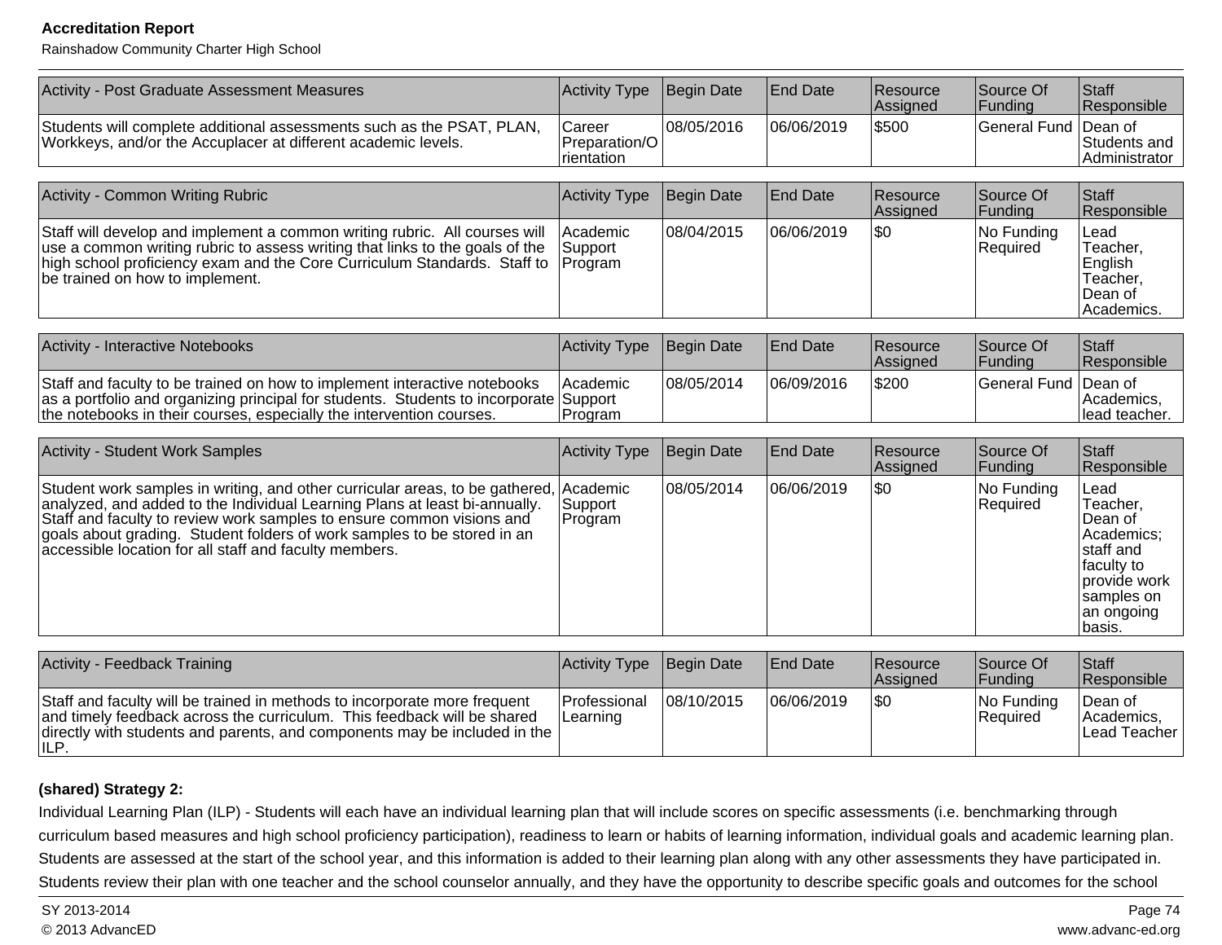| Activity - Post Graduate Assessment Measures | Activity Type | Begin Date | End Date | Resource Assigned | Source Of Funding | Staff Responsible |
|---|---|---|---|---|---|---|
| Students will complete additional assessments such as the PSAT, PLAN, Workkeys, and/or the Accuplacer at different academic levels. | Career Preparation/Orientation | 08/05/2016 | 06/06/2019 | $500 | General Fund | Dean of Students and Administrator |

| Activity - Common Writing Rubric | Activity Type | Begin Date | End Date | Resource Assigned | Source Of Funding | Staff Responsible |
|---|---|---|---|---|---|---|
| Staff will develop and implement a common writing rubric. All courses will use a common writing rubric to assess writing that links to the goals of the high school proficiency exam and the Core Curriculum Standards. Staff to be trained on how to implement. | Academic Support Program | 08/04/2015 | 06/06/2019 | $0 | No Funding Required | Lead Teacher, English Teacher, Dean of Academics. |

| Activity - Interactive Notebooks | Activity Type | Begin Date | End Date | Resource Assigned | Source Of Funding | Staff Responsible |
|---|---|---|---|---|---|---|
| Staff and faculty to be trained on how to implement interactive notebooks as a portfolio and organizing principal for students. Students to incorporate the notebooks in their courses, especially the intervention courses. | Academic Support Program | 08/05/2014 | 06/09/2016 | $200 | General Fund | Dean of Academics, lead teacher. |

| Activity - Student Work Samples | Activity Type | Begin Date | End Date | Resource Assigned | Source Of Funding | Staff Responsible |
|---|---|---|---|---|---|---|
| Student work samples in writing, and other curricular areas, to be gathered, analyzed, and added to the Individual Learning Plans at least bi-annually. Staff and faculty to review work samples to ensure common visions and goals about grading. Student folders of work samples to be stored in an accessible location for all staff and faculty members. | Academic Support Program | 08/05/2014 | 06/06/2019 | $0 | No Funding Required | Lead Teacher, Dean of Academics; staff and faculty to provide work samples on an ongoing basis. |

| Activity - Feedback Training | Activity Type | Begin Date | End Date | Resource Assigned | Source Of Funding | Staff Responsible |
|---|---|---|---|---|---|---|
| Staff and faculty will be trained in methods to incorporate more frequent and timely feedback across the curriculum. This feedback will be shared directly with students and parents, and components may be included in the ILP. | Professional Learning | 08/10/2015 | 06/06/2019 | $0 | No Funding Required | Dean of Academics, Lead Teacher |

**(shared) Strategy 2:**

Individual Learning Plan (ILP) - Students will each have an individual learning plan that will include scores on specific assessments (i.e. benchmarking through curriculum based measures and high school proficiency participation), readiness to learn or habits of learning information, individual goals and academic learning plan. Students are assessed at the start of the school year, and this information is added to their learning plan along with any other assessments they have participated in. Students review their plan with one teacher and the school counselor annually, and they have the opportunity to describe specific goals and outcomes for the school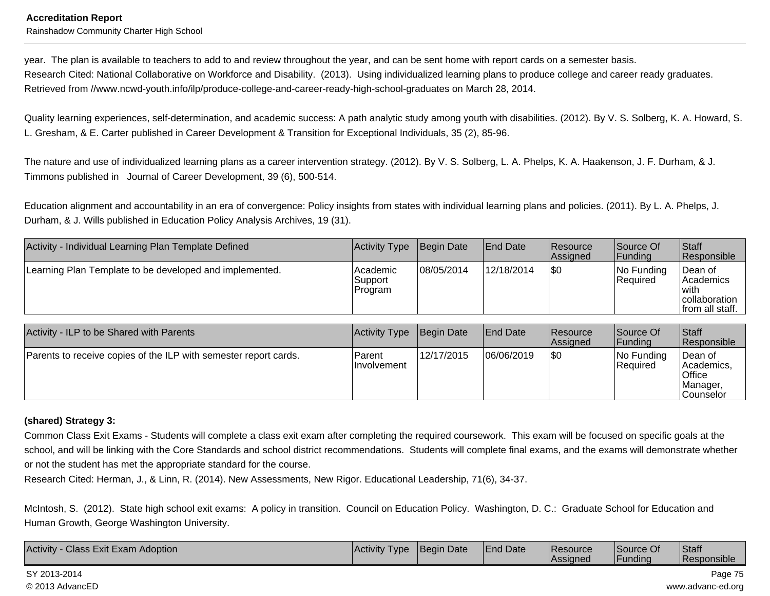year.  The plan is available to teachers to add to and review throughout the year, and can be sent home with report cards on a semester basis.
Research Cited: National Collaborative on Workforce and Disability.  (2013).  Using individualized learning plans to produce college and career ready graduates. Retrieved from //www.ncwd-youth.info/ilp/produce-college-and-career-ready-high-school-graduates on March 28, 2014.

Quality learning experiences, self-determination, and academic success: A path analytic study among youth with disabilities. (2012). By V. S. Solberg, K. A. Howard, S. L. Gresham, & E. Carter published in Career Development & Transition for Exceptional Individuals, 35 (2), 85-96.

The nature and use of individualized learning plans as a career intervention strategy. (2012). By V. S. Solberg, L. A. Phelps, K. A. Haakenson, J. F. Durham, & J. Timmons published in   Journal of Career Development, 39 (6), 500-514.

Education alignment and accountability in an era of convergence: Policy insights from states with individual learning plans and policies. (2011). By L. A. Phelps, J. Durham, & J. Wills published in Education Policy Analysis Archives, 19 (31).

| Activity - Individual Learning Plan Template Defined | Activity Type | Begin Date | End Date | Resource Assigned | Source Of Funding | Staff Responsible |
|---|---|---|---|---|---|---|
| Learning Plan Template to be developed and implemented. | Academic Support Program | 08/05/2014 | 12/18/2014 | $0 | No Funding Required | Dean of Academics with collaboration from all staff. |

| Activity - ILP to be Shared with Parents | Activity Type | Begin Date | End Date | Resource Assigned | Source Of Funding | Staff Responsible |
|---|---|---|---|---|---|---|
| Parents to receive copies of the ILP with semester report cards. | Parent Involvement | 12/17/2015 | 06/06/2019 | $0 | No Funding Required | Dean of Academics, Office Manager, Counselor |

**(shared) Strategy 3:**

Common Class Exit Exams - Students will complete a class exit exam after completing the required coursework.  This exam will be focused on specific goals at the school, and will be linking with the Core Standards and school district recommendations.  Students will complete final exams, and the exams will demonstrate whether or not the student has met the appropriate standard for the course.
Research Cited: Herman, J., & Linn, R. (2014). New Assessments, New Rigor. Educational Leadership, 71(6), 34-37.

McIntosh, S.  (2012).  State high school exit exams:  A policy in transition.  Council on Education Policy.  Washington, D. C.:  Graduate School for Education and Human Growth, George Washington University.

| Activity - Class Exit Exam Adoption | Activity Type | Begin Date | End Date | Resource Assigned | Source Of Funding | Staff Responsible |
|---|---|---|---|---|---|---|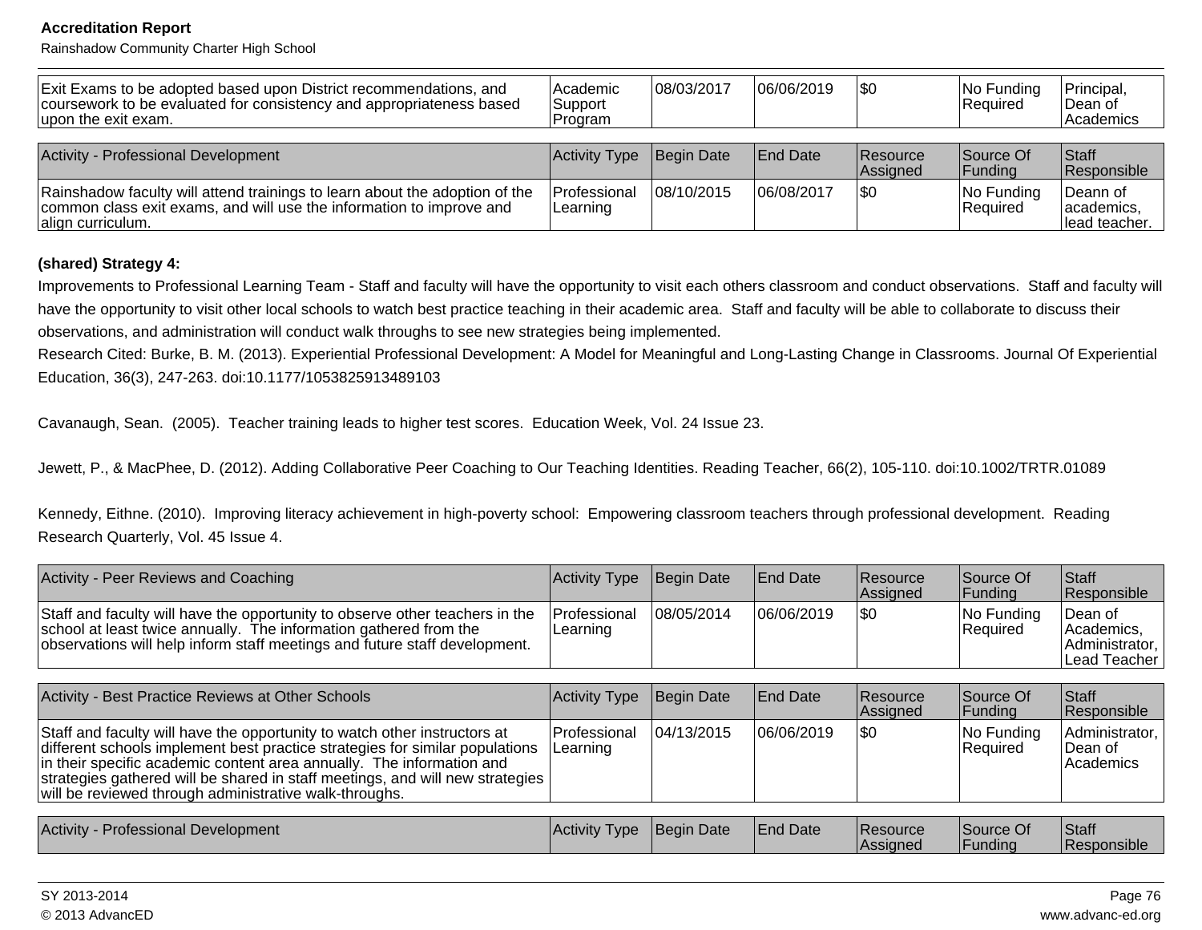| Exit Exams to be adopted based upon District recommendations, and coursework to be evaluated for consistency and appropriateness based upon the exit exam. | Academic Support Program | 08/03/2017 | 06/06/2019 | $0 | No Funding Required | Principal, Dean of Academics |
|---|---|---|---|---|---|---|

| Activity - Professional Development | Activity Type | Begin Date | End Date | Resource Assigned | Source Of Funding | Staff Responsible |
|---|---|---|---|---|---|---|
| Rainshadow faculty will attend trainings to learn about the adoption of the common class exit exams, and will use the information to improve and align curriculum. | Professional Learning | 08/10/2015 | 06/08/2017 | $0 | No Funding Required | Deann of academics, lead teacher. |

**(shared) Strategy 4:**

Improvements to Professional Learning Team - Staff and faculty will have the opportunity to visit each others classroom and conduct observations. Staff and faculty will have the opportunity to visit other local schools to watch best practice teaching in their academic area. Staff and faculty will be able to collaborate to discuss their observations, and administration will conduct walk throughs to see new strategies being implemented.

Research Cited: Burke, B. M. (2013). Experiential Professional Development: A Model for Meaningful and Long-Lasting Change in Classrooms. Journal Of Experiential Education, 36(3), 247-263. doi:10.1177/1053825913489103

Cavanaugh, Sean. (2005). Teacher training leads to higher test scores. Education Week, Vol. 24 Issue 23.

Jewett, P., & MacPhee, D. (2012). Adding Collaborative Peer Coaching to Our Teaching Identities. Reading Teacher, 66(2), 105-110. doi:10.1002/TRTR.01089

Kennedy, Eithne. (2010). Improving literacy achievement in high-poverty school: Empowering classroom teachers through professional development. Reading Research Quarterly, Vol. 45 Issue 4.

| Activity - Peer Reviews and Coaching | Activity Type | Begin Date | End Date | Resource Assigned | Source Of Funding | Staff Responsible |
|---|---|---|---|---|---|---|
| Staff and faculty will have the opportunity to observe other teachers in the school at least twice annually. The information gathered from the observations will help inform staff meetings and future staff development. | Professional Learning | 08/05/2014 | 06/06/2019 | $0 | No Funding Required | Dean of Academics, Administrator, Lead Teacher |

| Activity - Best Practice Reviews at Other Schools | Activity Type | Begin Date | End Date | Resource Assigned | Source Of Funding | Staff Responsible |
|---|---|---|---|---|---|---|
| Staff and faculty will have the opportunity to watch other instructors at different schools implement best practice strategies for similar populations in their specific academic content area annually. The information and strategies gathered will be shared in staff meetings, and will new strategies will be reviewed through administrative walk-throughs. | Professional Learning | 04/13/2015 | 06/06/2019 | $0 | No Funding Required | Administrator, Dean of Academics |

| Activity - Professional Development | Activity Type | Begin Date | End Date | Resource Assigned | Source Of Funding | Staff Responsible |
|---|---|---|---|---|---|---|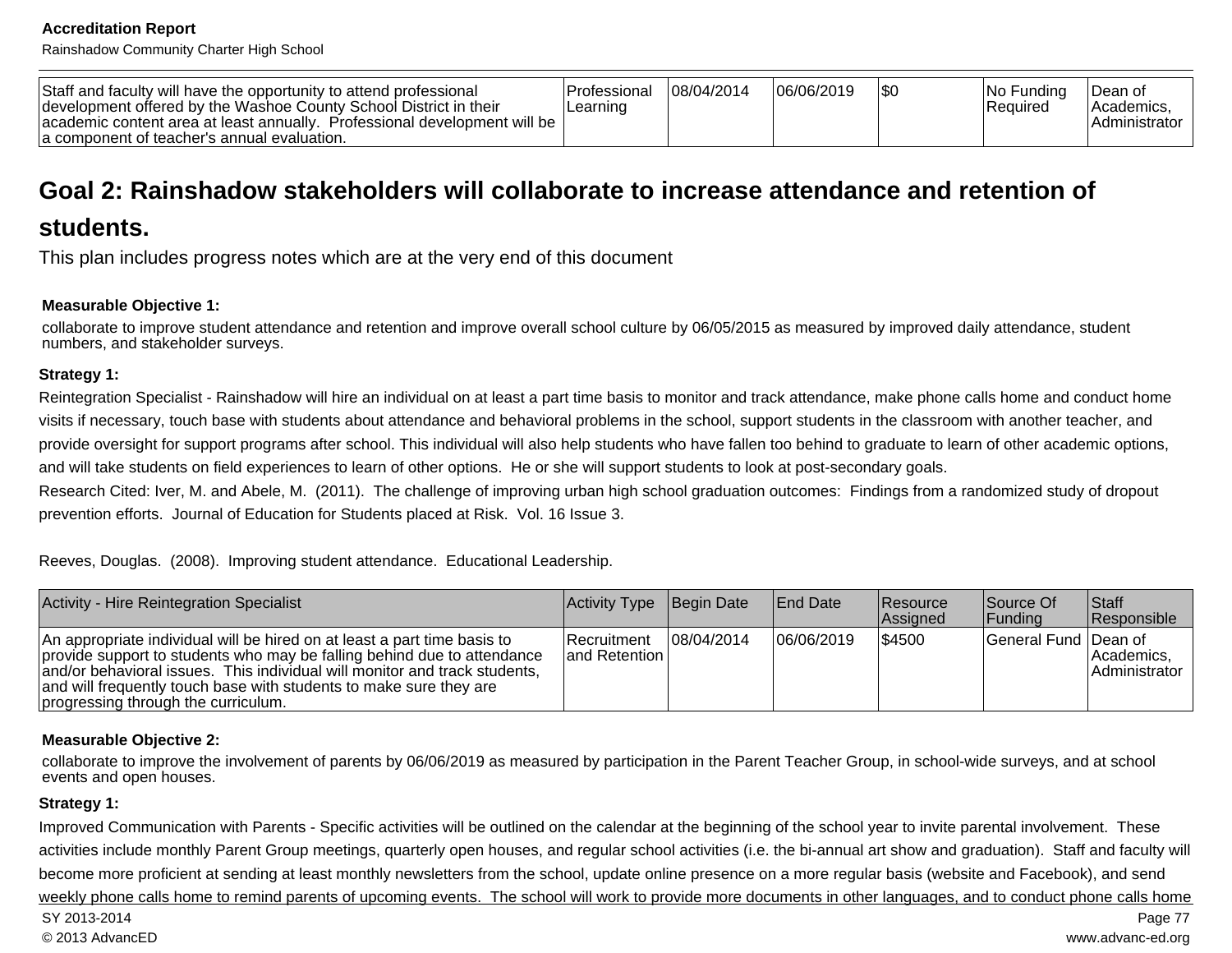| Staff and faculty will have the opportunity to attend professional development offered by the Washoe County School District in their academic content area at least annually. Professional development will be a component of teacher's annual evaluation. | Professional Learning | 08/04/2014 | 06/06/2019 | $0 | No Funding Required | Dean of Academics, Administrator |
|---|---|---|---|---|---|---|

## Goal 2: Rainshadow stakeholders will collaborate to increase attendance and retention of students.

This plan includes progress notes which are at the very end of this document

**Measurable Objective 1:**

collaborate to improve student attendance and retention and improve overall school culture by 06/05/2015 as measured by improved daily attendance, student numbers, and stakeholder surveys.

**Strategy 1:**

Reintegration Specialist - Rainshadow will hire an individual on at least a part time basis to monitor and track attendance, make phone calls home and conduct home visits if necessary, touch base with students about attendance and behavioral problems in the school, support students in the classroom with another teacher, and provide oversight for support programs after school. This individual will also help students who have fallen too behind to graduate to learn of other academic options, and will take students on field experiences to learn of other options. He or she will support students to look at post-secondary goals.

Research Cited: Iver, M. and Abele, M. (2011). The challenge of improving urban high school graduation outcomes: Findings from a randomized study of dropout prevention efforts. Journal of Education for Students placed at Risk. Vol. 16 Issue 3.

Reeves, Douglas. (2008). Improving student attendance. Educational Leadership.

| Activity - Hire Reintegration Specialist | Activity Type | Begin Date | End Date | Resource Assigned | Source Of Funding | Staff Responsible |
|---|---|---|---|---|---|---|
| An appropriate individual will be hired on at least a part time basis to provide support to students who may be falling behind due to attendance and/or behavioral issues. This individual will monitor and track students, and will frequently touch base with students to make sure they are progressing through the curriculum. | Recruitment and Retention | 08/04/2014 | 06/06/2019 | $4500 | General Fund | Dean of Academics, Administrator |

**Measurable Objective 2:**

collaborate to improve the involvement of parents by 06/06/2019 as measured by participation in the Parent Teacher Group, in school-wide surveys, and at school events and open houses.

**Strategy 1:**

Improved Communication with Parents - Specific activities will be outlined on the calendar at the beginning of the school year to invite parental involvement. These activities include monthly Parent Group meetings, quarterly open houses, and regular school activities (i.e. the bi-annual art show and graduation). Staff and faculty will become more proficient at sending at least monthly newsletters from the school, update online presence on a more regular basis (website and Facebook), and send weekly phone calls home to remind parents of upcoming events. The school will work to provide more documents in other languages, and to conduct phone calls home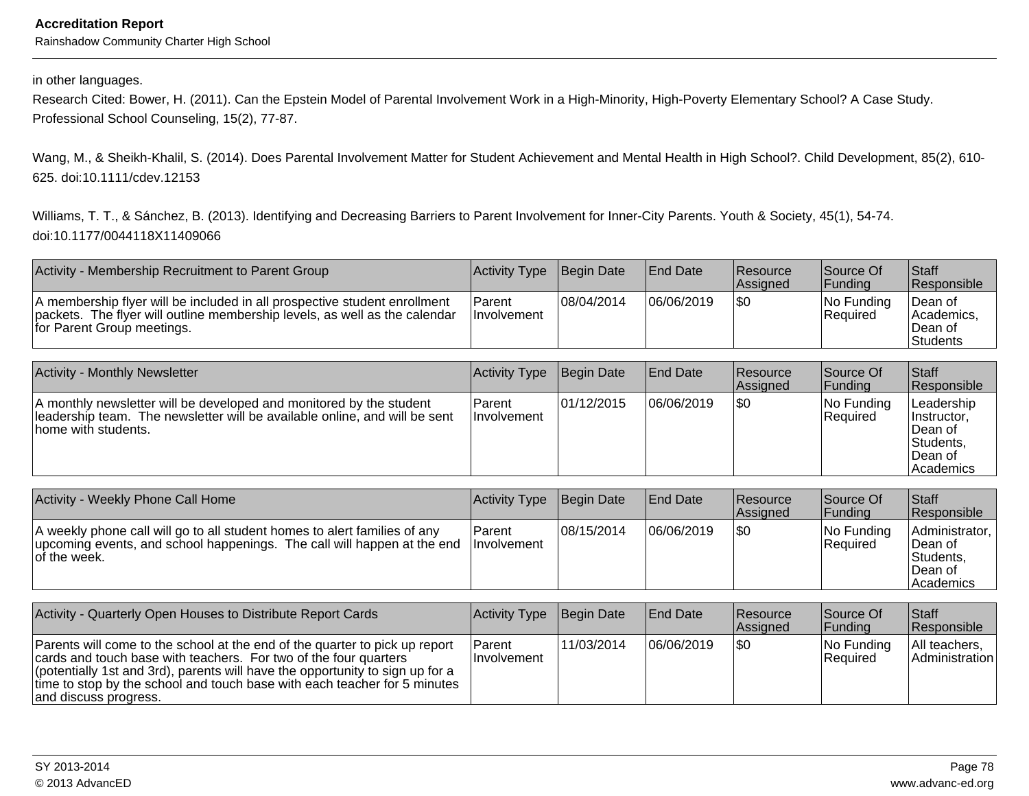in other languages.

Research Cited: Bower, H. (2011). Can the Epstein Model of Parental Involvement Work in a High-Minority, High-Poverty Elementary School? A Case Study. Professional School Counseling, 15(2), 77-87.

Wang, M., & Sheikh-Khalil, S. (2014). Does Parental Involvement Matter for Student Achievement and Mental Health in High School?. Child Development, 85(2), 610-625. doi:10.1111/cdev.12153

Williams, T. T., & Sánchez, B. (2013). Identifying and Decreasing Barriers to Parent Involvement for Inner-City Parents. Youth & Society, 45(1), 54-74. doi:10.1177/0044118X11409066

| Activity - Membership Recruitment to Parent Group | Activity Type | Begin Date | End Date | Resource Assigned | Source Of Funding | Staff Responsible |
|---|---|---|---|---|---|---|
| A membership flyer will be included in all prospective student enrollment packets. The flyer will outline membership levels, as well as the calendar for Parent Group meetings. | Parent Involvement | 08/04/2014 | 06/06/2019 | $0 | No Funding Required | Dean of Academics, Dean of Students |

| Activity - Monthly Newsletter | Activity Type | Begin Date | End Date | Resource Assigned | Source Of Funding | Staff Responsible |
|---|---|---|---|---|---|---|
| A monthly newsletter will be developed and monitored by the student leadership team. The newsletter will be available online, and will be sent home with students. | Parent Involvement | 01/12/2015 | 06/06/2019 | $0 | No Funding Required | Leadership Instructor, Dean of Students, Dean of Academics |

| Activity - Weekly Phone Call Home | Activity Type | Begin Date | End Date | Resource Assigned | Source Of Funding | Staff Responsible |
|---|---|---|---|---|---|---|
| A weekly phone call will go to all student homes to alert families of any upcoming events, and school happenings. The call will happen at the end of the week. | Parent Involvement | 08/15/2014 | 06/06/2019 | $0 | No Funding Required | Administrator, Dean of Students, Dean of Academics |

| Activity - Quarterly Open Houses to Distribute Report Cards | Activity Type | Begin Date | End Date | Resource Assigned | Source Of Funding | Staff Responsible |
|---|---|---|---|---|---|---|
| Parents will come to the school at the end of the quarter to pick up report cards and touch base with teachers. For two of the four quarters (potentially 1st and 3rd), parents will have the opportunity to sign up for a time to stop by the school and touch base with each teacher for 5 minutes and discuss progress. | Parent Involvement | 11/03/2014 | 06/06/2019 | $0 | No Funding Required | All teachers, Administration |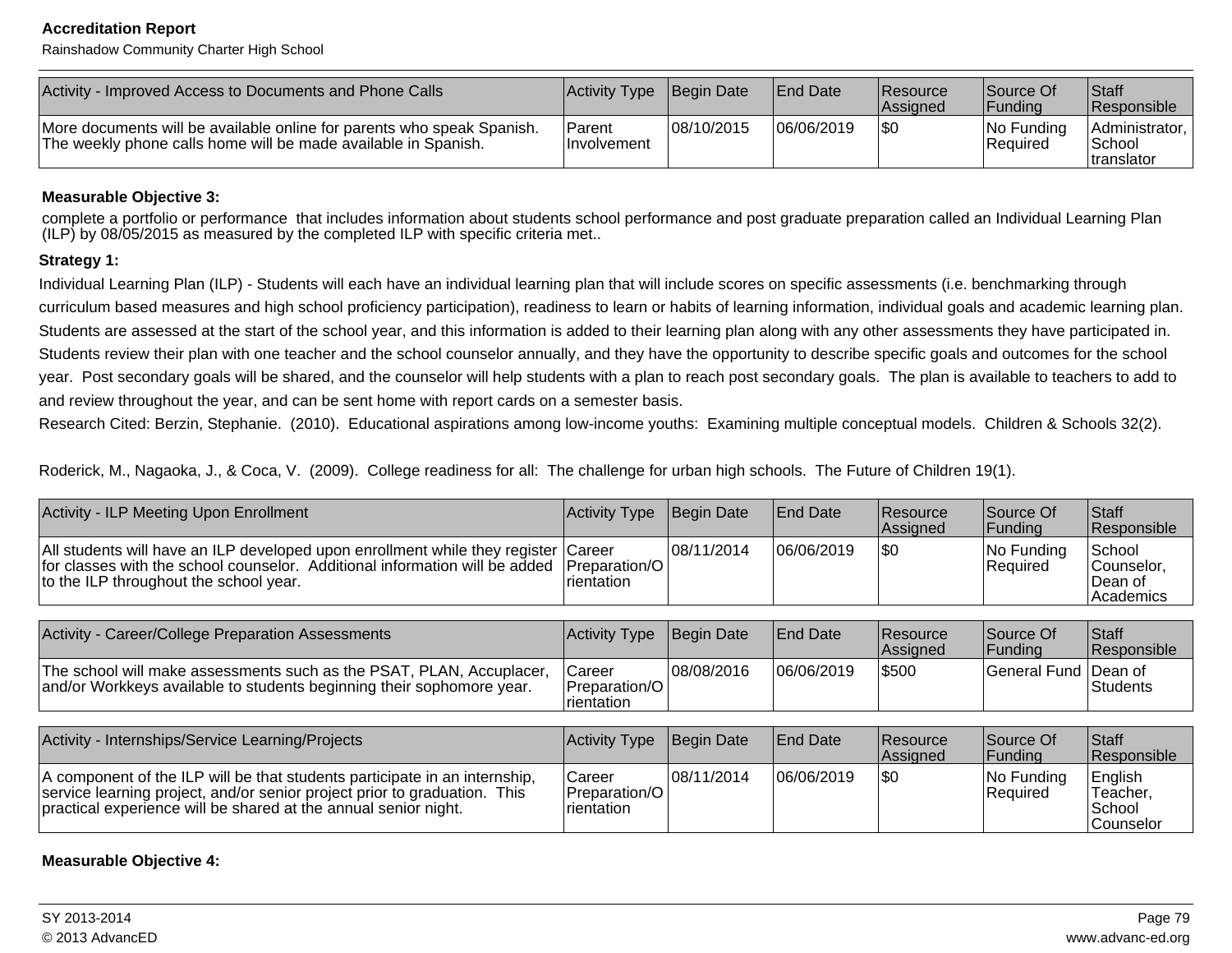| Activity - Improved Access to Documents and Phone Calls | Activity Type | Begin Date | End Date | Resource Assigned | Source Of Funding | Staff Responsible |
|---|---|---|---|---|---|---|
| More documents will be available online for parents who speak Spanish. The weekly phone calls home will be made available in Spanish. | Parent Involvement | 08/10/2015 | 06/06/2019 | $0 | No Funding Required | Administrator, School translator |

**Measurable Objective 3:**

complete a portfolio or performance that includes information about students school performance and post graduate preparation called an Individual Learning Plan (ILP) by 08/05/2015 as measured by the completed ILP with specific criteria met..

**Strategy 1:**

Individual Learning Plan (ILP) - Students will each have an individual learning plan that will include scores on specific assessments (i.e. benchmarking through curriculum based measures and high school proficiency participation), readiness to learn or habits of learning information, individual goals and academic learning plan. Students are assessed at the start of the school year, and this information is added to their learning plan along with any other assessments they have participated in. Students review their plan with one teacher and the school counselor annually, and they have the opportunity to describe specific goals and outcomes for the school year. Post secondary goals will be shared, and the counselor will help students with a plan to reach post secondary goals. The plan is available to teachers to add to and review throughout the year, and can be sent home with report cards on a semester basis.

Research Cited: Berzin, Stephanie. (2010). Educational aspirations among low-income youths: Examining multiple conceptual models. Children & Schools 32(2).

Roderick, M., Nagaoka, J., & Coca, V. (2009). College readiness for all: The challenge for urban high schools. The Future of Children 19(1).

| Activity - ILP Meeting Upon Enrollment | Activity Type | Begin Date | End Date | Resource Assigned | Source Of Funding | Staff Responsible |
|---|---|---|---|---|---|---|
| All students will have an ILP developed upon enrollment while they register for classes with the school counselor. Additional information will be added to the ILP throughout the school year. | Career Preparation/Orientation | 08/11/2014 | 06/06/2019 | $0 | No Funding Required | School Counselor, Dean of Academics |

| Activity - Career/College Preparation Assessments | Activity Type | Begin Date | End Date | Resource Assigned | Source Of Funding | Staff Responsible |
|---|---|---|---|---|---|---|
| The school will make assessments such as the PSAT, PLAN, Accuplacer, and/or Workkeys available to students beginning their sophomore year. | Career Preparation/Orientation | 08/08/2016 | 06/06/2019 | $500 | General Fund | Dean of Students |

| Activity - Internships/Service Learning/Projects | Activity Type | Begin Date | End Date | Resource Assigned | Source Of Funding | Staff Responsible |
|---|---|---|---|---|---|---|
| A component of the ILP will be that students participate in an internship, service learning project, and/or senior project prior to graduation. This practical experience will be shared at the annual senior night. | Career Preparation/Orientation | 08/11/2014 | 06/06/2019 | $0 | No Funding Required | English Teacher, School Counselor |

**Measurable Objective 4:**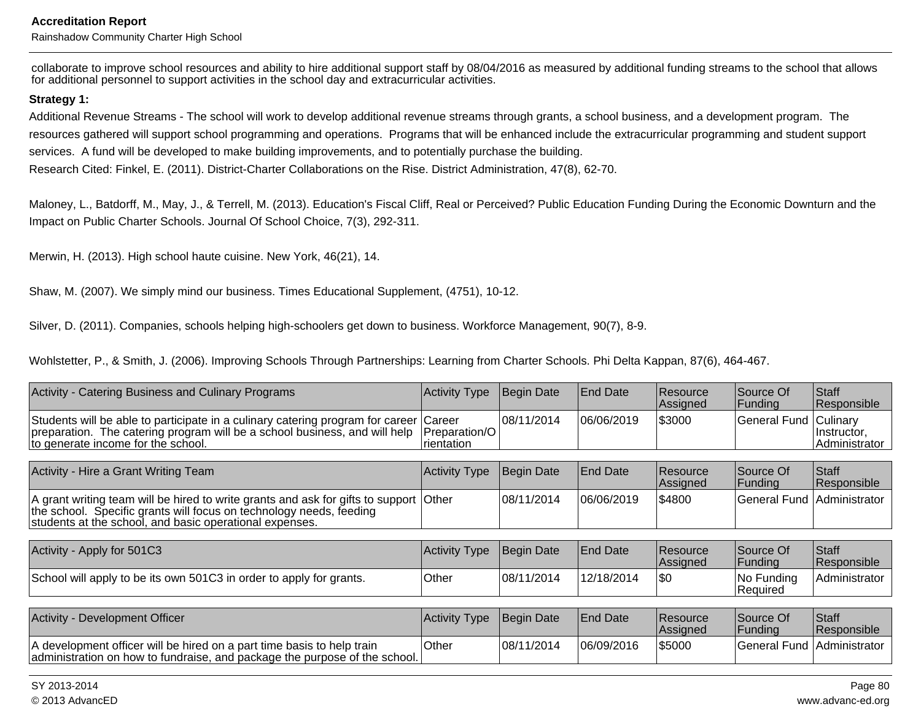collaborate to improve school resources and ability to hire additional support staff by 08/04/2016 as measured by additional funding streams to the school that allows for additional personnel to support activities in the school day and extracurricular activities.

**Strategy 1:**

Additional Revenue Streams - The school will work to develop additional revenue streams through grants, a school business, and a development program. The resources gathered will support school programming and operations. Programs that will be enhanced include the extracurricular programming and student support services. A fund will be developed to make building improvements, and to potentially purchase the building.

Research Cited: Finkel, E. (2011). District-Charter Collaborations on the Rise. District Administration, 47(8), 62-70.

Maloney, L., Batdorff, M., May, J., & Terrell, M. (2013). Education's Fiscal Cliff, Real or Perceived? Public Education Funding During the Economic Downturn and the Impact on Public Charter Schools. Journal Of School Choice, 7(3), 292-311.

Merwin, H. (2013). High school haute cuisine. New York, 46(21), 14.

Shaw, M. (2007). We simply mind our business. Times Educational Supplement, (4751), 10-12.

Silver, D. (2011). Companies, schools helping high-schoolers get down to business. Workforce Management, 90(7), 8-9.

Wohlstetter, P., & Smith, J. (2006). Improving Schools Through Partnerships: Learning from Charter Schools. Phi Delta Kappan, 87(6), 464-467.

| Activity - Catering Business and Culinary Programs | Activity Type | Begin Date | End Date | Resource Assigned | Source Of Funding | Staff Responsible |
|---|---|---|---|---|---|---|
| Students will be able to participate in a culinary catering program for career preparation. The catering program will be a school business, and will help to generate income for the school. | Career Preparation/Orientation | 08/11/2014 | 06/06/2019 | $3000 | General Fund | Culinary Instructor, Administrator |

| Activity - Hire a Grant Writing Team | Activity Type | Begin Date | End Date | Resource Assigned | Source Of Funding | Staff Responsible |
|---|---|---|---|---|---|---|
| A grant writing team will be hired to write grants and ask for gifts to support the school. Specific grants will focus on technology needs, feeding students at the school, and basic operational expenses. | Other | 08/11/2014 | 06/06/2019 | $4800 | General Fund | Administrator |

| Activity - Apply for 501C3 | Activity Type | Begin Date | End Date | Resource Assigned | Source Of Funding | Staff Responsible |
|---|---|---|---|---|---|---|
| School will apply to be its own 501C3 in order to apply for grants. | Other | 08/11/2014 | 12/18/2014 | $0 | No Funding Required | Administrator |

| Activity - Development Officer | Activity Type | Begin Date | End Date | Resource Assigned | Source Of Funding | Staff Responsible |
|---|---|---|---|---|---|---|
| A development officer will be hired on a part time basis to help train administration on how to fundraise, and package the purpose of the school. | Other | 08/11/2014 | 06/09/2016 | $5000 | General Fund | Administrator |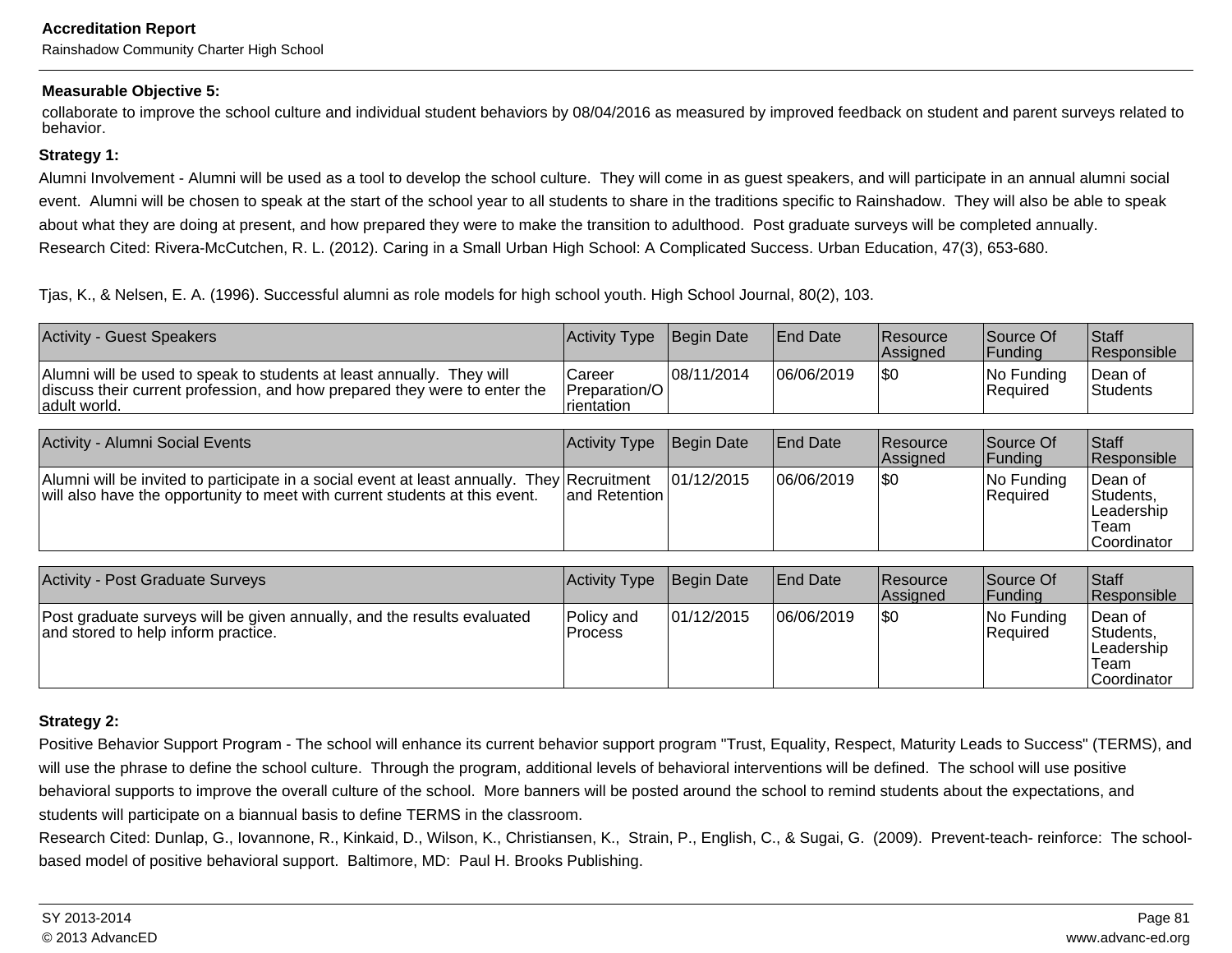**Measurable Objective 5:**

collaborate to improve the school culture and individual student behaviors by 08/04/2016 as measured by improved feedback on student and parent surveys related to behavior.

**Strategy 1:**

Alumni Involvement - Alumni will be used as a tool to develop the school culture. They will come in as guest speakers, and will participate in an annual alumni social event. Alumni will be chosen to speak at the start of the school year to all students to share in the traditions specific to Rainshadow. They will also be able to speak about what they are doing at present, and how prepared they were to make the transition to adulthood. Post graduate surveys will be completed annually.
Research Cited: Rivera-McCutchen, R. L. (2012). Caring in a Small Urban High School: A Complicated Success. Urban Education, 47(3), 653-680.

Tjas, K., & Nelsen, E. A. (1996). Successful alumni as role models for high school youth. High School Journal, 80(2), 103.

| Activity - Guest Speakers | Activity Type | Begin Date | End Date | Resource Assigned | Source Of Funding | Staff Responsible |
|---|---|---|---|---|---|---|
| Alumni will be used to speak to students at least annually. They will discuss their current profession, and how prepared they were to enter the adult world. | Career Preparation/Orientation | 08/11/2014 | 06/06/2019 | $0 | No Funding Required | Dean of Students |

| Activity - Alumni Social Events | Activity Type | Begin Date | End Date | Resource Assigned | Source Of Funding | Staff Responsible |
|---|---|---|---|---|---|---|
| Alumni will be invited to participate in a social event at least annually. They will also have the opportunity to meet with current students at this event. | Recruitment and Retention | 01/12/2015 | 06/06/2019 | $0 | No Funding Required | Dean of Students, Leadership Team Coordinator |

| Activity - Post Graduate Surveys | Activity Type | Begin Date | End Date | Resource Assigned | Source Of Funding | Staff Responsible |
|---|---|---|---|---|---|---|
| Post graduate surveys will be given annually, and the results evaluated and stored to help inform practice. | Policy and Process | 01/12/2015 | 06/06/2019 | $0 | No Funding Required | Dean of Students, Leadership Team Coordinator |

**Strategy 2:**

Positive Behavior Support Program - The school will enhance its current behavior support program "Trust, Equality, Respect, Maturity Leads to Success" (TERMS), and will use the phrase to define the school culture. Through the program, additional levels of behavioral interventions will be defined. The school will use positive behavioral supports to improve the overall culture of the school. More banners will be posted around the school to remind students about the expectations, and students will participate on a biannual basis to define TERMS in the classroom.
Research Cited: Dunlap, G., Iovannone, R., Kinkaid, D., Wilson, K., Christiansen, K., Strain, P., English, C., & Sugai, G. (2009). Prevent-teach- reinforce: The school-based model of positive behavioral support. Baltimore, MD: Paul H. Brooks Publishing.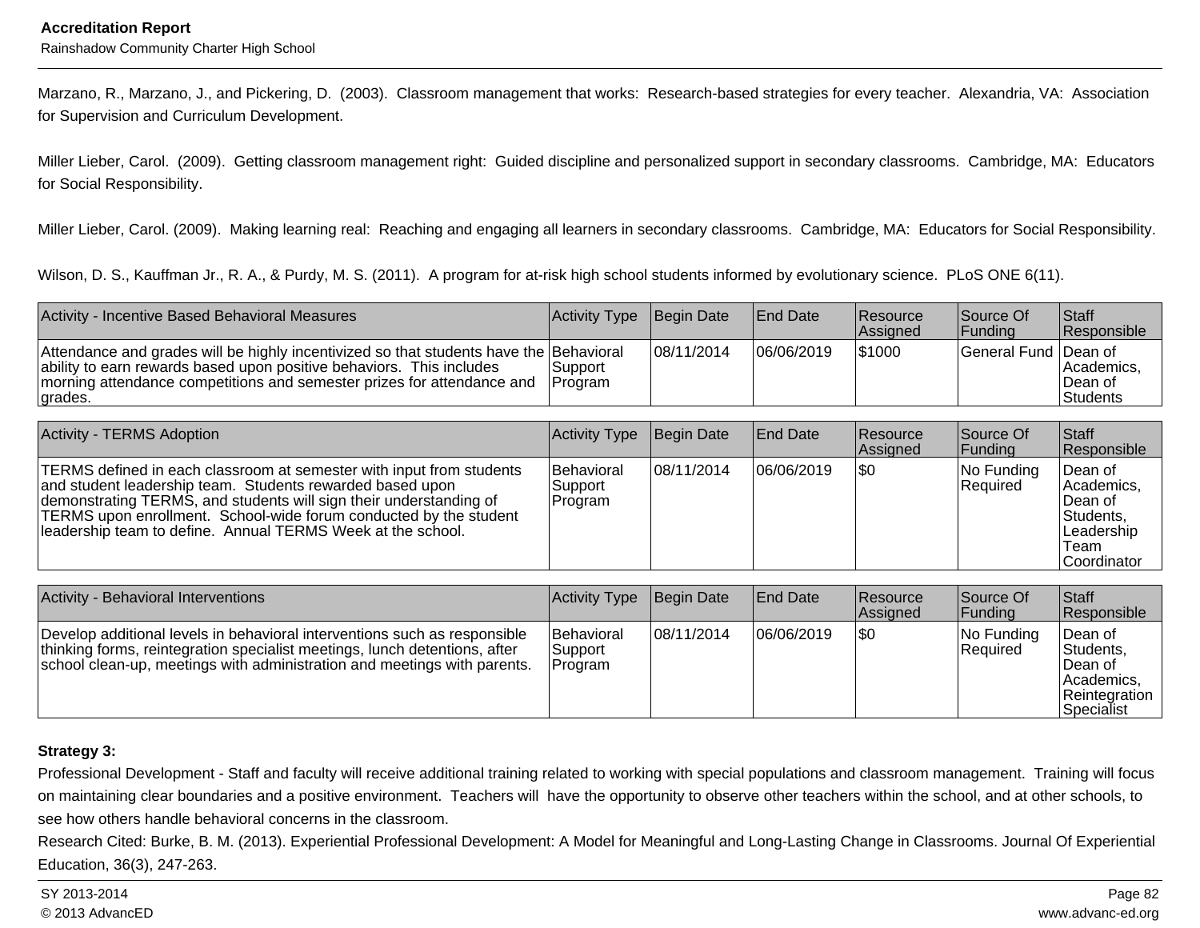Marzano, R., Marzano, J., and Pickering, D. (2003). Classroom management that works: Research-based strategies for every teacher. Alexandria, VA: Association for Supervision and Curriculum Development.

Miller Lieber, Carol. (2009). Getting classroom management right: Guided discipline and personalized support in secondary classrooms. Cambridge, MA: Educators for Social Responsibility.

Miller Lieber, Carol. (2009). Making learning real: Reaching and engaging all learners in secondary classrooms. Cambridge, MA: Educators for Social Responsibility.

Wilson, D. S., Kauffman Jr., R. A., & Purdy, M. S. (2011). A program for at-risk high school students informed by evolutionary science. PLoS ONE 6(11).

| Activity - Incentive Based Behavioral Measures | Activity Type | Begin Date | End Date | Resource Assigned | Source Of Funding | Staff Responsible |
|---|---|---|---|---|---|---|
| Attendance and grades will be highly incentivized so that students have the ability to earn rewards based upon positive behaviors. This includes morning attendance competitions and semester prizes for attendance and grades. | Behavioral Support Program | 08/11/2014 | 06/06/2019 | $1000 | General Fund | Dean of Academics, Dean of Students |

| Activity - TERMS Adoption | Activity Type | Begin Date | End Date | Resource Assigned | Source Of Funding | Staff Responsible |
|---|---|---|---|---|---|---|
| TERMS defined in each classroom at semester with input from students and student leadership team. Students rewarded based upon demonstrating TERMS, and students will sign their understanding of TERMS upon enrollment. School-wide forum conducted by the student leadership team to define. Annual TERMS Week at the school. | Behavioral Support Program | 08/11/2014 | 06/06/2019 | $0 | No Funding Required | Dean of Academics, Dean of Students, Leadership Team Coordinator |

| Activity - Behavioral Interventions | Activity Type | Begin Date | End Date | Resource Assigned | Source Of Funding | Staff Responsible |
|---|---|---|---|---|---|---|
| Develop additional levels in behavioral interventions such as responsible thinking forms, reintegration specialist meetings, lunch detentions, after school clean-up, meetings with administration and meetings with parents. | Behavioral Support Program | 08/11/2014 | 06/06/2019 | $0 | No Funding Required | Dean of Students, Dean of Academics, Reintegration Specialist |

**Strategy 3:**

Professional Development - Staff and faculty will receive additional training related to working with special populations and classroom management. Training will focus on maintaining clear boundaries and a positive environment. Teachers will have the opportunity to observe other teachers within the school, and at other schools, to see how others handle behavioral concerns in the classroom.

Research Cited: Burke, B. M. (2013). Experiential Professional Development: A Model for Meaningful and Long-Lasting Change in Classrooms. Journal Of Experiential Education, 36(3), 247-263.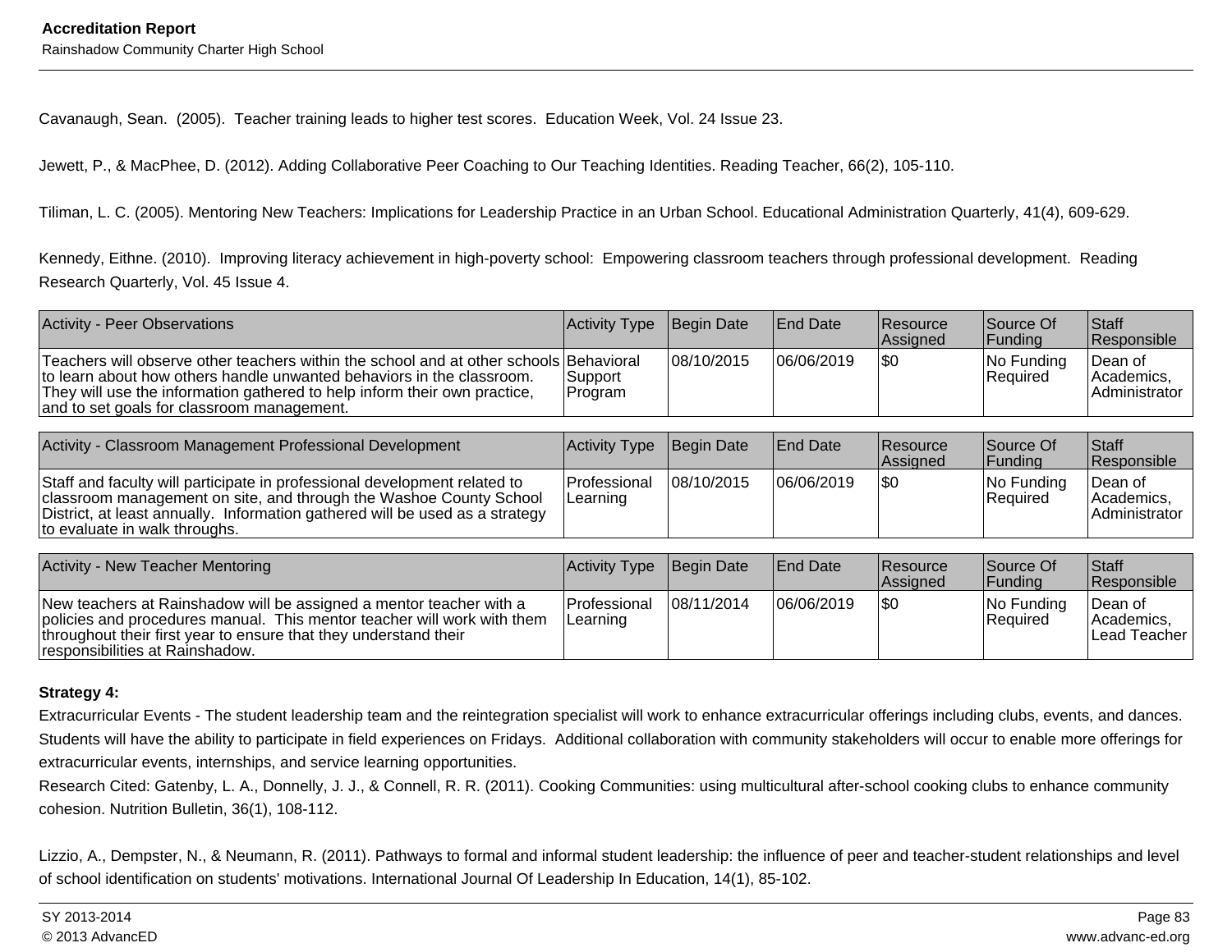Cavanaugh, Sean. (2005). Teacher training leads to higher test scores. Education Week, Vol. 24 Issue 23.

Jewett, P., & MacPhee, D. (2012). Adding Collaborative Peer Coaching to Our Teaching Identities. Reading Teacher, 66(2), 105-110.

Tiliman, L. C. (2005). Mentoring New Teachers: Implications for Leadership Practice in an Urban School. Educational Administration Quarterly, 41(4), 609-629.

Kennedy, Eithne. (2010). Improving literacy achievement in high-poverty school: Empowering classroom teachers through professional development. Reading Research Quarterly, Vol. 45 Issue 4.

| Activity - Peer Observations | Activity Type | Begin Date | End Date | Resource Assigned | Source Of Funding | Staff Responsible |
|---|---|---|---|---|---|---|
| Teachers will observe other teachers within the school and at other schools to learn about how others handle unwanted behaviors in the classroom. They will use the information gathered to help inform their own practice, and to set goals for classroom management. | Behavioral Support Program | 08/10/2015 | 06/06/2019 | $0 | No Funding Required | Dean of Academics, Administrator |

| Activity - Classroom Management Professional Development | Activity Type | Begin Date | End Date | Resource Assigned | Source Of Funding | Staff Responsible |
|---|---|---|---|---|---|---|
| Staff and faculty will participate in professional development related to classroom management on site, and through the Washoe County School District, at least annually. Information gathered will be used as a strategy to evaluate in walk throughs. | Professional Learning | 08/10/2015 | 06/06/2019 | $0 | No Funding Required | Dean of Academics, Administrator |

| Activity - New Teacher Mentoring | Activity Type | Begin Date | End Date | Resource Assigned | Source Of Funding | Staff Responsible |
|---|---|---|---|---|---|---|
| New teachers at Rainshadow will be assigned a mentor teacher with a policies and procedures manual. This mentor teacher will work with them throughout their first year to ensure that they understand their responsibilities at Rainshadow. | Professional Learning | 08/11/2014 | 06/06/2019 | $0 | No Funding Required | Dean of Academics, Lead Teacher |

**Strategy 4:**

Extracurricular Events - The student leadership team and the reintegration specialist will work to enhance extracurricular offerings including clubs, events, and dances. Students will have the ability to participate in field experiences on Fridays. Additional collaboration with community stakeholders will occur to enable more offerings for extracurricular events, internships, and service learning opportunities.

Research Cited: Gatenby, L. A., Donnelly, J. J., & Connell, R. R. (2011). Cooking Communities: using multicultural after-school cooking clubs to enhance community cohesion. Nutrition Bulletin, 36(1), 108-112.

Lizzio, A., Dempster, N., & Neumann, R. (2011). Pathways to formal and informal student leadership: the influence of peer and teacher-student relationships and level of school identification on students' motivations. International Journal Of Leadership In Education, 14(1), 85-102.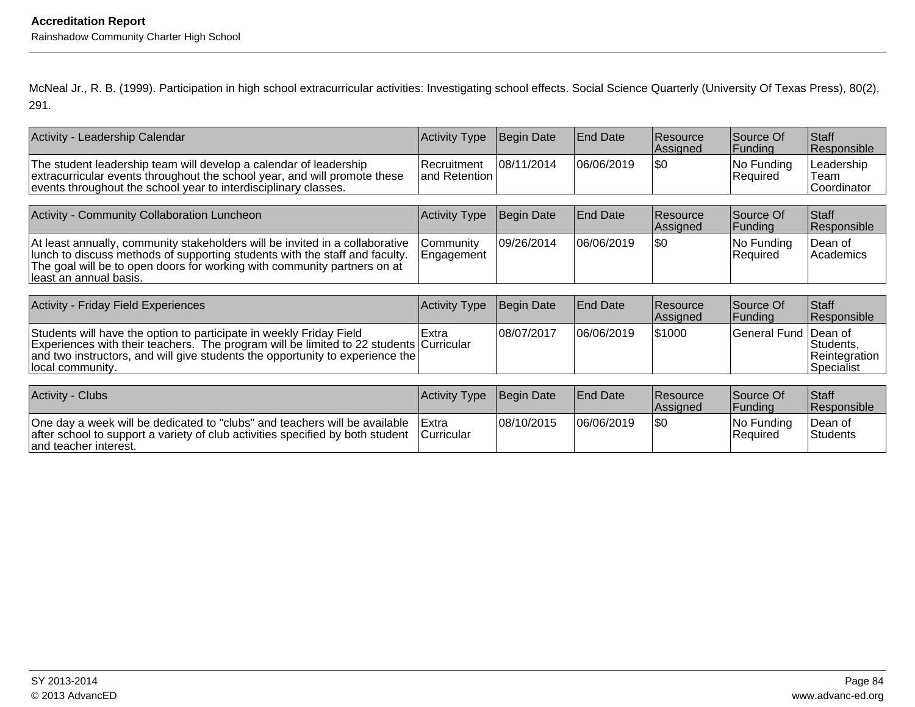McNeal Jr., R. B. (1999). Participation in high school extracurricular activities: Investigating school effects. Social Science Quarterly (University Of Texas Press), 80(2), 291.

| Activity - Leadership Calendar | Activity Type | Begin Date | End Date | Resource Assigned | Source Of Funding | Staff Responsible |
|---|---|---|---|---|---|---|
| The student leadership team will develop a calendar of leadership extracurricular events throughout the school year, and will promote these events throughout the school year to interdisciplinary classes. | Recruitment and Retention | 08/11/2014 | 06/06/2019 | $0 | No Funding Required | Leadership Team Coordinator |

| Activity - Community Collaboration Luncheon | Activity Type | Begin Date | End Date | Resource Assigned | Source Of Funding | Staff Responsible |
|---|---|---|---|---|---|---|
| At least annually, community stakeholders will be invited in a collaborative lunch to discuss methods of supporting students with the staff and faculty. The goal will be to open doors for working with community partners on at least an annual basis. | Community Engagement | 09/26/2014 | 06/06/2019 | $0 | No Funding Required | Dean of Academics |

| Activity - Friday Field Experiences | Activity Type | Begin Date | End Date | Resource Assigned | Source Of Funding | Staff Responsible |
|---|---|---|---|---|---|---|
| Students will have the option to participate in weekly Friday Field Experiences with their teachers.  The program will be limited to 22 students and two instructors, and will give students the opportunity to experience the local community. | Extra Curricular | 08/07/2017 | 06/06/2019 | $1000 | General Fund | Dean of Students, Reintegration Specialist |

| Activity - Clubs | Activity Type | Begin Date | End Date | Resource Assigned | Source Of Funding | Staff Responsible |
|---|---|---|---|---|---|---|
| One day a week will be dedicated to "clubs" and teachers will be available after school to support a variety of club activities specified by both student and teacher interest. | Extra Curricular | 08/10/2015 | 06/06/2019 | $0 | No Funding Required | Dean of Students |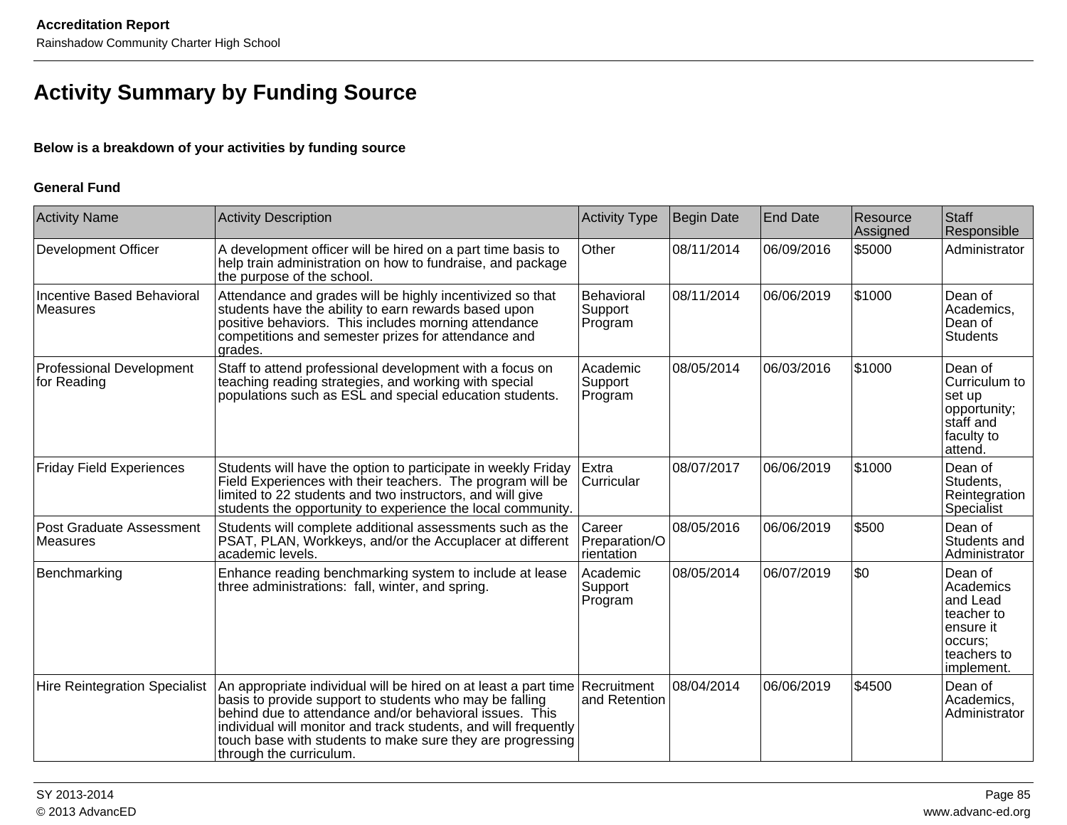# Activity Summary by Funding Source

**Below is a breakdown of your activities by funding source**

**General Fund**

| Activity Name | Activity Description | Activity Type | Begin Date | End Date | Resource Assigned | Staff Responsible |
|---|---|---|---|---|---|---|
| Development Officer | A development officer will be hired on a part time basis to help train administration on how to fundraise, and package the purpose of the school. | Other | 08/11/2014 | 06/09/2016 | $5000 | Administrator |
| Incentive Based Behavioral Measures | Attendance and grades will be highly incentivized so that students have the ability to earn rewards based upon positive behaviors.  This includes morning attendance competitions and semester prizes for attendance and grades. | Behavioral Support Program | 08/11/2014 | 06/06/2019 | $1000 | Dean of Academics, Dean of Students |
| Professional Development for Reading | Staff to attend professional development with a focus on teaching reading strategies, and working with special populations such as ESL and special education students. | Academic Support Program | 08/05/2014 | 06/03/2016 | $1000 | Dean of Curriculum to set up opportunity; staff and faculty to attend. |
| Friday Field Experiences | Students will have the option to participate in weekly Friday Field Experiences with their teachers.  The program will be limited to 22 students and two instructors, and will give students the opportunity to experience the local community. | Extra Curricular | 08/07/2017 | 06/06/2019 | $1000 | Dean of Students, Reintegration Specialist |
| Post Graduate Assessment Measures | Students will complete additional assessments such as the PSAT, PLAN, Workkeys, and/or the Accuplacer at different academic levels. | Career Preparation/Orientation | 08/05/2016 | 06/06/2019 | $500 | Dean of Students and Administrator |
| Benchmarking | Enhance reading benchmarking system to include at lease three administrations:  fall, winter, and spring. | Academic Support Program | 08/05/2014 | 06/07/2019 | $0 | Dean of Academics and Lead teacher to ensure it occurs; teachers to implement. |
| Hire Reintegration Specialist | An appropriate individual will be hired on at least a part time basis to provide support to students who may be falling behind due to attendance and/or behavioral issues.  This individual will monitor and track students, and will frequently touch base with students to make sure they are progressing through the curriculum. | Recruitment and Retention | 08/04/2014 | 06/06/2019 | $4500 | Dean of Academics, Administrator |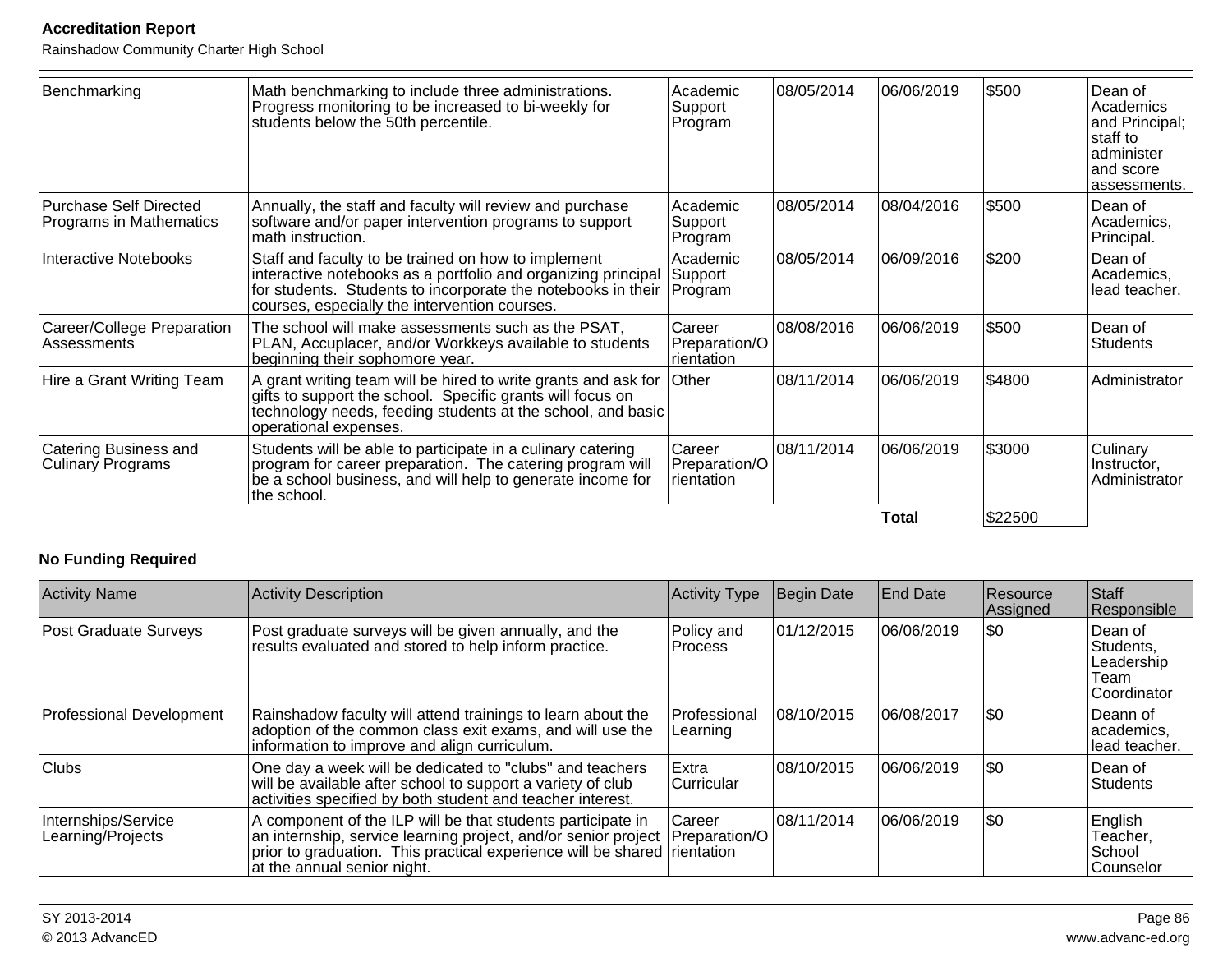| Benchmarking | Math benchmarking to include three administrations. Progress monitoring to be increased to bi-weekly for students below the 50th percentile. | Academic Support Program | 08/05/2014 | 06/06/2019 | $500 | Dean of Academics and Principal; staff to administer and score assessments. |
|---|---|---|---|---|---|---|
| Purchase Self Directed Programs in Mathematics | Annually, the staff and faculty will review and purchase software and/or paper intervention programs to support math instruction. | Academic Support Program | 08/05/2014 | 08/04/2016 | $500 | Dean of Academics, Principal. |
| Interactive Notebooks | Staff and faculty to be trained on how to implement interactive notebooks as a portfolio and organizing principal for students. Students to incorporate the notebooks in their courses, especially the intervention courses. | Academic Support Program | 08/05/2014 | 06/09/2016 | $200 | Dean of Academics, lead teacher. |
| Career/College Preparation Assessments | The school will make assessments such as the PSAT, PLAN, Accuplacer, and/or Workkeys available to students beginning their sophomore year. | Career Preparation/Orientation | 08/08/2016 | 06/06/2019 | $500 | Dean of Students |
| Hire a Grant Writing Team | A grant writing team will be hired to write grants and ask for gifts to support the school. Specific grants will focus on technology needs, feeding students at the school, and basic operational expenses. | Other | 08/11/2014 | 06/06/2019 | $4800 | Administrator |
| Catering Business and Culinary Programs | Students will be able to participate in a culinary catering program for career preparation. The catering program will be a school business, and will help to generate income for the school. | Career Preparation/Orientation | 08/11/2014 | 06/06/2019 | $3000 | Culinary Instructor, Administrator |
| | | | | **Total** | $22500 | |

**No Funding Required**

| Activity Name | Activity Description | Activity Type | Begin Date | End Date | Resource Assigned | Staff Responsible |
|---|---|---|---|---|---|---|
| Post Graduate Surveys | Post graduate surveys will be given annually, and the results evaluated and stored to help inform practice. | Policy and Process | 01/12/2015 | 06/06/2019 | $0 | Dean of Students, Leadership Team Coordinator |
| Professional Development | Rainshadow faculty will attend trainings to learn about the adoption of the common class exit exams, and will use the information to improve and align curriculum. | Professional Learning | 08/10/2015 | 06/08/2017 | $0 | Deann of academics, lead teacher. |
| Clubs | One day a week will be dedicated to "clubs" and teachers will be available after school to support a variety of club activities specified by both student and teacher interest. | Extra Curricular | 08/10/2015 | 06/06/2019 | $0 | Dean of Students |
| Internships/Service Learning/Projects | A component of the ILP will be that students participate in an internship, service learning project, and/or senior project prior to graduation. This practical experience will be shared at the annual senior night. | Career Preparation/Orientation | 08/11/2014 | 06/06/2019 | $0 | English Teacher, School Counselor |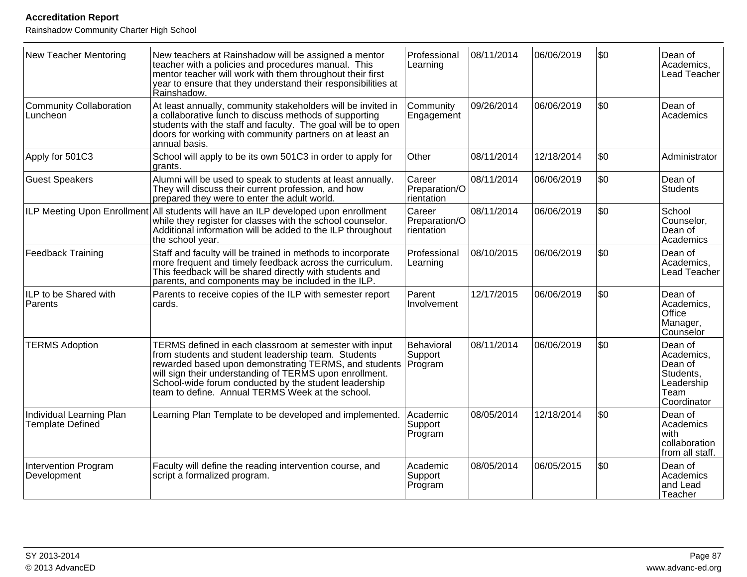| New Teacher Mentoring | New teachers at Rainshadow will be assigned a mentor teacher with a policies and procedures manual. This mentor teacher will work with them throughout their first year to ensure that they understand their responsibilities at Rainshadow. | Professional Learning | 08/11/2014 | 06/06/2019 | $0 | Dean of Academics, Lead Teacher |
|---|---|---|---|---|---|---|
| Community Collaboration Luncheon | At least annually, community stakeholders will be invited in a collaborative lunch to discuss methods of supporting students with the staff and faculty. The goal will be to open doors for working with community partners on at least an annual basis. | Community Engagement | 09/26/2014 | 06/06/2019 | $0 | Dean of Academics |
| Apply for 501C3 | School will apply to be its own 501C3 in order to apply for grants. | Other | 08/11/2014 | 12/18/2014 | $0 | Administrator |
| Guest Speakers | Alumni will be used to speak to students at least annually. They will discuss their current profession, and how prepared they were to enter the adult world. | Career Preparation/Orientation | 08/11/2014 | 06/06/2019 | $0 | Dean of Students |
| ILP Meeting Upon Enrollment | All students will have an ILP developed upon enrollment while they register for classes with the school counselor. Additional information will be added to the ILP throughout the school year. | Career Preparation/Orientation | 08/11/2014 | 06/06/2019 | $0 | School Counselor, Dean of Academics |
| Feedback Training | Staff and faculty will be trained in methods to incorporate more frequent and timely feedback across the curriculum. This feedback will be shared directly with students and parents, and components may be included in the ILP. | Professional Learning | 08/10/2015 | 06/06/2019 | $0 | Dean of Academics, Lead Teacher |
| ILP to be Shared with Parents | Parents to receive copies of the ILP with semester report cards. | Parent Involvement | 12/17/2015 | 06/06/2019 | $0 | Dean of Academics, Office Manager, Counselor |
| TERMS Adoption | TERMS defined in each classroom at semester with input from students and student leadership team. Students rewarded based upon demonstrating TERMS, and students will sign their understanding of TERMS upon enrollment. School-wide forum conducted by the student leadership team to define. Annual TERMS Week at the school. | Behavioral Support Program | 08/11/2014 | 06/06/2019 | $0 | Dean of Academics, Dean of Students, Leadership Team Coordinator |
| Individual Learning Plan Template Defined | Learning Plan Template to be developed and implemented. | Academic Support Program | 08/05/2014 | 12/18/2014 | $0 | Dean of Academics with collaboration from all staff. |
| Intervention Program Development | Faculty will define the reading intervention course, and script a formalized program. | Academic Support Program | 08/05/2014 | 06/05/2015 | $0 | Dean of Academics and Lead Teacher |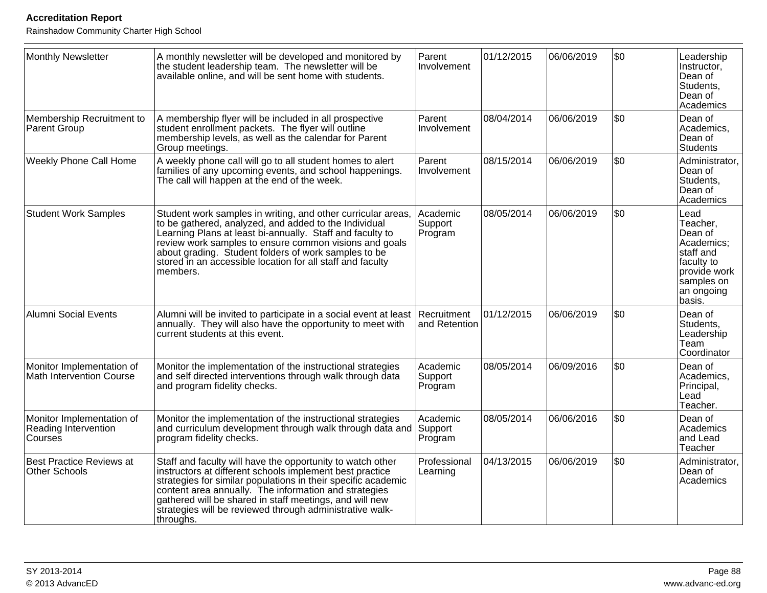| Monthly Newsletter | A monthly newsletter will be developed and monitored by the student leadership team. The newsletter will be available online, and will be sent home with students. | Parent Involvement | 01/12/2015 | 06/06/2019 | $0 | Leadership Instructor, Dean of Students, Dean of Academics |
|---|---|---|---|---|---|---|
| Membership Recruitment to Parent Group | A membership flyer will be included in all prospective student enrollment packets. The flyer will outline membership levels, as well as the calendar for Parent Group meetings. | Parent Involvement | 08/04/2014 | 06/06/2019 | $0 | Dean of Academics, Dean of Students |
| Weekly Phone Call Home | A weekly phone call will go to all student homes to alert families of any upcoming events, and school happenings. The call will happen at the end of the week. | Parent Involvement | 08/15/2014 | 06/06/2019 | $0 | Administrator, Dean of Students, Dean of Academics |
| Student Work Samples | Student work samples in writing, and other curricular areas, to be gathered, analyzed, and added to the Individual Learning Plans at least bi-annually. Staff and faculty to review work samples to ensure common visions and goals about grading. Student folders of work samples to be stored in an accessible location for all staff and faculty members. | Academic Support Program | 08/05/2014 | 06/06/2019 | $0 | Lead Teacher, Dean of Academics; staff and faculty to provide work samples on an ongoing basis. |
| Alumni Social Events | Alumni will be invited to participate in a social event at least annually. They will also have the opportunity to meet with current students at this event. | Recruitment and Retention | 01/12/2015 | 06/06/2019 | $0 | Dean of Students, Leadership Team Coordinator |
| Monitor Implementation of Math Intervention Course | Monitor the implementation of the instructional strategies and self directed interventions through walk through data and program fidelity checks. | Academic Support Program | 08/05/2014 | 06/09/2016 | $0 | Dean of Academics, Principal, Lead Teacher. |
| Monitor Implementation of Reading Intervention Courses | Monitor the implementation of the instructional strategies and curriculum development through walk through data and program fidelity checks. | Academic Support Program | 08/05/2014 | 06/06/2016 | $0 | Dean of Academics and Lead Teacher |
| Best Practice Reviews at Other Schools | Staff and faculty will have the opportunity to watch other instructors at different schools implement best practice strategies for similar populations in their specific academic content area annually. The information and strategies gathered will be shared in staff meetings, and will new strategies will be reviewed through administrative walk-throughs. | Professional Learning | 04/13/2015 | 06/06/2019 | $0 | Administrator, Dean of Academics |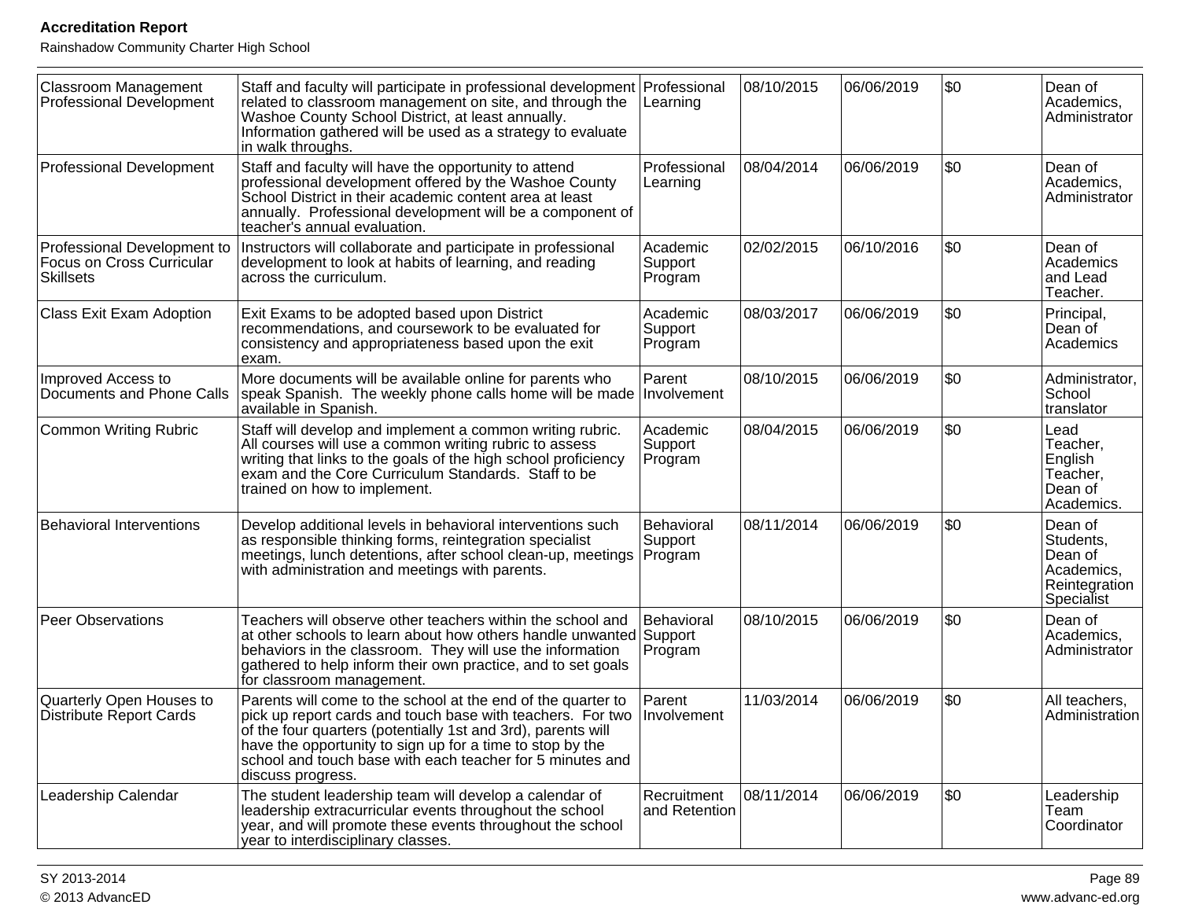| Classroom Management Professional Development | Staff and faculty will participate in professional development related to classroom management on site, and through the Washoe County School District, at least annually. Information gathered will be used as a strategy to evaluate in walk throughs. | Professional Learning | 08/10/2015 | 06/06/2019 | $0 | Dean of Academics, Administrator |
|---|---|---|---|---|---|---|
| Professional Development | Staff and faculty will have the opportunity to attend professional development offered by the Washoe County School District in their academic content area at least annually. Professional development will be a component of teacher's annual evaluation. | Professional Learning | 08/04/2014 | 06/06/2019 | $0 | Dean of Academics, Administrator |
| Professional Development to Focus on Cross Curricular Skillsets | Instructors will collaborate and participate in professional development to look at habits of learning, and reading across the curriculum. | Academic Support Program | 02/02/2015 | 06/10/2016 | $0 | Dean of Academics and Lead Teacher. |
| Class Exit Exam Adoption | Exit Exams to be adopted based upon District recommendations, and coursework to be evaluated for consistency and appropriateness based upon the exit exam. | Academic Support Program | 08/03/2017 | 06/06/2019 | $0 | Principal, Dean of Academics |
| Improved Access to Documents and Phone Calls | More documents will be available online for parents who speak Spanish. The weekly phone calls home will be made available in Spanish. | Parent Involvement | 08/10/2015 | 06/06/2019 | $0 | Administrator, School translator |
| Common Writing Rubric | Staff will develop and implement a common writing rubric. All courses will use a common writing rubric to assess writing that links to the goals of the high school proficiency exam and the Core Curriculum Standards. Staff to be trained on how to implement. | Academic Support Program | 08/04/2015 | 06/06/2019 | $0 | Lead Teacher, English Teacher, Dean of Academics. |
| Behavioral Interventions | Develop additional levels in behavioral interventions such as responsible thinking forms, reintegration specialist meetings, lunch detentions, after school clean-up, meetings with administration and meetings with parents. | Behavioral Support Program | 08/11/2014 | 06/06/2019 | $0 | Dean of Students, Dean of Academics, Reintegration Specialist |
| Peer Observations | Teachers will observe other teachers within the school and at other schools to learn about how others handle unwanted behaviors in the classroom. They will use the information gathered to help inform their own practice, and to set goals for classroom management. | Behavioral Support Program | 08/10/2015 | 06/06/2019 | $0 | Dean of Academics, Administrator |
| Quarterly Open Houses to Distribute Report Cards | Parents will come to the school at the end of the quarter to pick up report cards and touch base with teachers. For two of the four quarters (potentially 1st and 3rd), parents will have the opportunity to sign up for a time to stop by the school and touch base with each teacher for 5 minutes and discuss progress. | Parent Involvement | 11/03/2014 | 06/06/2019 | $0 | All teachers, Administration |
| Leadership Calendar | The student leadership team will develop a calendar of leadership extracurricular events throughout the school year, and will promote these events throughout the school year to interdisciplinary classes. | Recruitment and Retention | 08/11/2014 | 06/06/2019 | $0 | Leadership Team Coordinator |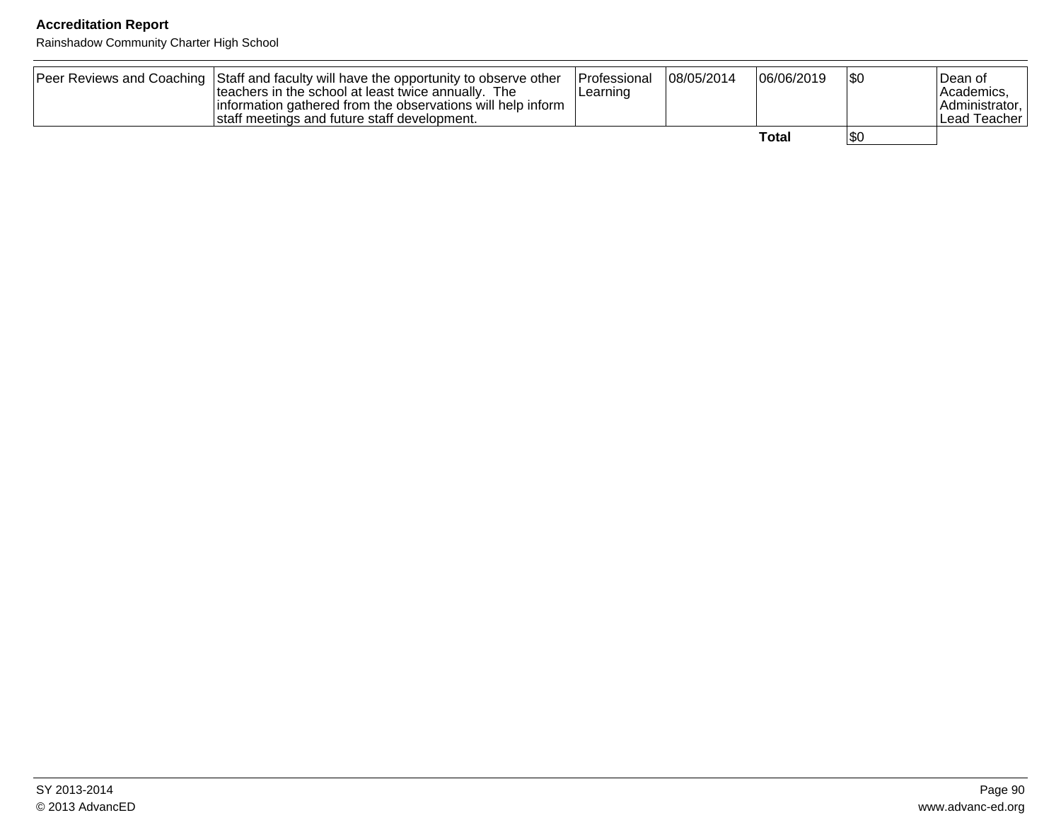| Peer Reviews and Coaching | Staff and faculty will have the opportunity to observe other teachers in the school at least twice annually. The information gathered from the observations will help inform staff meetings and future staff development. | Professional Learning | 08/05/2014 | 06/06/2019 | $0 | Dean of Academics, Administrator, Lead Teacher |
|---|---|---|---|---|---|---|
| | | | | **Total** | $0 | |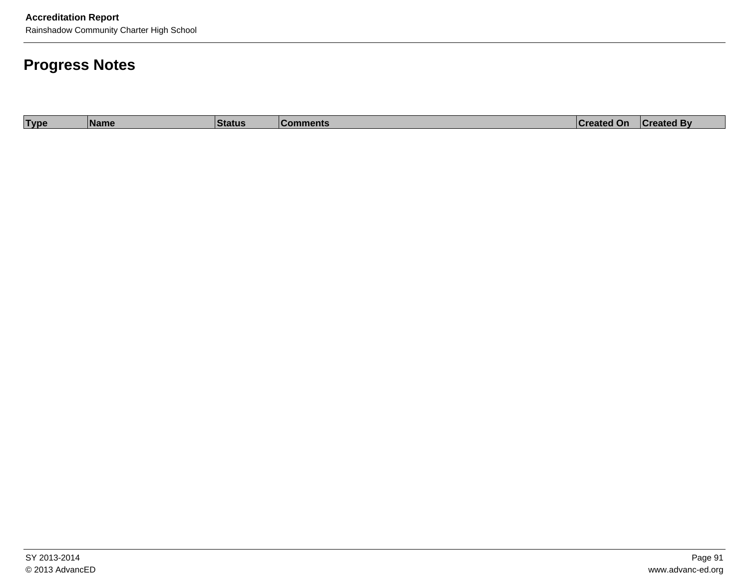## Progress Notes

| Type | Name | Status | Comments | Created On | Created By |
|---|---|---|---|---|---|